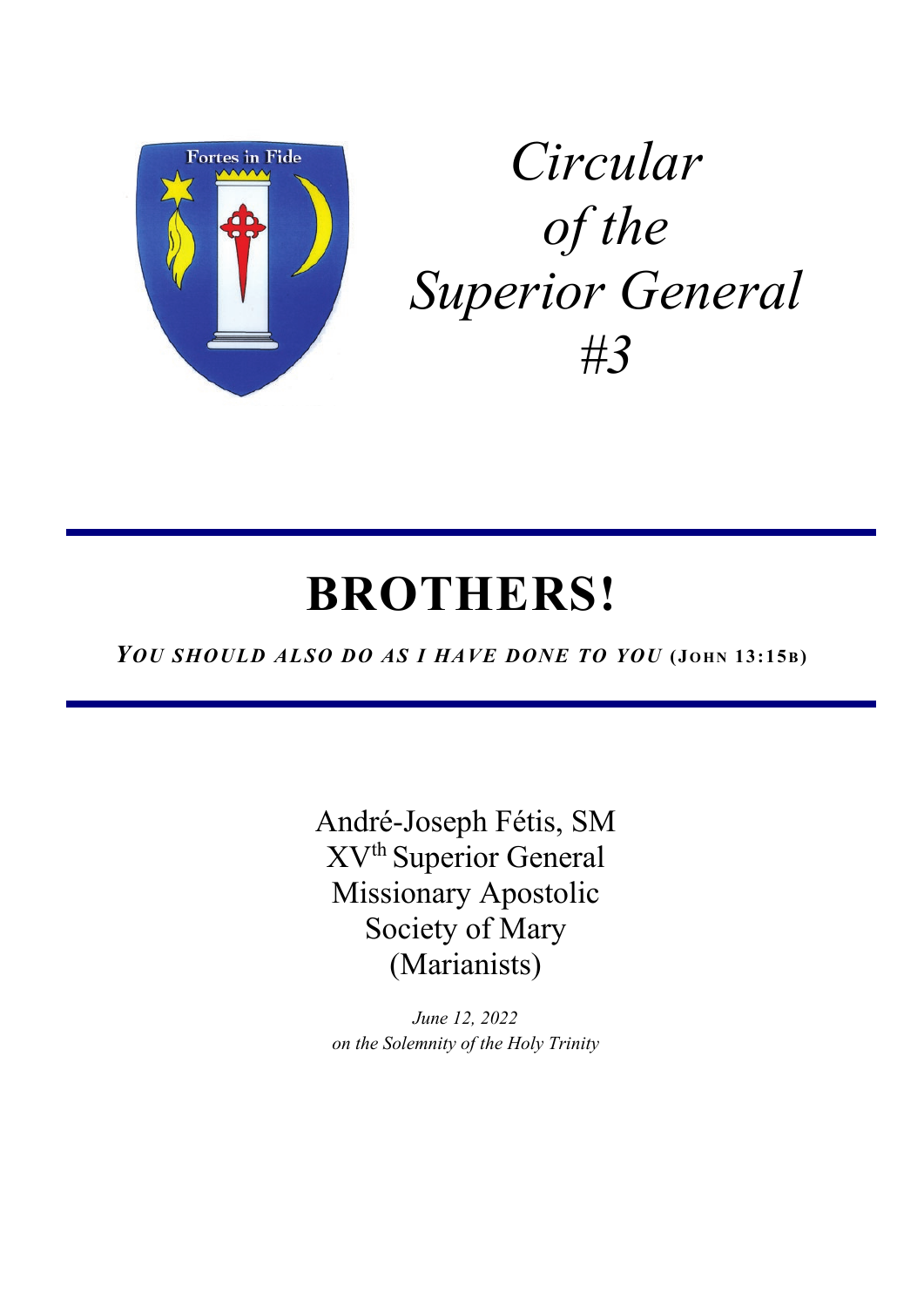Fortes in Fide

# *Circular of the Superior General #3*

# BROTHERS!

***YOU SHOULD ALSO DO AS I HAVE DONE TO YOU* (JOHN 13:15B)**

André-Joseph Fétis, SM
XV[th] Superior General
Missionary Apostolic
Society of Mary
(Marianists)

*June 12, 2022*
*on the Solemnity of the Holy Trinity*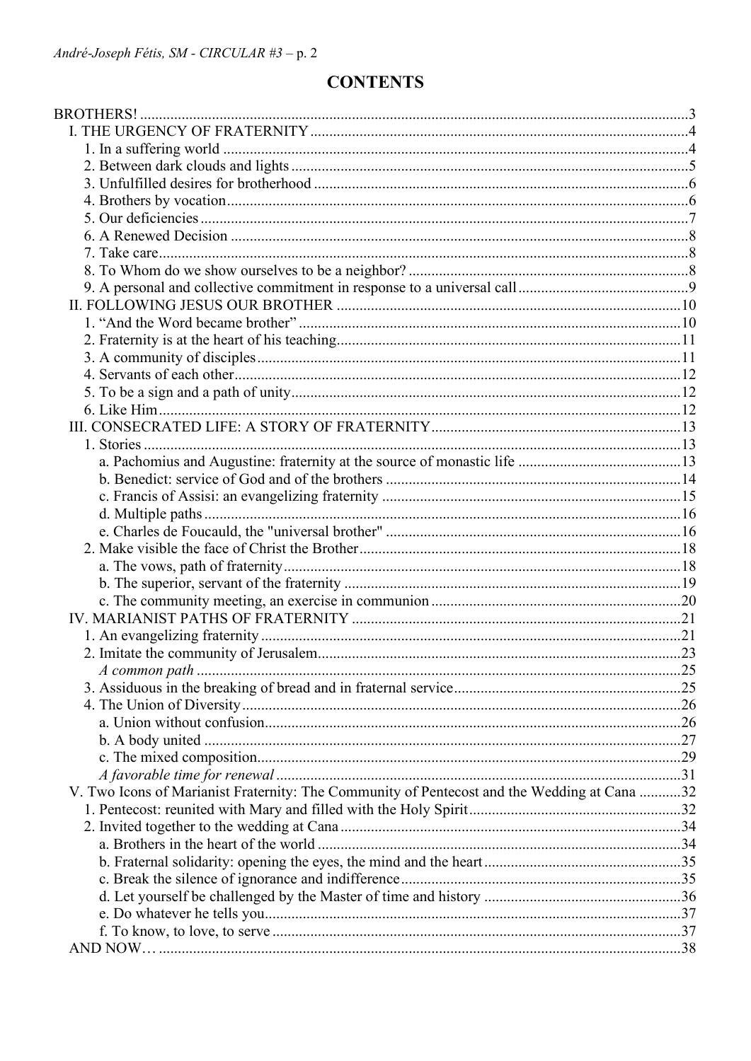# CONTENTS

BROTHERS! ... 3
- I. THE URGENCY OF FRATERNITY ... 4
  - 1. In a suffering world ... 4
  - 2. Between dark clouds and lights ... 5
  - 3. Unfulfilled desires for brotherhood ... 6
  - 4. Brothers by vocation ... 6
  - 5. Our deficiencies ... 7
  - 6. A Renewed Decision ... 8
  - 7. Take care ... 8
  - 8. To Whom do we show ourselves to be a neighbor? ... 8
  - 9. A personal and collective commitment in response to a universal call ... 9
- II. FOLLOWING JESUS OUR BROTHER ... 10
  - 1. "And the Word became brother" ... 10
  - 2. Fraternity is at the heart of his teaching ... 11
  - 3. A community of disciples ... 11
  - 4. Servants of each other ... 12
  - 5. To be a sign and a path of unity ... 12
  - 6. Like Him ... 12
- III. CONSECRATED LIFE: A STORY OF FRATERNITY ... 13
  - 1. Stories ... 13
    - a. Pachomius and Augustine: fraternity at the source of monastic life ... 13
    - b. Benedict: service of God and of the brothers ... 14
    - c. Francis of Assisi: an evangelizing fraternity ... 15
    - d. Multiple paths ... 16
    - e. Charles de Foucauld, the "universal brother" ... 16
  - 2. Make visible the face of Christ the Brother ... 18
    - a. The vows, path of fraternity ... 18
    - b. The superior, servant of the fraternity ... 19
    - c. The community meeting, an exercise in communion ... 20
- IV. MARIANIST PATHS OF FRATERNITY ... 21
  - 1. An evangelizing fraternity ... 21
  - 2. Imitate the community of Jerusalem ... 23
    - *A common path* ... 25
  - 3. Assiduous in the breaking of bread and in fraternal service ... 25
  - 4. The Union of Diversity ... 26
    - a. Union without confusion ... 26
    - b. A body united ... 27
    - c. The mixed composition ... 29
    - *A favorable time for renewal* ... 31
- V. Two Icons of Marianist Fraternity: The Community of Pentecost and the Wedding at Cana ... 32
  - 1. Pentecost: reunited with Mary and filled with the Holy Spirit ... 32
  - 2. Invited together to the wedding at Cana ... 34
    - a. Brothers in the heart of the world ... 34
    - b. Fraternal solidarity: opening the eyes, the mind and the heart ... 35
    - c. Break the silence of ignorance and indifference ... 35
    - d. Let yourself be challenged by the Master of time and history ... 36
    - e. Do whatever he tells you ... 37
    - f. To know, to love, to serve ... 37
- AND NOW… ... 38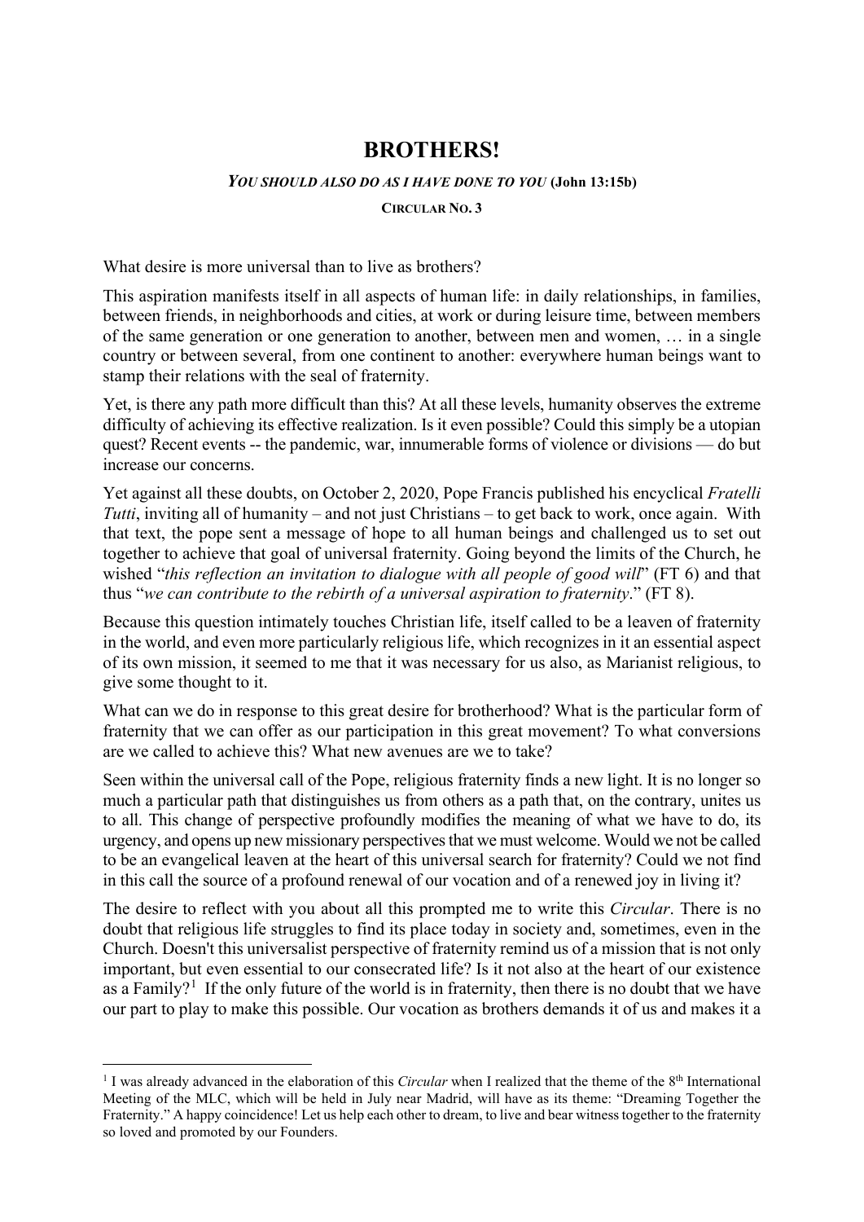# BROTHERS!

***You should also do as I have done to you* (John 13:15b)**

**Circular No. 3**

What desire is more universal than to live as brothers?

This aspiration manifests itself in all aspects of human life: in daily relationships, in families, between friends, in neighborhoods and cities, at work or during leisure time, between members of the same generation or one generation to another, between men and women, … in a single country or between several, from one continent to another: everywhere human beings want to stamp their relations with the seal of fraternity.

Yet, is there any path more difficult than this? At all these levels, humanity observes the extreme difficulty of achieving its effective realization. Is it even possible? Could this simply be a utopian quest? Recent events -- the pandemic, war, innumerable forms of violence or divisions — do but increase our concerns.

Yet against all these doubts, on October 2, 2020, Pope Francis published his encyclical *Fratelli Tutti*, inviting all of humanity – and not just Christians – to get back to work, once again. With that text, the pope sent a message of hope to all human beings and challenged us to set out together to achieve that goal of universal fraternity. Going beyond the limits of the Church, he wished "*this reflection an invitation to dialogue with all people of good will*" (FT 6) and that thus "*we can contribute to the rebirth of a universal aspiration to fraternity*." (FT 8).

Because this question intimately touches Christian life, itself called to be a leaven of fraternity in the world, and even more particularly religious life, which recognizes in it an essential aspect of its own mission, it seemed to me that it was necessary for us also, as Marianist religious, to give some thought to it.

What can we do in response to this great desire for brotherhood? What is the particular form of fraternity that we can offer as our participation in this great movement? To what conversions are we called to achieve this? What new avenues are we to take?

Seen within the universal call of the Pope, religious fraternity finds a new light. It is no longer so much a particular path that distinguishes us from others as a path that, on the contrary, unites us to all. This change of perspective profoundly modifies the meaning of what we have to do, its urgency, and opens up new missionary perspectives that we must welcome. Would we not be called to be an evangelical leaven at the heart of this universal search for fraternity? Could we not find in this call the source of a profound renewal of our vocation and of a renewed joy in living it?

The desire to reflect with you about all this prompted me to write this *Circular*. There is no doubt that religious life struggles to find its place today in society and, sometimes, even in the Church. Doesn't this universalist perspective of fraternity remind us of a mission that is not only important, but even essential to our consecrated life? Is it not also at the heart of our existence as a Family?[1] If the only future of the world is in fraternity, then there is no doubt that we have our part to play to make this possible. Our vocation as brothers demands it of us and makes it a

[1] I was already advanced in the elaboration of this *Circular* when I realized that the theme of the 8th International Meeting of the MLC, which will be held in July near Madrid, will have as its theme: "Dreaming Together the Fraternity." A happy coincidence! Let us help each other to dream, to live and bear witness together to the fraternity so loved and promoted by our Founders.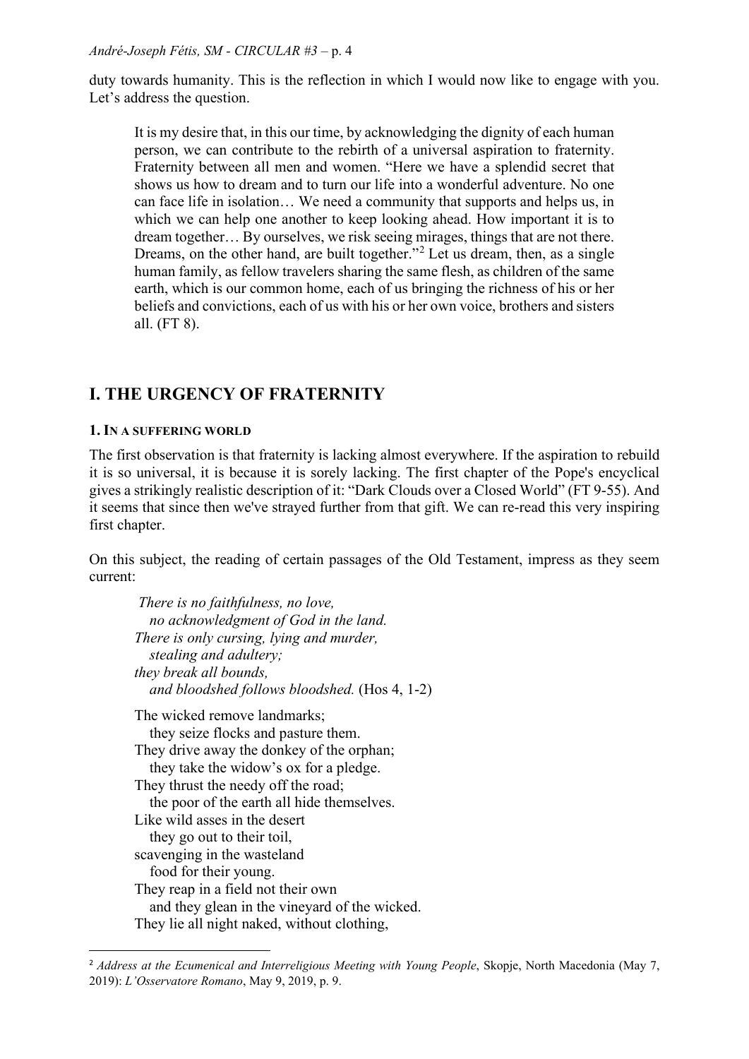duty towards humanity. This is the reflection in which I would now like to engage with you. Let's address the question.

> It is my desire that, in this our time, by acknowledging the dignity of each human person, we can contribute to the rebirth of a universal aspiration to fraternity. Fraternity between all men and women. "Here we have a splendid secret that shows us how to dream and to turn our life into a wonderful adventure. No one can face life in isolation… We need a community that supports and helps us, in which we can help one another to keep looking ahead. How important it is to dream together… By ourselves, we risk seeing mirages, things that are not there. Dreams, on the other hand, are built together."[2] Let us dream, then, as a single human family, as fellow travelers sharing the same flesh, as children of the same earth, which is our common home, each of us bringing the richness of his or her beliefs and convictions, each of us with his or her own voice, brothers and sisters all. (FT 8).

## I. THE URGENCY OF FRATERNITY

### 1. In a suffering world

The first observation is that fraternity is lacking almost everywhere. If the aspiration to rebuild it is so universal, it is because it is sorely lacking. The first chapter of the Pope's encyclical gives a strikingly realistic description of it: "Dark Clouds over a Closed World" (FT 9-55). And it seems that since then we've strayed further from that gift. We can re-read this very inspiring first chapter.

On this subject, the reading of certain passages of the Old Testament, impress as they seem current:

> *There is no faithfulness, no love,*
> *no acknowledgment of God in the land.*
> *There is only cursing, lying and murder,*
> *stealing and adultery;*
> *they break all bounds,*
> *and bloodshed follows bloodshed.* (Hos 4, 1-2)
>
> The wicked remove landmarks;
> they seize flocks and pasture them.
> They drive away the donkey of the orphan;
> they take the widow's ox for a pledge.
> They thrust the needy off the road;
> the poor of the earth all hide themselves.
> Like wild asses in the desert
> they go out to their toil,
> scavenging in the wasteland
> food for their young.
> They reap in a field not their own
> and they glean in the vineyard of the wicked.
> They lie all night naked, without clothing,

[2] *Address at the Ecumenical and Interreligious Meeting with Young People*, Skopje, North Macedonia (May 7, 2019): *L'Osservatore Romano*, May 9, 2019, p. 9.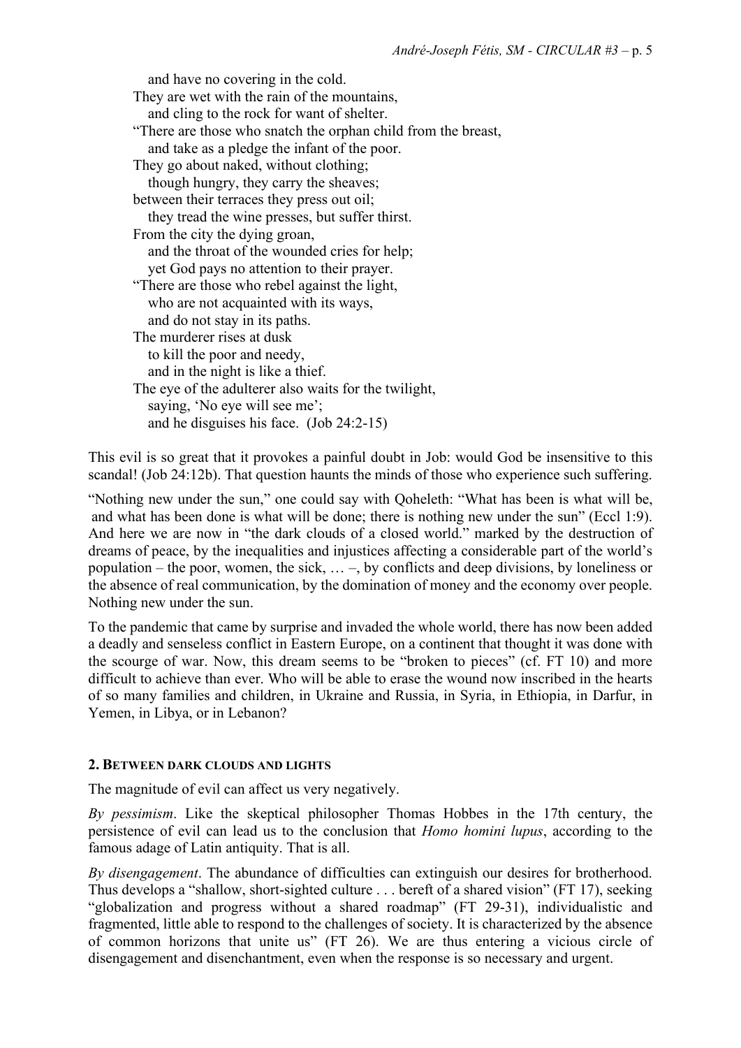and have no covering in the cold.  
They are wet with the rain of the mountains,  
  and cling to the rock for want of shelter.  
"There are those who snatch the orphan child from the breast,  
  and take as a pledge the infant of the poor.  
They go about naked, without clothing;  
  though hungry, they carry the sheaves;  
between their terraces they press out oil;  
  they tread the wine presses, but suffer thirst.  
From the city the dying groan,  
  and the throat of the wounded cries for help;  
  yet God pays no attention to their prayer.  
"There are those who rebel against the light,  
  who are not acquainted with its ways,  
  and do not stay in its paths.  
The murderer rises at dusk  
  to kill the poor and needy,  
  and in the night is like a thief.  
The eye of the adulterer also waits for the twilight,  
  saying, 'No eye will see me';  
  and he disguises his face. (Job 24:2-15)

This evil is so great that it provokes a painful doubt in Job: would God be insensitive to this scandal! (Job 24:12b). That question haunts the minds of those who experience such suffering.

"Nothing new under the sun," one could say with Qoheleth: "What has been is what will be, and what has been done is what will be done; there is nothing new under the sun" (Eccl 1:9). And here we are now in "the dark clouds of a closed world." marked by the destruction of dreams of peace, by the inequalities and injustices affecting a considerable part of the world's population – the poor, women, the sick, … –, by conflicts and deep divisions, by loneliness or the absence of real communication, by the domination of money and the economy over people. Nothing new under the sun.

To the pandemic that came by surprise and invaded the whole world, there has now been added a deadly and senseless conflict in Eastern Europe, on a continent that thought it was done with the scourge of war. Now, this dream seems to be "broken to pieces" (cf. FT 10) and more difficult to achieve than ever. Who will be able to erase the wound now inscribed in the hearts of so many families and children, in Ukraine and Russia, in Syria, in Ethiopia, in Darfur, in Yemen, in Libya, or in Lebanon?

## 2. Between dark clouds and lights

The magnitude of evil can affect us very negatively.

*By pessimism*. Like the skeptical philosopher Thomas Hobbes in the 17th century, the persistence of evil can lead us to the conclusion that *Homo homini lupus*, according to the famous adage of Latin antiquity. That is all.

*By disengagement*. The abundance of difficulties can extinguish our desires for brotherhood. Thus develops a "shallow, short-sighted culture . . . bereft of a shared vision" (FT 17), seeking "globalization and progress without a shared roadmap" (FT 29-31), individualistic and fragmented, little able to respond to the challenges of society. It is characterized by the absence of common horizons that unite us" (FT 26). We are thus entering a vicious circle of disengagement and disenchantment, even when the response is so necessary and urgent.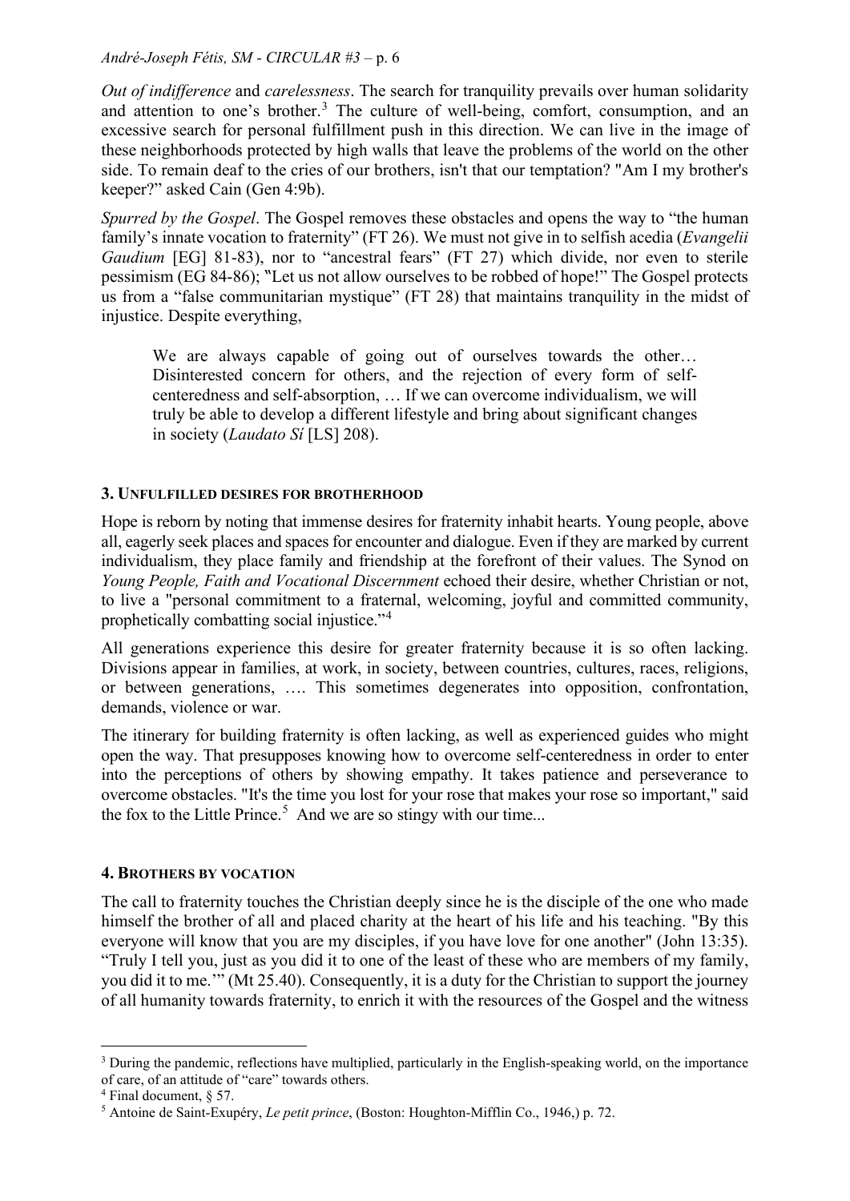*Out of indifference* and *carelessness*. The search for tranquility prevails over human solidarity and attention to one's brother.[3] The culture of well-being, comfort, consumption, and an excessive search for personal fulfillment push in this direction. We can live in the image of these neighborhoods protected by high walls that leave the problems of the world on the other side. To remain deaf to the cries of our brothers, isn't that our temptation? "Am I my brother's keeper?" asked Cain (Gen 4:9b).

*Spurred by the Gospel*. The Gospel removes these obstacles and opens the way to "the human family's innate vocation to fraternity" (FT 26). We must not give in to selfish acedia (*Evangelii Gaudium* [EG] 81-83), nor to "ancestral fears" (FT 27) which divide, nor even to sterile pessimism (EG 84-86); "Let us not allow ourselves to be robbed of hope!" The Gospel protects us from a "false communitarian mystique" (FT 28) that maintains tranquility in the midst of injustice. Despite everything,

> We are always capable of going out of ourselves towards the other… Disinterested concern for others, and the rejection of every form of self-centeredness and self-absorption, … If we can overcome individualism, we will truly be able to develop a different lifestyle and bring about significant changes in society (*Laudato Si* [LS] 208).

### 3. Unfulfilled desires for brotherhood

Hope is reborn by noting that immense desires for fraternity inhabit hearts. Young people, above all, eagerly seek places and spaces for encounter and dialogue. Even if they are marked by current individualism, they place family and friendship at the forefront of their values. The Synod on *Young People, Faith and Vocational Discernment* echoed their desire, whether Christian or not, to live a "personal commitment to a fraternal, welcoming, joyful and committed community, prophetically combatting social injustice."[4]

All generations experience this desire for greater fraternity because it is so often lacking. Divisions appear in families, at work, in society, between countries, cultures, races, religions, or between generations, …. This sometimes degenerates into opposition, confrontation, demands, violence or war.

The itinerary for building fraternity is often lacking, as well as experienced guides who might open the way. That presupposes knowing how to overcome self-centeredness in order to enter into the perceptions of others by showing empathy. It takes patience and perseverance to overcome obstacles. "It's the time you lost for your rose that makes your rose so important," said the fox to the Little Prince.[5] And we are so stingy with our time...

### 4. Brothers by vocation

The call to fraternity touches the Christian deeply since he is the disciple of the one who made himself the brother of all and placed charity at the heart of his life and his teaching. "By this everyone will know that you are my disciples, if you have love for one another" (John 13:35). "Truly I tell you, just as you did it to one of the least of these who are members of my family, you did it to me.'" (Mt 25.40). Consequently, it is a duty for the Christian to support the journey of all humanity towards fraternity, to enrich it with the resources of the Gospel and the witness

---

[3] During the pandemic, reflections have multiplied, particularly in the English-speaking world, on the importance of care, of an attitude of "care" towards others.

[4] Final document, § 57.

[5] Antoine de Saint-Exupéry, *Le petit prince*, (Boston: Houghton-Mifflin Co., 1946,) p. 72.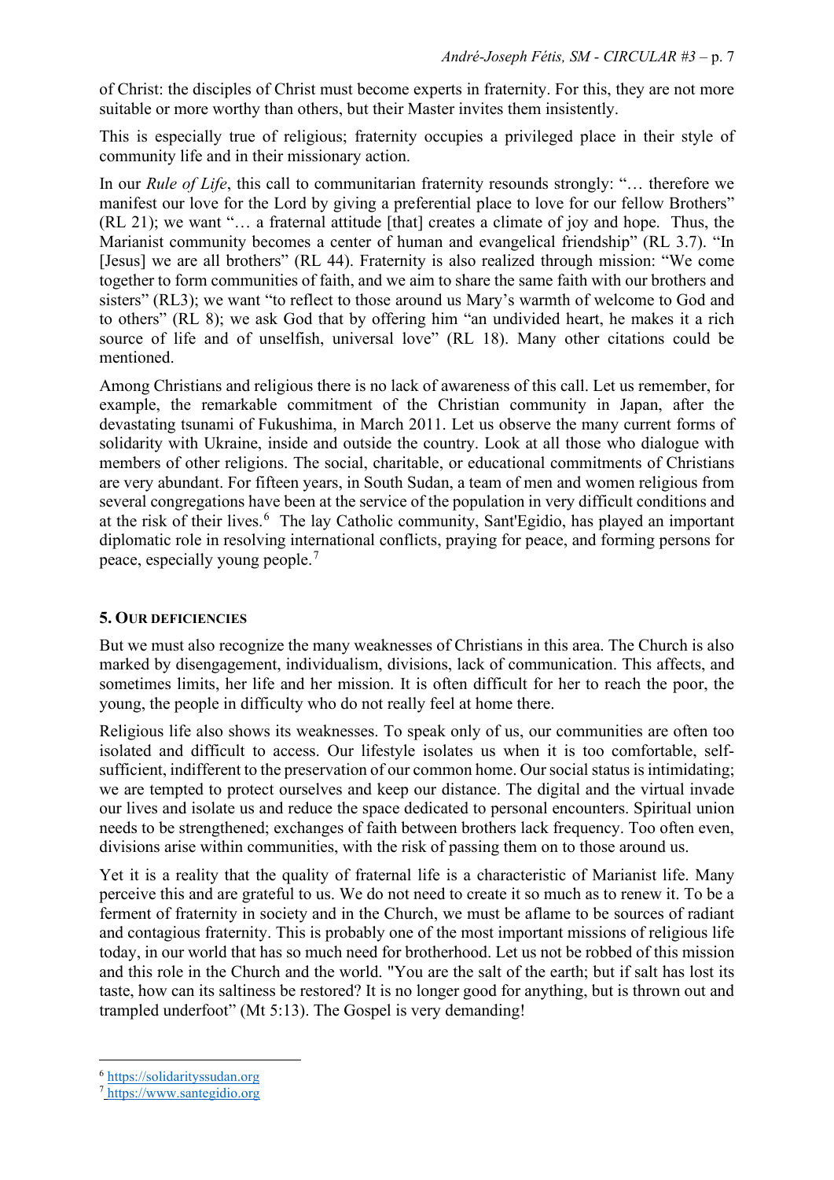of Christ: the disciples of Christ must become experts in fraternity. For this, they are not more suitable or more worthy than others, but their Master invites them insistently.

This is especially true of religious; fraternity occupies a privileged place in their style of community life and in their missionary action.

In our *Rule of Life*, this call to communitarian fraternity resounds strongly: "… therefore we manifest our love for the Lord by giving a preferential place to love for our fellow Brothers" (RL 21); we want "… a fraternal attitude [that] creates a climate of joy and hope. Thus, the Marianist community becomes a center of human and evangelical friendship" (RL 3.7). "In [Jesus] we are all brothers" (RL 44). Fraternity is also realized through mission: "We come together to form communities of faith, and we aim to share the same faith with our brothers and sisters" (RL3); we want "to reflect to those around us Mary's warmth of welcome to God and to others" (RL 8); we ask God that by offering him "an undivided heart, he makes it a rich source of life and of unselfish, universal love" (RL 18). Many other citations could be mentioned.

Among Christians and religious there is no lack of awareness of this call. Let us remember, for example, the remarkable commitment of the Christian community in Japan, after the devastating tsunami of Fukushima, in March 2011. Let us observe the many current forms of solidarity with Ukraine, inside and outside the country. Look at all those who dialogue with members of other religions. The social, charitable, or educational commitments of Christians are very abundant. For fifteen years, in South Sudan, a team of men and women religious from several congregations have been at the service of the population in very difficult conditions and at the risk of their lives.[6] The lay Catholic community, Sant'Egidio, has played an important diplomatic role in resolving international conflicts, praying for peace, and forming persons for peace, especially young people.[7]

### 5. Our deficiencies

But we must also recognize the many weaknesses of Christians in this area. The Church is also marked by disengagement, individualism, divisions, lack of communication. This affects, and sometimes limits, her life and her mission. It is often difficult for her to reach the poor, the young, the people in difficulty who do not really feel at home there.

Religious life also shows its weaknesses. To speak only of us, our communities are often too isolated and difficult to access. Our lifestyle isolates us when it is too comfortable, self-sufficient, indifferent to the preservation of our common home. Our social status is intimidating; we are tempted to protect ourselves and keep our distance. The digital and the virtual invade our lives and isolate us and reduce the space dedicated to personal encounters. Spiritual union needs to be strengthened; exchanges of faith between brothers lack frequency. Too often even, divisions arise within communities, with the risk of passing them on to those around us.

Yet it is a reality that the quality of fraternal life is a characteristic of Marianist life. Many perceive this and are grateful to us. We do not need to create it so much as to renew it. To be a ferment of fraternity in society and in the Church, we must be aflame to be sources of radiant and contagious fraternity. This is probably one of the most important missions of religious life today, in our world that has so much need for brotherhood. Let us not be robbed of this mission and this role in the Church and the world. "You are the salt of the earth; but if salt has lost its taste, how can its saltiness be restored? It is no longer good for anything, but is thrown out and trampled underfoot" (Mt 5:13). The Gospel is very demanding!

---

[6] https://solidarityssudan.org

[7] https://www.santegidio.org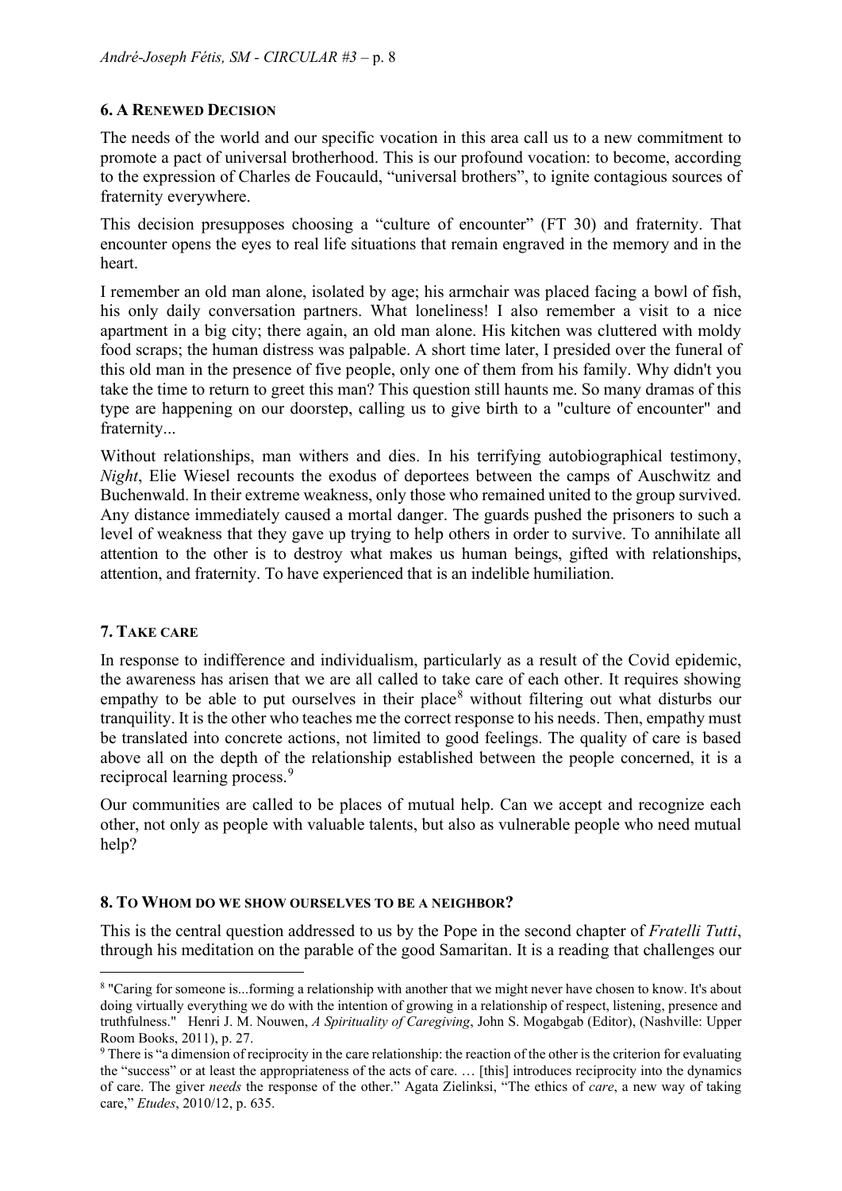### 6. A RENEWED DECISION

The needs of the world and our specific vocation in this area call us to a new commitment to promote a pact of universal brotherhood. This is our profound vocation: to become, according to the expression of Charles de Foucauld, "universal brothers", to ignite contagious sources of fraternity everywhere.

This decision presupposes choosing a "culture of encounter" (FT 30) and fraternity. That encounter opens the eyes to real life situations that remain engraved in the memory and in the heart.

I remember an old man alone, isolated by age; his armchair was placed facing a bowl of fish, his only daily conversation partners. What loneliness! I also remember a visit to a nice apartment in a big city; there again, an old man alone. His kitchen was cluttered with moldy food scraps; the human distress was palpable. A short time later, I presided over the funeral of this old man in the presence of five people, only one of them from his family. Why didn't you take the time to return to greet this man? This question still haunts me. So many dramas of this type are happening on our doorstep, calling us to give birth to a "culture of encounter" and fraternity...

Without relationships, man withers and dies. In his terrifying autobiographical testimony, *Night*, Elie Wiesel recounts the exodus of deportees between the camps of Auschwitz and Buchenwald. In their extreme weakness, only those who remained united to the group survived. Any distance immediately caused a mortal danger. The guards pushed the prisoners to such a level of weakness that they gave up trying to help others in order to survive. To annihilate all attention to the other is to destroy what makes us human beings, gifted with relationships, attention, and fraternity. To have experienced that is an indelible humiliation.

### 7. TAKE CARE

In response to indifference and individualism, particularly as a result of the Covid epidemic, the awareness has arisen that we are all called to take care of each other. It requires showing empathy to be able to put ourselves in their place[8] without filtering out what disturbs our tranquility. It is the other who teaches me the correct response to his needs. Then, empathy must be translated into concrete actions, not limited to good feelings. The quality of care is based above all on the depth of the relationship established between the people concerned, it is a reciprocal learning process.[9]

Our communities are called to be places of mutual help. Can we accept and recognize each other, not only as people with valuable talents, but also as vulnerable people who need mutual help?

### 8. TO WHOM DO WE SHOW OURSELVES TO BE A NEIGHBOR?

This is the central question addressed to us by the Pope in the second chapter of *Fratelli Tutti*, through his meditation on the parable of the good Samaritan. It is a reading that challenges our

---

[8] "Caring for someone is...forming a relationship with another that we might never have chosen to know. It's about doing virtually everything we do with the intention of growing in a relationship of respect, listening, presence and truthfulness." Henri J. M. Nouwen, *A Spirituality of Caregiving*, John S. Mogabgab (Editor), (Nashville: Upper Room Books, 2011), p. 27.

[9] There is "a dimension of reciprocity in the care relationship: the reaction of the other is the criterion for evaluating the "success" or at least the appropriateness of the acts of care. … [this] introduces reciprocity into the dynamics of care. The giver *needs* the response of the other." Agata Zielinksi, "The ethics of *care*, a new way of taking care," *Etudes*, 2010/12, p. 635.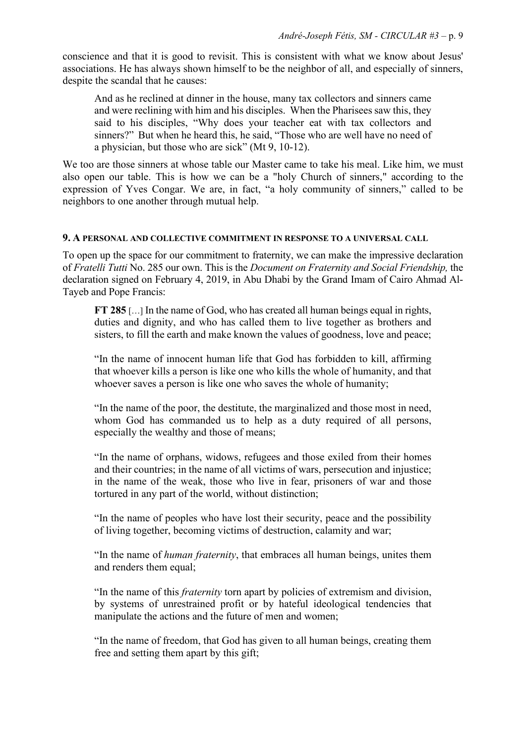conscience and that it is good to revisit. This is consistent with what we know about Jesus' associations. He has always shown himself to be the neighbor of all, and especially of sinners, despite the scandal that he causes:

> And as he reclined at dinner in the house, many tax collectors and sinners came and were reclining with him and his disciples. When the Pharisees saw this, they said to his disciples, "Why does your teacher eat with tax collectors and sinners?" But when he heard this, he said, "Those who are well have no need of a physician, but those who are sick" (Mt 9, 10-12).

We too are those sinners at whose table our Master came to take his meal. Like him, we must also open our table. This is how we can be a "holy Church of sinners," according to the expression of Yves Congar. We are, in fact, "a holy community of sinners," called to be neighbors to one another through mutual help.

## 9. A personal and collective commitment in response to a universal call

To open up the space for our commitment to fraternity, we can make the impressive declaration of *Fratelli Tutti* No. 285 our own. This is the *Document on Fraternity and Social Friendship,* the declaration signed on February 4, 2019, in Abu Dhabi by the Grand Imam of Cairo Ahmad Al-Tayeb and Pope Francis:

> **FT 285** […] In the name of God, who has created all human beings equal in rights, duties and dignity, and who has called them to live together as brothers and sisters, to fill the earth and make known the values of goodness, love and peace;
>
> "In the name of innocent human life that God has forbidden to kill, affirming that whoever kills a person is like one who kills the whole of humanity, and that whoever saves a person is like one who saves the whole of humanity;
>
> "In the name of the poor, the destitute, the marginalized and those most in need, whom God has commanded us to help as a duty required of all persons, especially the wealthy and those of means;
>
> "In the name of orphans, widows, refugees and those exiled from their homes and their countries; in the name of all victims of wars, persecution and injustice; in the name of the weak, those who live in fear, prisoners of war and those tortured in any part of the world, without distinction;
>
> "In the name of peoples who have lost their security, peace and the possibility of living together, becoming victims of destruction, calamity and war;
>
> "In the name of *human fraternity*, that embraces all human beings, unites them and renders them equal;
>
> "In the name of this *fraternity* torn apart by policies of extremism and division, by systems of unrestrained profit or by hateful ideological tendencies that manipulate the actions and the future of men and women;
>
> "In the name of freedom, that God has given to all human beings, creating them free and setting them apart by this gift;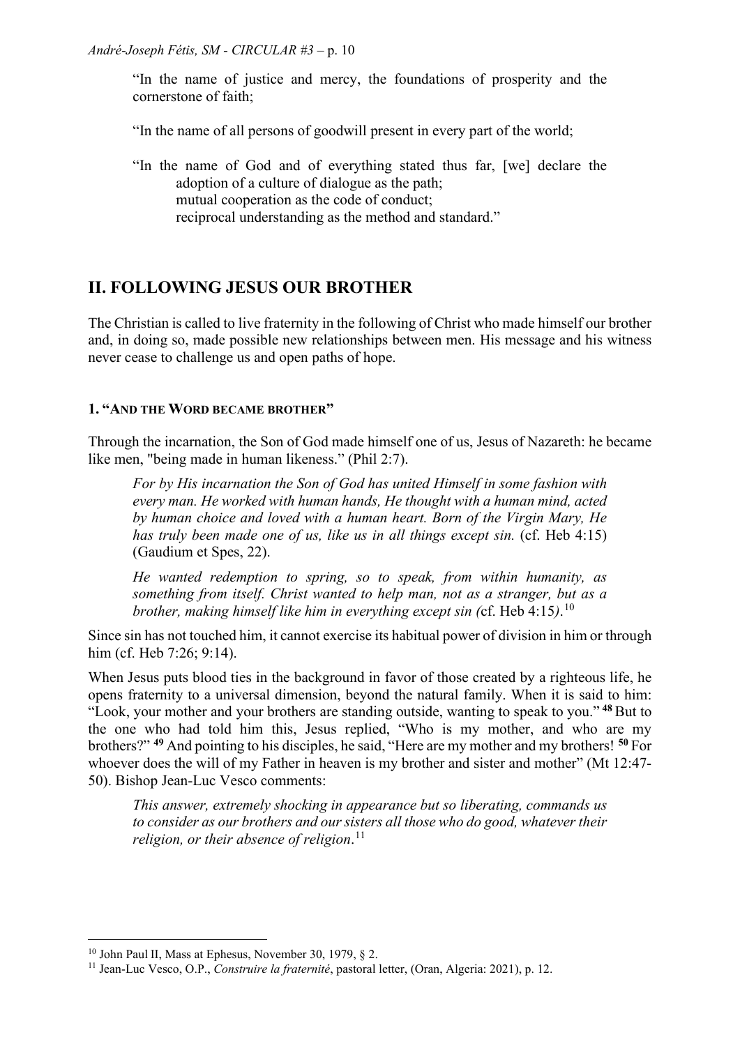"In the name of justice and mercy, the foundations of prosperity and the cornerstone of faith;

"In the name of all persons of goodwill present in every part of the world;

"In the name of God and of everything stated thus far, [we] declare the adoption of a culture of dialogue as the path;
mutual cooperation as the code of conduct;
reciprocal understanding as the method and standard."

## II. FOLLOWING JESUS OUR BROTHER

The Christian is called to live fraternity in the following of Christ who made himself our brother and, in doing so, made possible new relationships between men. His message and his witness never cease to challenge us and open paths of hope.

### 1. "And the Word became brother"

Through the incarnation, the Son of God made himself one of us, Jesus of Nazareth: he became like men, "being made in human likeness." (Phil 2:7).

> *For by His incarnation the Son of God has united Himself in some fashion with every man. He worked with human hands, He thought with a human mind, acted by human choice and loved with a human heart. Born of the Virgin Mary, He has truly been made one of us, like us in all things except sin.* (cf. Heb 4:15) (Gaudium et Spes, 22).

> *He wanted redemption to spring, so to speak, from within humanity, as something from itself. Christ wanted to help man, not as a stranger, but as a brother, making himself like him in everything except sin (*cf. Heb 4:15*).*[10]

Since sin has not touched him, it cannot exercise its habitual power of division in him or through him (cf. Heb 7:26; 9:14).

When Jesus puts blood ties in the background in favor of those created by a righteous life, he opens fraternity to a universal dimension, beyond the natural family. When it is said to him: "Look, your mother and your brothers are standing outside, wanting to speak to you." **48** But to the one who had told him this, Jesus replied, "Who is my mother, and who are my brothers?" **49** And pointing to his disciples, he said, "Here are my mother and my brothers! **50** For whoever does the will of my Father in heaven is my brother and sister and mother" (Mt 12:47-50). Bishop Jean-Luc Vesco comments:

> *This answer, extremely shocking in appearance but so liberating, commands us to consider as our brothers and our sisters all those who do good, whatever their religion, or their absence of religion.*[11]

---

[10] John Paul II, Mass at Ephesus, November 30, 1979, § 2.

[11] Jean-Luc Vesco, O.P., *Construire la fraternité*, pastoral letter, (Oran, Algeria: 2021), p. 12.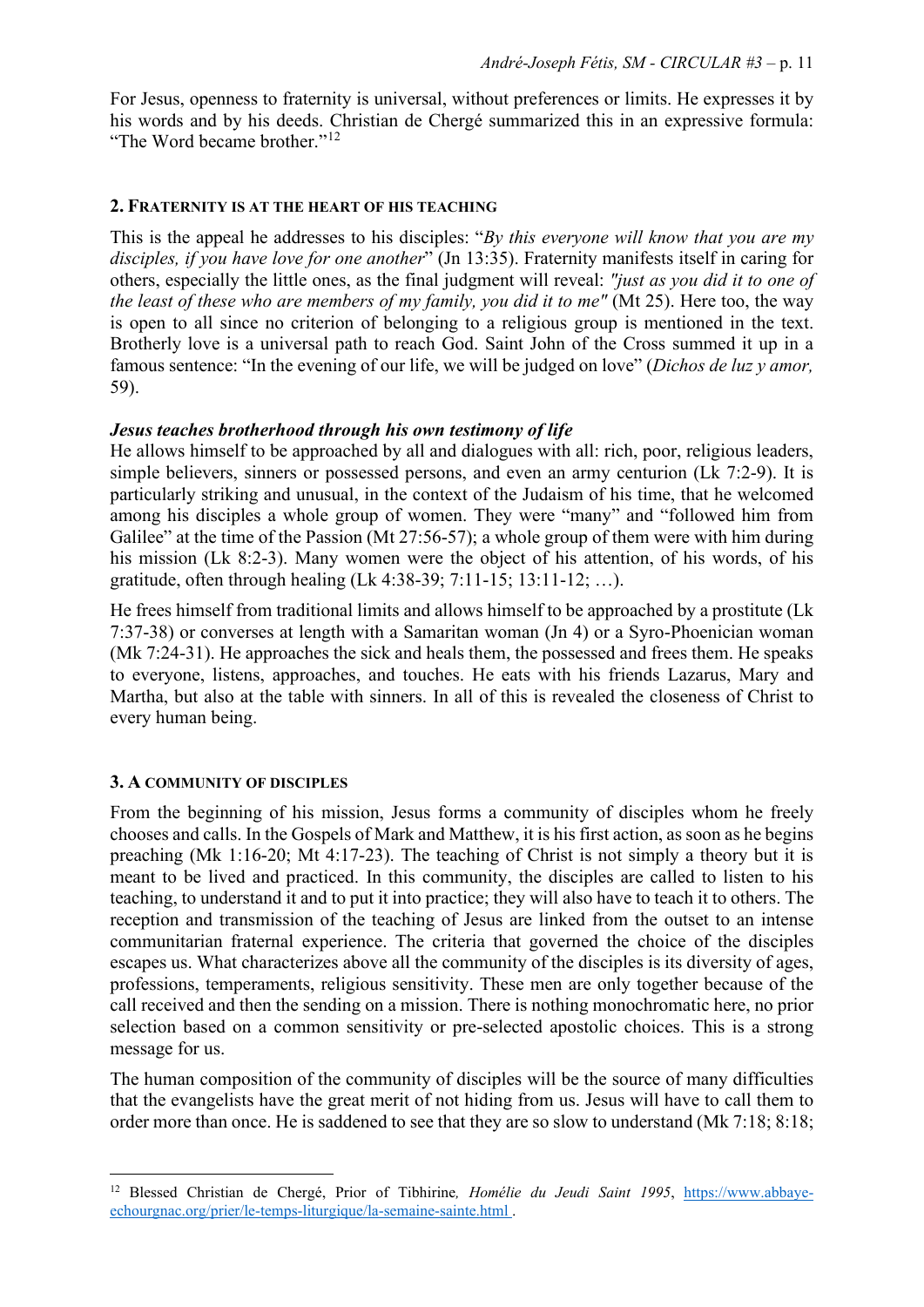For Jesus, openness to fraternity is universal, without preferences or limits. He expresses it by his words and by his deeds. Christian de Chergé summarized this in an expressive formula: “The Word became brother.”[12]

## 2. Fraternity is at the heart of his teaching

This is the appeal he addresses to his disciples: “*By this everyone will know that you are my disciples, if you have love for one another*” (Jn 13:35). Fraternity manifests itself in caring for others, especially the little ones, as the final judgment will reveal: *"just as you did it to one of the least of these who are members of my family, you did it to me"* (Mt 25). Here too, the way is open to all since no criterion of belonging to a religious group is mentioned in the text. Brotherly love is a universal path to reach God. Saint John of the Cross summed it up in a famous sentence: “In the evening of our life, we will be judged on love” (*Dichos de luz y amor,* 59).

### *Jesus teaches brotherhood through his own testimony of life*

He allows himself to be approached by all and dialogues with all: rich, poor, religious leaders, simple believers, sinners or possessed persons, and even an army centurion (Lk 7:2-9). It is particularly striking and unusual, in the context of the Judaism of his time, that he welcomed among his disciples a whole group of women. They were “many” and “followed him from Galilee” at the time of the Passion (Mt 27:56-57); a whole group of them were with him during his mission (Lk 8:2-3). Many women were the object of his attention, of his words, of his gratitude, often through healing (Lk 4:38-39; 7:11-15; 13:11-12; …).

He frees himself from traditional limits and allows himself to be approached by a prostitute (Lk 7:37-38) or converses at length with a Samaritan woman (Jn 4) or a Syro-Phoenician woman (Mk 7:24-31). He approaches the sick and heals them, the possessed and frees them. He speaks to everyone, listens, approaches, and touches. He eats with his friends Lazarus, Mary and Martha, but also at the table with sinners. In all of this is revealed the closeness of Christ to every human being.

## 3. A community of disciples

From the beginning of his mission, Jesus forms a community of disciples whom he freely chooses and calls. In the Gospels of Mark and Matthew, it is his first action, as soon as he begins preaching (Mk 1:16-20; Mt 4:17-23). The teaching of Christ is not simply a theory but it is meant to be lived and practiced. In this community, the disciples are called to listen to his teaching, to understand it and to put it into practice; they will also have to teach it to others. The reception and transmission of the teaching of Jesus are linked from the outset to an intense communitarian fraternal experience. The criteria that governed the choice of the disciples escapes us. What characterizes above all the community of the disciples is its diversity of ages, professions, temperaments, religious sensitivity. These men are only together because of the call received and then the sending on a mission. There is nothing monochromatic here, no prior selection based on a common sensitivity or pre-selected apostolic choices. This is a strong message for us.

The human composition of the community of disciples will be the source of many difficulties that the evangelists have the great merit of not hiding from us. Jesus will have to call them to order more than once. He is saddened to see that they are so slow to understand (Mk 7:18; 8:18;

---

[12] Blessed Christian de Chergé, Prior of Tibhirine*, Homélie du Jeudi Saint 1995*, https://www.abbaye-echourgnac.org/prier/le-temps-liturgique/la-semaine-sainte.html .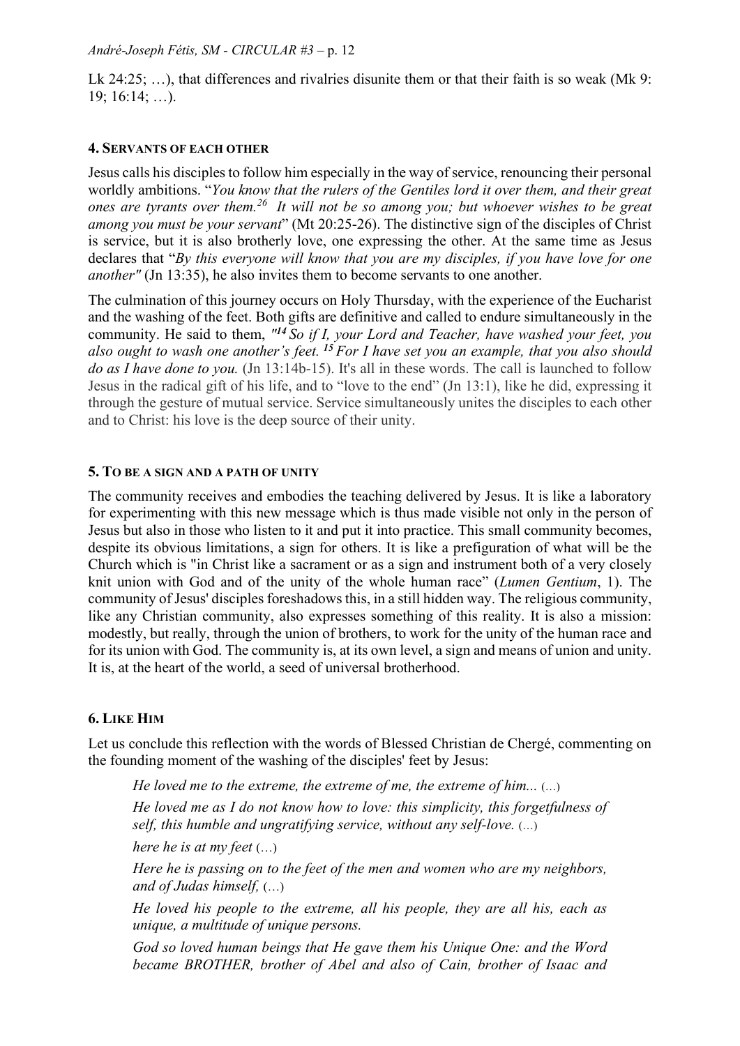Lk 24:25; …), that differences and rivalries disunite them or that their faith is so weak (Mk 9: 19; 16:14; …).

#### 4. Servants of each other

Jesus calls his disciples to follow him especially in the way of service, renouncing their personal worldly ambitions. "*You know that the rulers of the Gentiles lord it over them, and their great ones are tyrants over them.[26] It will not be so among you; but whoever wishes to be great among you must be your servant*" (Mt 20:25-26). The distinctive sign of the disciples of Christ is service, but it is also brotherly love, one expressing the other. At the same time as Jesus declares that "*By this everyone will know that you are my disciples, if you have love for one another"* (Jn 13:35), he also invites them to become servants to one another.

The culmination of this journey occurs on Holy Thursday, with the experience of the Eucharist and the washing of the feet. Both gifts are definitive and called to endure simultaneously in the community. He said to them, *"[14] So if I, your Lord and Teacher, have washed your feet, you also ought to wash one another's feet. [15] For I have set you an example, that you also should do as I have done to you.* (Jn 13:14b-15). It's all in these words. The call is launched to follow Jesus in the radical gift of his life, and to "love to the end" (Jn 13:1), like he did, expressing it through the gesture of mutual service. Service simultaneously unites the disciples to each other and to Christ: his love is the deep source of their unity.

#### 5. To be a sign and a path of unity

The community receives and embodies the teaching delivered by Jesus. It is like a laboratory for experimenting with this new message which is thus made visible not only in the person of Jesus but also in those who listen to it and put it into practice. This small community becomes, despite its obvious limitations, a sign for others. It is like a prefiguration of what will be the Church which is "in Christ like a sacrament or as a sign and instrument both of a very closely knit union with God and of the unity of the whole human race" (*Lumen Gentium*, 1). The community of Jesus' disciples foreshadows this, in a still hidden way. The religious community, like any Christian community, also expresses something of this reality. It is also a mission: modestly, but really, through the union of brothers, to work for the unity of the human race and for its union with God. The community is, at its own level, a sign and means of union and unity. It is, at the heart of the world, a seed of universal brotherhood.

#### 6. Like Him

Let us conclude this reflection with the words of Blessed Christian de Chergé, commenting on the founding moment of the washing of the disciples' feet by Jesus:

> *He loved me to the extreme, the extreme of me, the extreme of him...* (…)
>
> *He loved me as I do not know how to love: this simplicity, this forgetfulness of self, this humble and ungratifying service, without any self-love.* (…)
>
> *here he is at my feet* (…)
>
> *Here he is passing on to the feet of the men and women who are my neighbors, and of Judas himself,* (…)
>
> *He loved his people to the extreme, all his people, they are all his, each as unique, a multitude of unique persons.*
>
> *God so loved human beings that He gave them his Unique One: and the Word became BROTHER, brother of Abel and also of Cain, brother of Isaac and*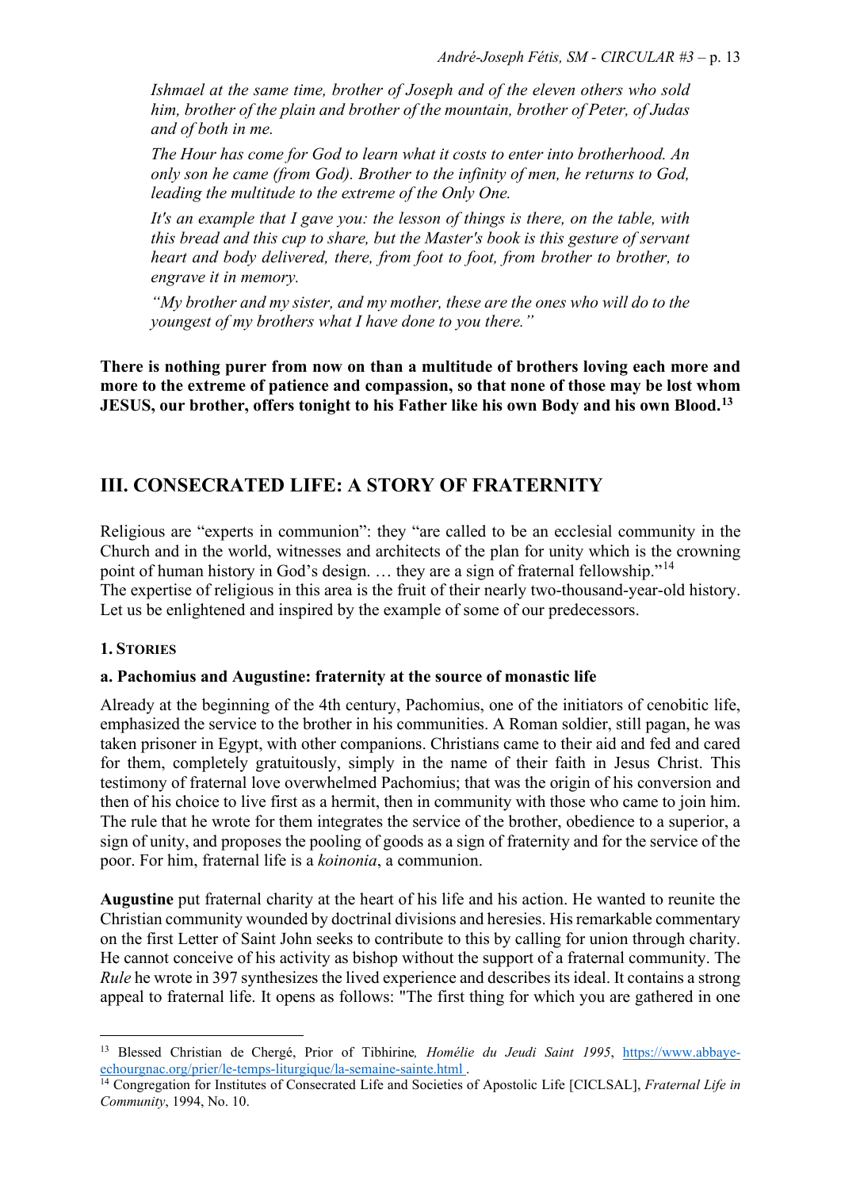*Ishmael at the same time, brother of Joseph and of the eleven others who sold him, brother of the plain and brother of the mountain, brother of Peter, of Judas and of both in me.*

*The Hour has come for God to learn what it costs to enter into brotherhood. An only son he came (from God). Brother to the infinity of men, he returns to God, leading the multitude to the extreme of the Only One.*

*It's an example that I gave you: the lesson of things is there, on the table, with this bread and this cup to share, but the Master's book is this gesture of servant heart and body delivered, there, from foot to foot, from brother to brother, to engrave it in memory.*

*"My brother and my sister, and my mother, these are the ones who will do to the youngest of my brothers what I have done to you there."*

**There is nothing purer from now on than a multitude of brothers loving each more and more to the extreme of patience and compassion, so that none of those may be lost whom JESUS, our brother, offers tonight to his Father like his own Body and his own Blood.**[13]

## III. CONSECRATED LIFE: A STORY OF FRATERNITY

Religious are "experts in communion": they "are called to be an ecclesial community in the Church and in the world, witnesses and architects of the plan for unity which is the crowning point of human history in God's design. … they are a sign of fraternal fellowship."[14]
The expertise of religious in this area is the fruit of their nearly two-thousand-year-old history. Let us be enlightened and inspired by the example of some of our predecessors.

### 1. Stories

#### a. Pachomius and Augustine: fraternity at the source of monastic life

Already at the beginning of the 4th century, Pachomius, one of the initiators of cenobitic life, emphasized the service to the brother in his communities. A Roman soldier, still pagan, he was taken prisoner in Egypt, with other companions. Christians came to their aid and fed and cared for them, completely gratuitously, simply in the name of their faith in Jesus Christ. This testimony of fraternal love overwhelmed Pachomius; that was the origin of his conversion and then of his choice to live first as a hermit, then in community with those who came to join him. The rule that he wrote for them integrates the service of the brother, obedience to a superior, a sign of unity, and proposes the pooling of goods as a sign of fraternity and for the service of the poor. For him, fraternal life is a *koinonia*, a communion.

**Augustine** put fraternal charity at the heart of his life and his action. He wanted to reunite the Christian community wounded by doctrinal divisions and heresies. His remarkable commentary on the first Letter of Saint John seeks to contribute to this by calling for union through charity. He cannot conceive of his activity as bishop without the support of a fraternal community. The *Rule* he wrote in 397 synthesizes the lived experience and describes its ideal. It contains a strong appeal to fraternal life. It opens as follows: "The first thing for which you are gathered in one

---

[13] Blessed Christian de Chergé, Prior of Tibhirine*, Homélie du Jeudi Saint 1995*, https://www.abbaye-echourgnac.org/prier/le-temps-liturgique/la-semaine-sainte.html .

[14] Congregation for Institutes of Consecrated Life and Societies of Apostolic Life [CICLSAL], *Fraternal Life in Community*, 1994, No. 10.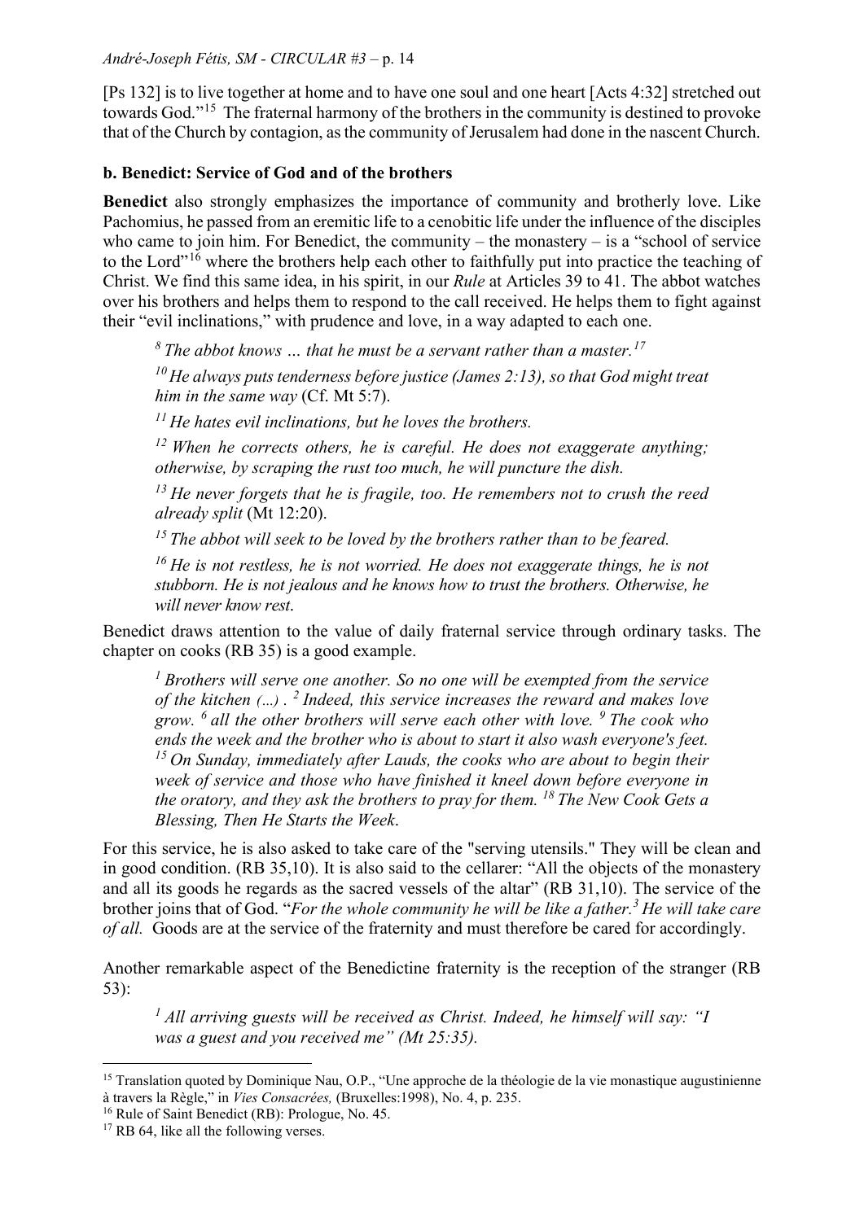[Ps 132] is to live together at home and to have one soul and one heart [Acts 4:32] stretched out towards God."[15] The fraternal harmony of the brothers in the community is destined to provoke that of the Church by contagion, as the community of Jerusalem had done in the nascent Church.

### b. Benedict: Service of God and of the brothers

**Benedict** also strongly emphasizes the importance of community and brotherly love. Like Pachomius, he passed from an eremitic life to a cenobitic life under the influence of the disciples who came to join him. For Benedict, the community – the monastery – is a "school of service to the Lord"[16] where the brothers help each other to faithfully put into practice the teaching of Christ. We find this same idea, in his spirit, in our *Rule* at Articles 39 to 41. The abbot watches over his brothers and helps them to respond to the call received. He helps them to fight against their "evil inclinations," with prudence and love, in a way adapted to each one.

> *8 The abbot knows … that he must be a servant rather than a master.*[17]
>
> *10 He always puts tenderness before justice (James 2:13), so that God might treat him in the same way* (Cf. Mt 5:7).
>
> *11 He hates evil inclinations, but he loves the brothers.*
>
> *12 When he corrects others, he is careful. He does not exaggerate anything; otherwise, by scraping the rust too much, he will puncture the dish.*
>
> *13 He never forgets that he is fragile, too. He remembers not to crush the reed already split* (Mt 12:20).
>
> *15 The abbot will seek to be loved by the brothers rather than to be feared.*
>
> *16 He is not restless, he is not worried. He does not exaggerate things, he is not stubborn. He is not jealous and he knows how to trust the brothers. Otherwise, he will never know rest.*

Benedict draws attention to the value of daily fraternal service through ordinary tasks. The chapter on cooks (RB 35) is a good example.

> *1 Brothers will serve one another. So no one will be exempted from the service of the kitchen (...) . 2 Indeed, this service increases the reward and makes love grow. 6 all the other brothers will serve each other with love. 9 The cook who ends the week and the brother who is about to start it also wash everyone's feet. 15 On Sunday, immediately after Lauds, the cooks who are about to begin their week of service and those who have finished it kneel down before everyone in the oratory, and they ask the brothers to pray for them. 18 The New Cook Gets a Blessing, Then He Starts the Week*.

For this service, he is also asked to take care of the "serving utensils." They will be clean and in good condition. (RB 35,10). It is also said to the cellarer: "All the objects of the monastery and all its goods he regards as the sacred vessels of the altar" (RB 31,10). The service of the brother joins that of God. "*For the whole community he will be like a father.3 He will take care of all.* Goods are at the service of the fraternity and must therefore be cared for accordingly.

Another remarkable aspect of the Benedictine fraternity is the reception of the stranger (RB 53):

> *1 All arriving guests will be received as Christ. Indeed, he himself will say: "I was a guest and you received me" (Mt 25:35).*

---

[15] Translation quoted by Dominique Nau, O.P., "Une approche de la théologie de la vie monastique augustinienne à travers la Règle," in *Vies Consacrées,* (Bruxelles:1998), No. 4, p. 235.

[16] Rule of Saint Benedict (RB): Prologue, No. 45.

[17] RB 64, like all the following verses.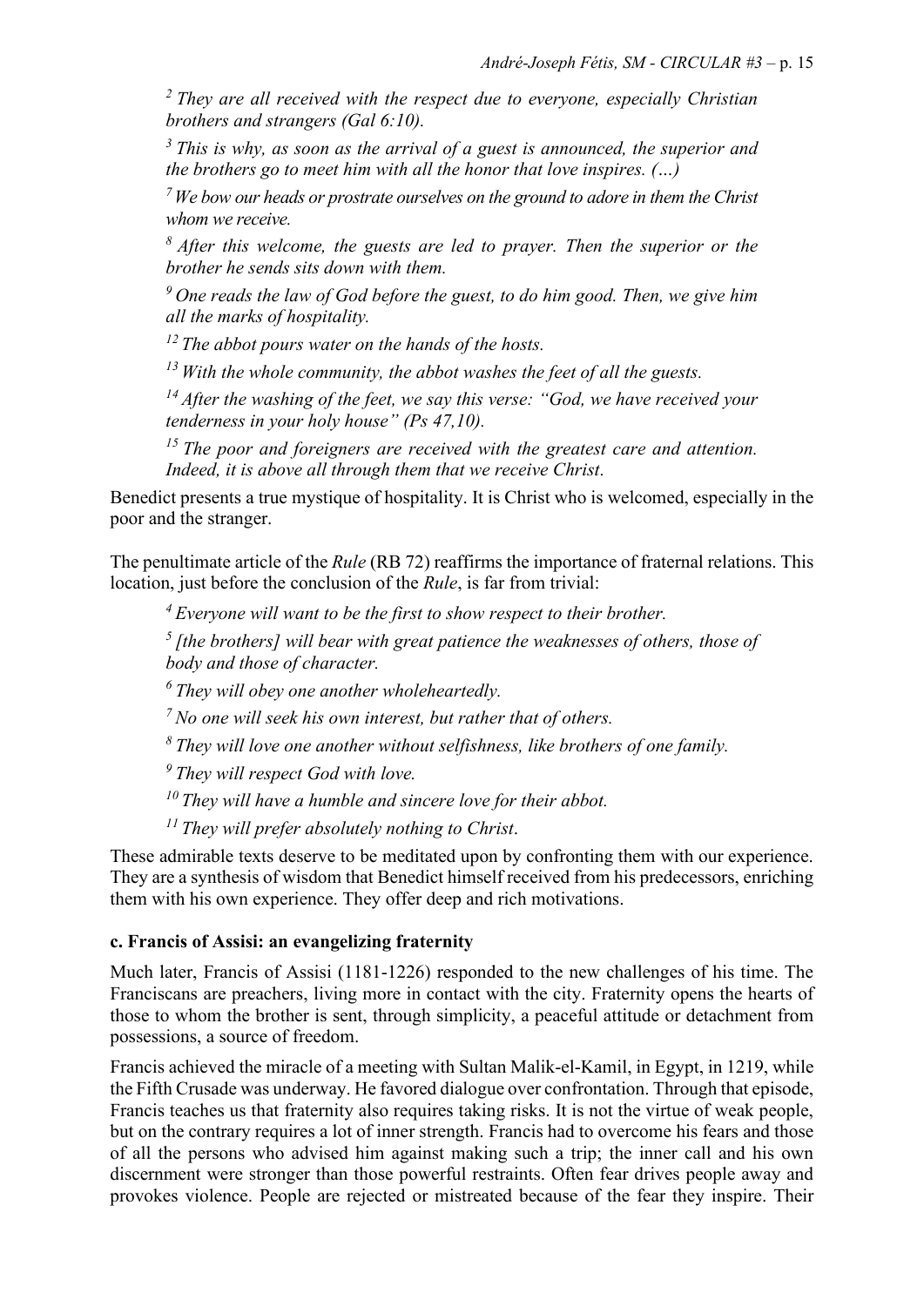*[2] They are all received with the respect due to everyone, especially Christian brothers and strangers (Gal 6:10).*

*[3] This is why, as soon as the arrival of a guest is announced, the superior and the brothers go to meet him with all the honor that love inspires. (…)*

*[7] We bow our heads or prostrate ourselves on the ground to adore in them the Christ whom we receive.*

*[8] After this welcome, the guests are led to prayer. Then the superior or the brother he sends sits down with them.*

*[9] One reads the law of God before the guest, to do him good. Then, we give him all the marks of hospitality.*

*[12] The abbot pours water on the hands of the hosts.*

*[13] With the whole community, the abbot washes the feet of all the guests.*

*[14] After the washing of the feet, we say this verse: "God, we have received your tenderness in your holy house" (Ps 47,10).*

*[15] The poor and foreigners are received with the greatest care and attention. Indeed, it is above all through them that we receive Christ.*

Benedict presents a true mystique of hospitality. It is Christ who is welcomed, especially in the poor and the stranger.

The penultimate article of the *Rule* (RB 72) reaffirms the importance of fraternal relations. This location, just before the conclusion of the *Rule*, is far from trivial:

*[4] Everyone will want to be the first to show respect to their brother.*

*[5] [the brothers] will bear with great patience the weaknesses of others, those of body and those of character.*

*[6] They will obey one another wholeheartedly.*

*[7] No one will seek his own interest, but rather that of others.*

*[8] They will love one another without selfishness, like brothers of one family.*

*[9] They will respect God with love.*

*[10] They will have a humble and sincere love for their abbot.*

*[11] They will prefer absolutely nothing to Christ.*

These admirable texts deserve to be meditated upon by confronting them with our experience. They are a synthesis of wisdom that Benedict himself received from his predecessors, enriching them with his own experience. They offer deep and rich motivations.

**c. Francis of Assisi: an evangelizing fraternity**

Much later, Francis of Assisi (1181-1226) responded to the new challenges of his time. The Franciscans are preachers, living more in contact with the city. Fraternity opens the hearts of those to whom the brother is sent, through simplicity, a peaceful attitude or detachment from possessions, a source of freedom.

Francis achieved the miracle of a meeting with Sultan Malik-el-Kamil, in Egypt, in 1219, while the Fifth Crusade was underway. He favored dialogue over confrontation. Through that episode, Francis teaches us that fraternity also requires taking risks. It is not the virtue of weak people, but on the contrary requires a lot of inner strength. Francis had to overcome his fears and those of all the persons who advised him against making such a trip; the inner call and his own discernment were stronger than those powerful restraints. Often fear drives people away and provokes violence. People are rejected or mistreated because of the fear they inspire. Their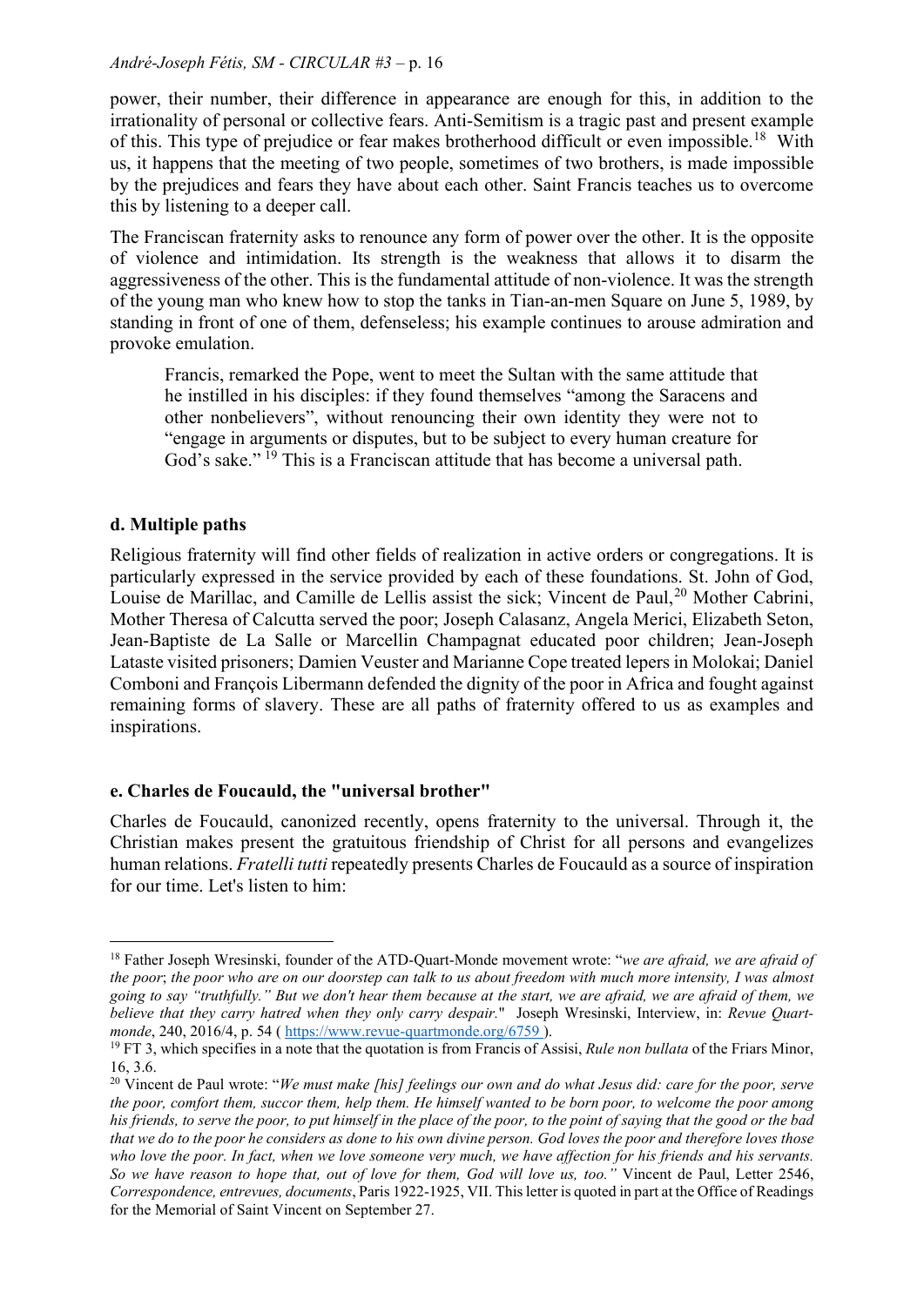power, their number, their difference in appearance are enough for this, in addition to the irrationality of personal or collective fears. Anti-Semitism is a tragic past and present example of this. This type of prejudice or fear makes brotherhood difficult or even impossible.[18] With us, it happens that the meeting of two people, sometimes of two brothers, is made impossible by the prejudices and fears they have about each other. Saint Francis teaches us to overcome this by listening to a deeper call.

The Franciscan fraternity asks to renounce any form of power over the other. It is the opposite of violence and intimidation. Its strength is the weakness that allows it to disarm the aggressiveness of the other. This is the fundamental attitude of non-violence. It was the strength of the young man who knew how to stop the tanks in Tian-an-men Square on June 5, 1989, by standing in front of one of them, defenseless; his example continues to arouse admiration and provoke emulation.

> Francis, remarked the Pope, went to meet the Sultan with the same attitude that he instilled in his disciples: if they found themselves "among the Saracens and other nonbelievers", without renouncing their own identity they were not to "engage in arguments or disputes, but to be subject to every human creature for God's sake." [19] This is a Franciscan attitude that has become a universal path.

### d. Multiple paths

Religious fraternity will find other fields of realization in active orders or congregations. It is particularly expressed in the service provided by each of these foundations. St. John of God, Louise de Marillac, and Camille de Lellis assist the sick; Vincent de Paul,[20] Mother Cabrini, Mother Theresa of Calcutta served the poor; Joseph Calasanz, Angela Merici, Elizabeth Seton, Jean-Baptiste de La Salle or Marcellin Champagnat educated poor children; Jean-Joseph Lataste visited prisoners; Damien Veuster and Marianne Cope treated lepers in Molokai; Daniel Comboni and François Libermann defended the dignity of the poor in Africa and fought against remaining forms of slavery. These are all paths of fraternity offered to us as examples and inspirations.

### e. Charles de Foucauld, the "universal brother"

Charles de Foucauld, canonized recently, opens fraternity to the universal. Through it, the Christian makes present the gratuitous friendship of Christ for all persons and evangelizes human relations. *Fratelli tutti* repeatedly presents Charles de Foucauld as a source of inspiration for our time. Let's listen to him:

---

[18] Father Joseph Wresinski, founder of the ATD-Quart-Monde movement wrote: "*we are afraid, we are afraid of the poor*; *the poor who are on our doorstep can talk to us about freedom with much more intensity, I was almost going to say "truthfully." But we don't hear them because at the start, we are afraid, we are afraid of them, we believe that they carry hatred when they only carry despair.*" Joseph Wresinski, Interview, in: *Revue Quart-monde*, 240, 2016/4, p. 54 ( https://www.revue-quartmonde.org/6759 ).

[19] FT 3, which specifies in a note that the quotation is from Francis of Assisi, *Rule non bullata* of the Friars Minor, 16, 3.6.

[20] Vincent de Paul wrote: "*We must make [his] feelings our own and do what Jesus did: care for the poor, serve the poor, comfort them, succor them, help them. He himself wanted to be born poor, to welcome the poor among his friends, to serve the poor, to put himself in the place of the poor, to the point of saying that the good or the bad that we do to the poor he considers as done to his own divine person. God loves the poor and therefore loves those who love the poor. In fact, when we love someone very much, we have affection for his friends and his servants. So we have reason to hope that, out of love for them, God will love us, too.*" Vincent de Paul, Letter 2546, *Correspondence, entrevues, documents*, Paris 1922-1925, VII. This letter is quoted in part at the Office of Readings for the Memorial of Saint Vincent on September 27.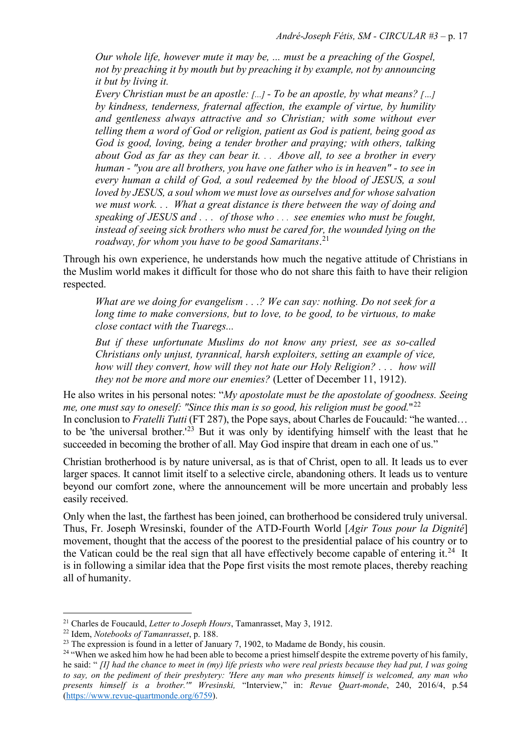> *Our whole life, however mute it may be, ... must be a preaching of the Gospel, not by preaching it by mouth but by preaching it by example, not by announcing it but by living it.*
>
> *Every Christian must be an apostle: [...] - To be an apostle, by what means? [...] by kindness, tenderness, fraternal affection, the example of virtue, by humility and gentleness always attractive and so Christian; with some without ever telling them a word of God or religion, patient as God is patient, being good as God is good, loving, being a tender brother and praying; with others, talking about God as far as they can bear it. . . Above all, to see a brother in every human - "you are all brothers, you have one father who is in heaven" - to see in every human a child of God, a soul redeemed by the blood of JESUS, a soul loved by JESUS, a soul whom we must love as ourselves and for whose salvation we must work. . . What a great distance is there between the way of doing and speaking of JESUS and . . . of those who . . . see enemies who must be fought, instead of seeing sick brothers who must be cared for, the wounded lying on the roadway, for whom you have to be good Samaritans.*[21]

Through his own experience, he understands how much the negative attitude of Christians in the Muslim world makes it difficult for those who do not share this faith to have their religion respected.

> *What are we doing for evangelism . . .? We can say: nothing. Do not seek for a long time to make conversions, but to love, to be good, to be virtuous, to make close contact with the Tuaregs...*
>
> *But if these unfortunate Muslims do not know any priest, see as so-called Christians only unjust, tyrannical, harsh exploiters, setting an example of vice, how will they convert, how will they not hate our Holy Religion? . . . how will they not be more and more our enemies?* (Letter of December 11, 1912).

He also writes in his personal notes: "*My apostolate must be the apostolate of goodness. Seeing me, one must say to oneself: "Since this man is so good, his religion must be good.*"[22]
In conclusion to *Fratelli Tutti* (FT 287), the Pope says, about Charles de Foucauld: "he wanted… to be 'the universal brother.'[23] But it was only by identifying himself with the least that he succeeded in becoming the brother of all. May God inspire that dream in each one of us."

Christian brotherhood is by nature universal, as is that of Christ, open to all. It leads us to ever larger spaces. It cannot limit itself to a selective circle, abandoning others. It leads us to venture beyond our comfort zone, where the announcement will be more uncertain and probably less easily received.

Only when the last, the farthest has been joined, can brotherhood be considered truly universal. Thus, Fr. Joseph Wresinski, founder of the ATD-Fourth World [*Agir Tous pour la Dignité*] movement, thought that the access of the poorest to the presidential palace of his country or to the Vatican could be the real sign that all have effectively become capable of entering it.[24] It is in following a similar idea that the Pope first visits the most remote places, thereby reaching all of humanity.

---

[21] Charles de Foucauld, *Letter to Joseph Hours*, Tamanrasset, May 3, 1912.

[22] Idem, *Notebooks of Tamanrasset*, p. 188.

[23] The expression is found in a letter of January 7, 1902, to Madame de Bondy, his cousin.

[24] "When we asked him how he had been able to become a priest himself despite the extreme poverty of his family, he said: " *[I] had the chance to meet in (my) life priests who were real priests because they had put, I was going to say, on the pediment of their presbytery: 'Here any man who presents himself is welcomed, any man who presents himself is a brother.'" Wresinski,* "Interview," in: *Revue Quart-monde*, 240, 2016/4, p.54 (https://www.revue-quartmonde.org/6759).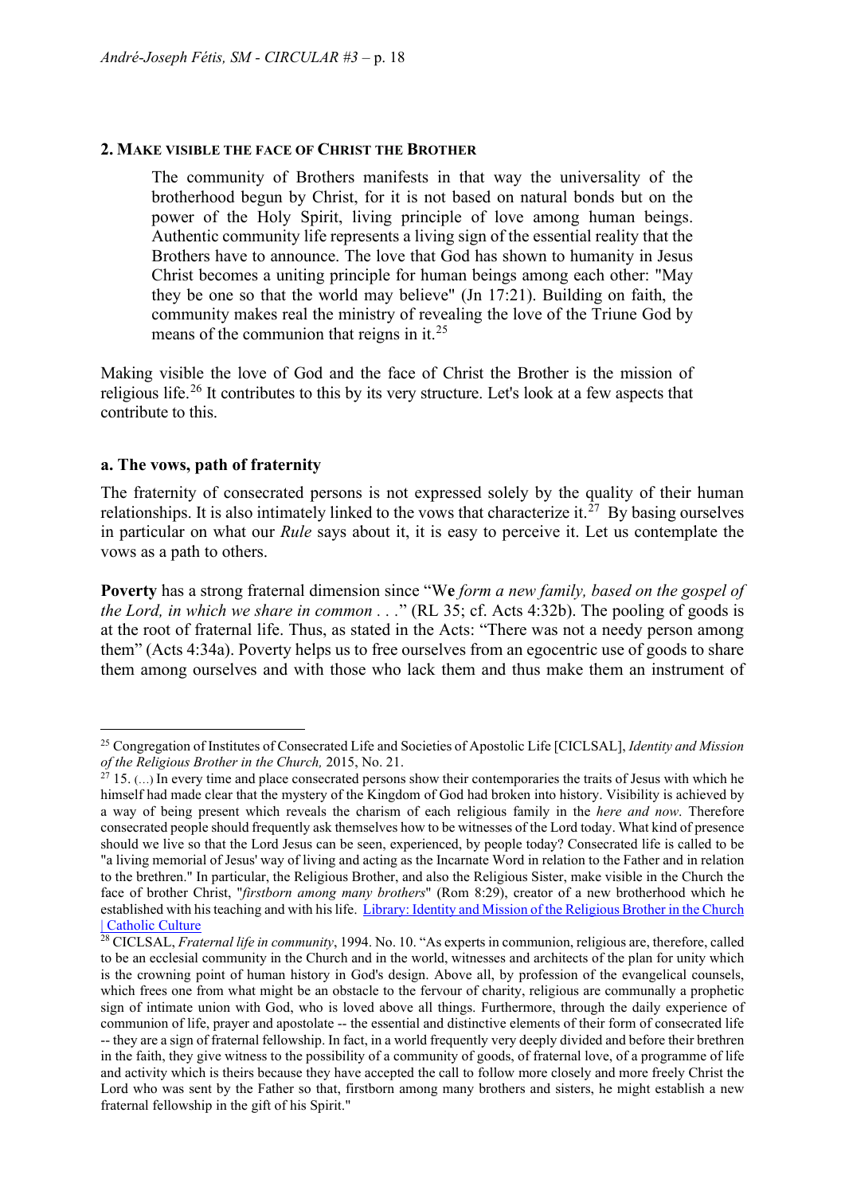## 2. Make visible the face of Christ the Brother

> The community of Brothers manifests in that way the universality of the brotherhood begun by Christ, for it is not based on natural bonds but on the power of the Holy Spirit, living principle of love among human beings. Authentic community life represents a living sign of the essential reality that the Brothers have to announce. The love that God has shown to humanity in Jesus Christ becomes a uniting principle for human beings among each other: "May they be one so that the world may believe" (Jn 17:21). Building on faith, the community makes real the ministry of revealing the love of the Triune God by means of the communion that reigns in it.[25]

Making visible the love of God and the face of Christ the Brother is the mission of religious life.[26] It contributes to this by its very structure. Let's look at a few aspects that contribute to this.

### a. The vows, path of fraternity

The fraternity of consecrated persons is not expressed solely by the quality of their human relationships. It is also intimately linked to the vows that characterize it.[27] By basing ourselves in particular on what our *Rule* says about it, it is easy to perceive it. Let us contemplate the vows as a path to others.

**Poverty** has a strong fraternal dimension since "W**e** *form a new family, based on the gospel of the Lord, in which we share in common . . .*" (RL 35; cf. Acts 4:32b). The pooling of goods is at the root of fraternal life. Thus, as stated in the Acts: "There was not a needy person among them" (Acts 4:34a). Poverty helps us to free ourselves from an egocentric use of goods to share them among ourselves and with those who lack them and thus make them an instrument of

---

[25] Congregation of Institutes of Consecrated Life and Societies of Apostolic Life [CICLSAL], *Identity and Mission of the Religious Brother in the Church,* 2015, No. 21.

[27] 15. (…) In every time and place consecrated persons show their contemporaries the traits of Jesus with which he himself had made clear that the mystery of the Kingdom of God had broken into history. Visibility is achieved by a way of being present which reveals the charism of each religious family in the *here and now*. Therefore consecrated people should frequently ask themselves how to be witnesses of the Lord today. What kind of presence should we live so that the Lord Jesus can be seen, experienced, by people today? Consecrated life is called to be "a living memorial of Jesus' way of living and acting as the Incarnate Word in relation to the Father and in relation to the brethren." In particular, the Religious Brother, and also the Religious Sister, make visible in the Church the face of brother Christ, "*firstborn among many brothers*" (Rom 8:29), creator of a new brotherhood which he established with his teaching and with his life. [Library: Identity and Mission of the Religious Brother in the Church | Catholic Culture]

[28] CICLSAL, *Fraternal life in community*, 1994. No. 10. "As experts in communion, religious are, therefore, called to be an ecclesial community in the Church and in the world, witnesses and architects of the plan for unity which is the crowning point of human history in God's design. Above all, by profession of the evangelical counsels, which frees one from what might be an obstacle to the fervour of charity, religious are communally a prophetic sign of intimate union with God, who is loved above all things. Furthermore, through the daily experience of communion of life, prayer and apostolate -- the essential and distinctive elements of their form of consecrated life -- they are a sign of fraternal fellowship. In fact, in a world frequently very deeply divided and before their brethren in the faith, they give witness to the possibility of a community of goods, of fraternal love, of a programme of life and activity which is theirs because they have accepted the call to follow more closely and more freely Christ the Lord who was sent by the Father so that, firstborn among many brothers and sisters, he might establish a new fraternal fellowship in the gift of his Spirit."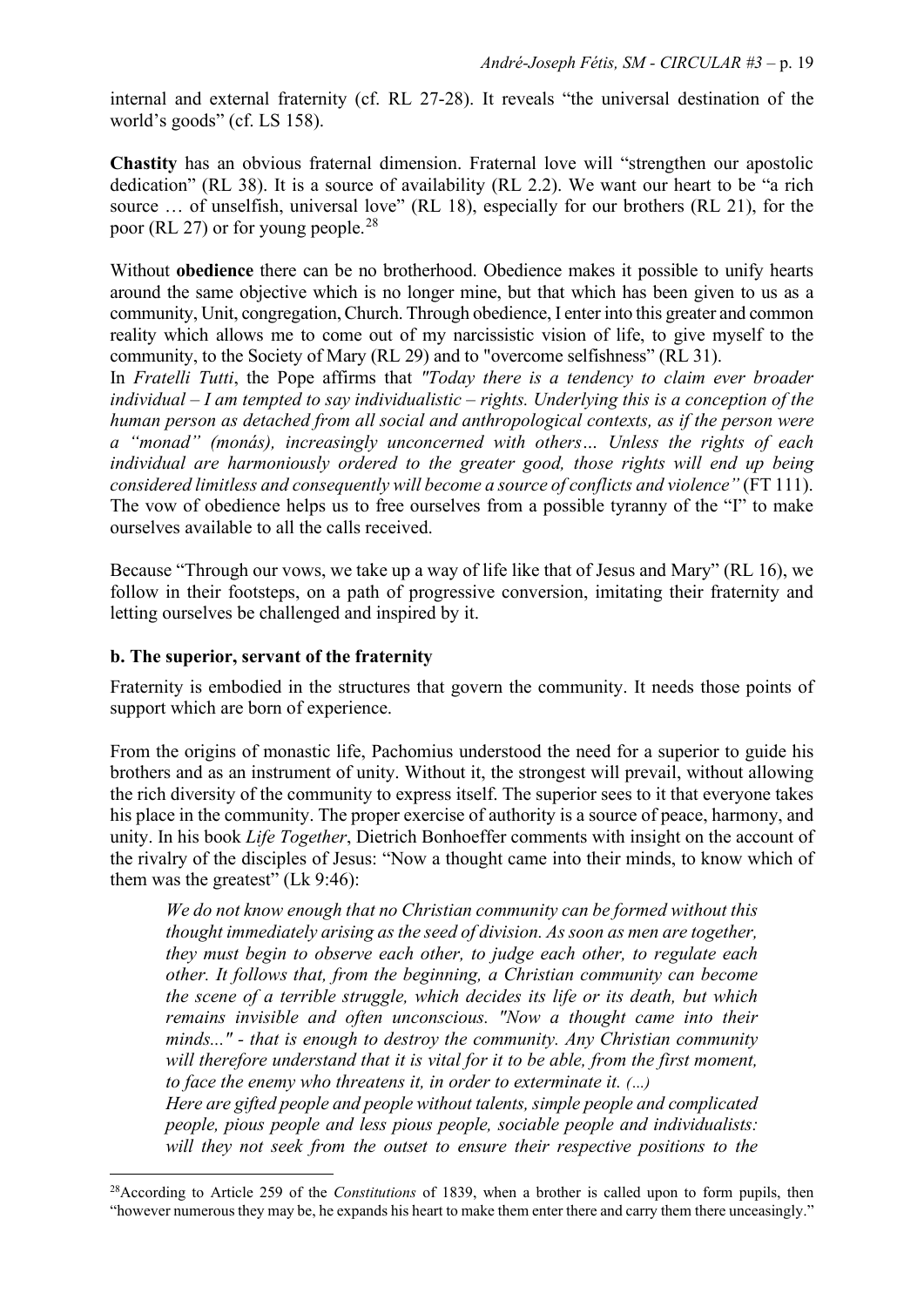internal and external fraternity (cf. RL 27-28). It reveals "the universal destination of the world's goods" (cf. LS 158).

**Chastity** has an obvious fraternal dimension. Fraternal love will "strengthen our apostolic dedication" (RL 38). It is a source of availability (RL 2.2). We want our heart to be "a rich source … of unselfish, universal love" (RL 18), especially for our brothers (RL 21), for the poor (RL 27) or for young people.[28]

Without **obedience** there can be no brotherhood. Obedience makes it possible to unify hearts around the same objective which is no longer mine, but that which has been given to us as a community, Unit, congregation, Church. Through obedience, I enter into this greater and common reality which allows me to come out of my narcissistic vision of life, to give myself to the community, to the Society of Mary (RL 29) and to "overcome selfishness" (RL 31).

In *Fratelli Tutti*, the Pope affirms that *"Today there is a tendency to claim ever broader individual – I am tempted to say individualistic – rights. Underlying this is a conception of the human person as detached from all social and anthropological contexts, as if the person were a "monad" (monás), increasingly unconcerned with others… Unless the rights of each individual are harmoniously ordered to the greater good, those rights will end up being considered limitless and consequently will become a source of conflicts and violence"* (FT 111). The vow of obedience helps us to free ourselves from a possible tyranny of the "I" to make ourselves available to all the calls received.

Because "Through our vows, we take up a way of life like that of Jesus and Mary" (RL 16), we follow in their footsteps, on a path of progressive conversion, imitating their fraternity and letting ourselves be challenged and inspired by it.

### b. The superior, servant of the fraternity

Fraternity is embodied in the structures that govern the community. It needs those points of support which are born of experience.

From the origins of monastic life, Pachomius understood the need for a superior to guide his brothers and as an instrument of unity. Without it, the strongest will prevail, without allowing the rich diversity of the community to express itself. The superior sees to it that everyone takes his place in the community. The proper exercise of authority is a source of peace, harmony, and unity. In his book *Life Together*, Dietrich Bonhoeffer comments with insight on the account of the rivalry of the disciples of Jesus: "Now a thought came into their minds, to know which of them was the greatest" (Lk 9:46):

> *We do not know enough that no Christian community can be formed without this thought immediately arising as the seed of division. As soon as men are together, they must begin to observe each other, to judge each other, to regulate each other. It follows that, from the beginning, a Christian community can become the scene of a terrible struggle, which decides its life or its death, but which remains invisible and often unconscious. "Now a thought came into their minds..." - that is enough to destroy the community. Any Christian community will therefore understand that it is vital for it to be able, from the first moment, to face the enemy who threatens it, in order to exterminate it. (...)*
> *Here are gifted people and people without talents, simple people and complicated people, pious people and less pious people, sociable people and individualists: will they not seek from the outset to ensure their respective positions to the*

---

[28] According to Article 259 of the *Constitutions* of 1839, when a brother is called upon to form pupils, then "however numerous they may be, he expands his heart to make them enter there and carry them there unceasingly."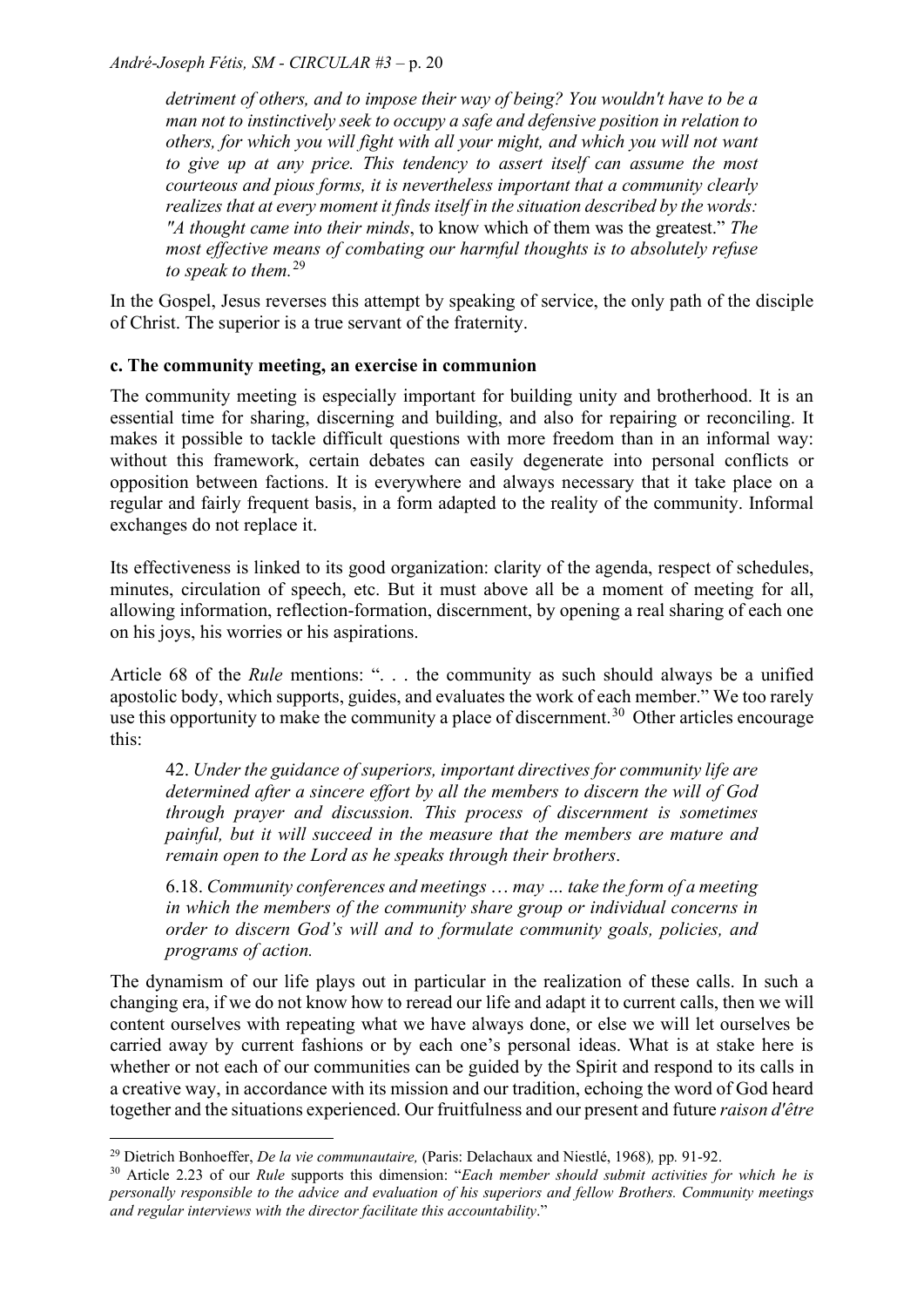*detriment of others, and to impose their way of being? You wouldn't have to be a man not to instinctively seek to occupy a safe and defensive position in relation to others, for which you will fight with all your might, and which you will not want to give up at any price. This tendency to assert itself can assume the most courteous and pious forms, it is nevertheless important that a community clearly realizes that at every moment it finds itself in the situation described by the words: "A thought came into their minds*, to know which of them was the greatest." *The most effective means of combating our harmful thoughts is to absolutely refuse to speak to them.*[29]

In the Gospel, Jesus reverses this attempt by speaking of service, the only path of the disciple of Christ. The superior is a true servant of the fraternity.

**c. The community meeting, an exercise in communion**

The community meeting is especially important for building unity and brotherhood. It is an essential time for sharing, discerning and building, and also for repairing or reconciling. It makes it possible to tackle difficult questions with more freedom than in an informal way: without this framework, certain debates can easily degenerate into personal conflicts or opposition between factions. It is everywhere and always necessary that it take place on a regular and fairly frequent basis, in a form adapted to the reality of the community. Informal exchanges do not replace it.

Its effectiveness is linked to its good organization: clarity of the agenda, respect of schedules, minutes, circulation of speech, etc. But it must above all be a moment of meeting for all, allowing information, reflection-formation, discernment, by opening a real sharing of each one on his joys, his worries or his aspirations.

Article 68 of the *Rule* mentions: ". . . the community as such should always be a unified apostolic body, which supports, guides, and evaluates the work of each member." We too rarely use this opportunity to make the community a place of discernment.[30] Other articles encourage this:

> 42. *Under the guidance of superiors, important directives for community life are determined after a sincere effort by all the members to discern the will of God through prayer and discussion. This process of discernment is sometimes painful, but it will succeed in the measure that the members are mature and remain open to the Lord as he speaks through their brothers*.
>
> 6.18. *Community conferences and meetings … may … take the form of a meeting in which the members of the community share group or individual concerns in order to discern God's will and to formulate community goals, policies, and programs of action.*

The dynamism of our life plays out in particular in the realization of these calls. In such a changing era, if we do not know how to reread our life and adapt it to current calls, then we will content ourselves with repeating what we have always done, or else we will let ourselves be carried away by current fashions or by each one's personal ideas. What is at stake here is whether or not each of our communities can be guided by the Spirit and respond to its calls in a creative way, in accordance with its mission and our tradition, echoing the word of God heard together and the situations experienced. Our fruitfulness and our present and future *raison d'être*

---

[29] Dietrich Bonhoeffer, *De la vie communautaire,* (Paris: Delachaux and Niestlé, 1968)*,* pp. 91-92.

[30] Article 2.23 of our *Rule* supports this dimension: "*Each member should submit activities for which he is personally responsible to the advice and evaluation of his superiors and fellow Brothers. Community meetings and regular interviews with the director facilitate this accountability*."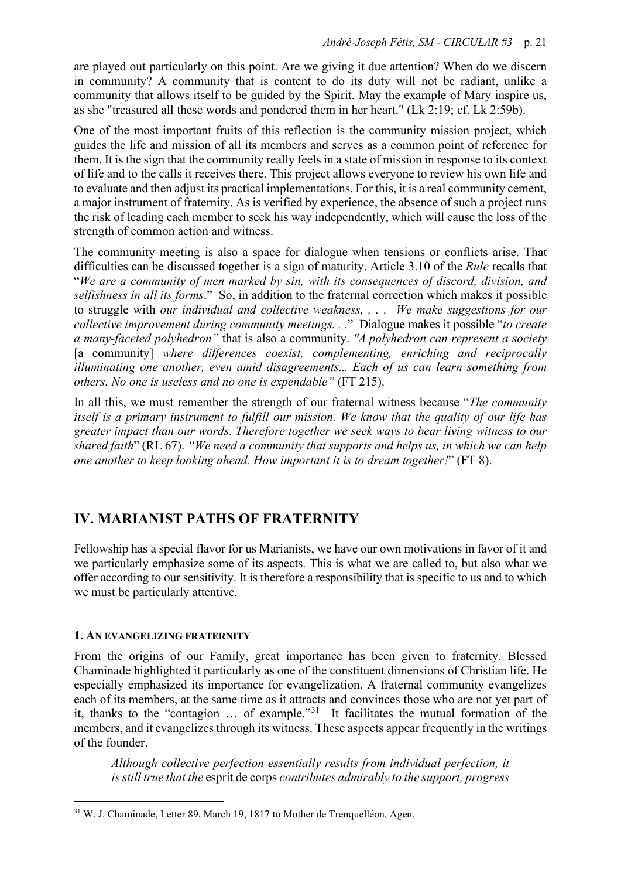are played out particularly on this point. Are we giving it due attention? When do we discern in community? A community that is content to do its duty will not be radiant, unlike a community that allows itself to be guided by the Spirit. May the example of Mary inspire us, as she "treasured all these words and pondered them in her heart." (Lk 2:19; cf. Lk 2:59b).

One of the most important fruits of this reflection is the community mission project, which guides the life and mission of all its members and serves as a common point of reference for them. It is the sign that the community really feels in a state of mission in response to its context of life and to the calls it receives there. This project allows everyone to review his own life and to evaluate and then adjust its practical implementations. For this, it is a real community cement, a major instrument of fraternity. As is verified by experience, the absence of such a project runs the risk of leading each member to seek his way independently, which will cause the loss of the strength of common action and witness.

The community meeting is also a space for dialogue when tensions or conflicts arise. That difficulties can be discussed together is a sign of maturity. Article 3.10 of the *Rule* recalls that "*We are a community of men marked by sin, with its consequences of discord, division, and selfishness in all its forms*." So, in addition to the fraternal correction which makes it possible to struggle with *our individual and collective weakness, . . . We make suggestions for our collective improvement during community meetings. . .*" Dialogue makes it possible "*to create a many-faceted polyhedron"* that is also a community. *"A polyhedron can represent a society* [a community] *where differences coexist, complementing, enriching and reciprocally illuminating one another, even amid disagreements... Each of us can learn something from others. No one is useless and no one is expendable"* (FT 215).

In all this, we must remember the strength of our fraternal witness because "*The community itself is a primary instrument to fulfill our mission. We know that the quality of our life has greater impact than our words. Therefore together we seek ways to bear living witness to our shared faith*" (RL 67). *"We need a community that supports and helps us, in which we can help one another to keep looking ahead. How important it is to dream together!*" (FT 8).

## IV. MARIANIST PATHS OF FRATERNITY

Fellowship has a special flavor for us Marianists, we have our own motivations in favor of it and we particularly emphasize some of its aspects. This is what we are called to, but also what we offer according to our sensitivity. It is therefore a responsibility that is specific to us and to which we must be particularly attentive.

### 1. An evangelizing fraternity

From the origins of our Family, great importance has been given to fraternity. Blessed Chaminade highlighted it particularly as one of the constituent dimensions of Christian life. He especially emphasized its importance for evangelization. A fraternal community evangelizes each of its members, at the same time as it attracts and convinces those who are not yet part of it, thanks to the "contagion … of example."[31] It facilitates the mutual formation of the members, and it evangelizes through its witness. These aspects appear frequently in the writings of the founder.

> *Although collective perfection essentially results from individual perfection, it is still true that the* esprit de corps *contributes admirably to the support, progress*

[31] W. J. Chaminade, Letter 89, March 19, 1817 to Mother de Trenquelléon, Agen.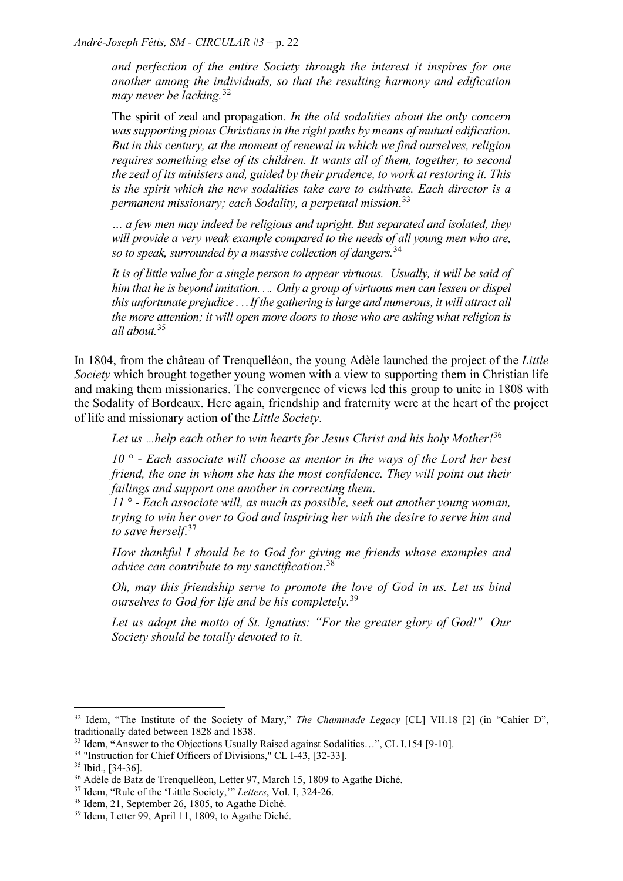> *and perfection of the entire Society through the interest it inspires for one another among the individuals, so that the resulting harmony and edification may never be lacking.*[32]

> The spirit of zeal and propagation*. In the old sodalities about the only concern was supporting pious Christians in the right paths by means of mutual edification. But in this century, at the moment of renewal in which we find ourselves, religion requires something else of its children. It wants all of them, together, to second the zeal of its ministers and, guided by their prudence, to work at restoring it. This is the spirit which the new sodalities take care to cultivate. Each director is a permanent missionary; each Sodality, a perpetual mission*.[33]

> *… a few men may indeed be religious and upright. But separated and isolated, they will provide a very weak example compared to the needs of all young men who are, so to speak, surrounded by a massive collection of dangers.*[34]

> *It is of little value for a single person to appear virtuous. Usually, it will be said of him that he is beyond imitation. . .. Only a group of virtuous men can lessen or dispel this unfortunate prejudice . . . If the gathering is large and numerous, it will attract all the more attention; it will open more doors to those who are asking what religion is all about.*[35]

In 1804, from the château of Trenquelléon, the young Adèle launched the project of the *Little Society* which brought together young women with a view to supporting them in Christian life and making them missionaries. The convergence of views led this group to unite in 1808 with the Sodality of Bordeaux. Here again, friendship and fraternity were at the heart of the project of life and missionary action of the *Little Society*.

> *Let us …help each other to win hearts for Jesus Christ and his holy Mother!*[36]

> *10 ° - Each associate will choose as mentor in the ways of the Lord her best friend, the one in whom she has the most confidence. They will point out their failings and support one another in correcting them*.
> *11 ° - Each associate will, as much as possible, seek out another young woman, trying to win her over to God and inspiring her with the desire to serve him and to save herself*.[37]

> *How thankful I should be to God for giving me friends whose examples and advice can contribute to my sanctification*.[38]

> *Oh, may this friendship serve to promote the love of God in us. Let us bind ourselves to God for life and be his completely*.[39]

> *Let us adopt the motto of St. Ignatius: "For the greater glory of God!" Our Society should be totally devoted to it.*

---

[32] Idem, "The Institute of the Society of Mary," *The Chaminade Legacy* [CL] VII.18 [2] (in "Cahier D", traditionally dated between 1828 and 1838.

[33] Idem, **"**Answer to the Objections Usually Raised against Sodalities…", CL I.154 [9-10].

[34] "Instruction for Chief Officers of Divisions," CL I-43, [32-33].

[35] Ibid., [34-36].

[36] Adèle de Batz de Trenquelléon, Letter 97, March 15, 1809 to Agathe Diché.

[37] Idem, "Rule of the 'Little Society,'" *Letters*, Vol. I, 324-26.

[38] Idem, 21, September 26, 1805, to Agathe Diché.

[39] Idem, Letter 99, April 11, 1809, to Agathe Diché.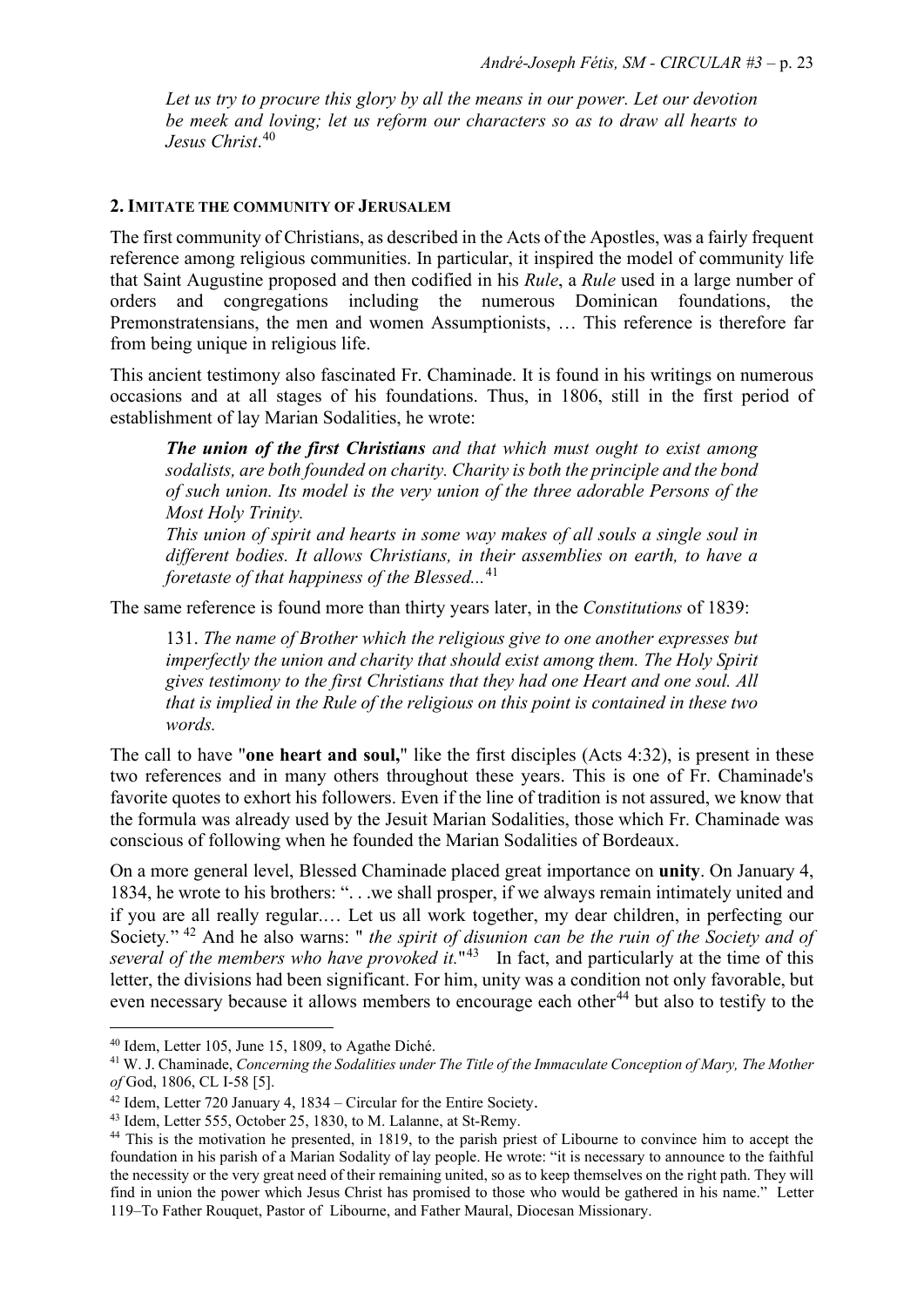*Let us try to procure this glory by all the means in our power. Let our devotion be meek and loving; let us reform our characters so as to draw all hearts to Jesus Christ*.[40]

## 2. IMITATE THE COMMUNITY OF JERUSALEM

The first community of Christians, as described in the Acts of the Apostles, was a fairly frequent reference among religious communities. In particular, it inspired the model of community life that Saint Augustine proposed and then codified in his *Rule*, a *Rule* used in a large number of orders and congregations including the numerous Dominican foundations, the Premonstratensians, the men and women Assumptionists, … This reference is therefore far from being unique in religious life.

This ancient testimony also fascinated Fr. Chaminade. It is found in his writings on numerous occasions and at all stages of his foundations. Thus, in 1806, still in the first period of establishment of lay Marian Sodalities, he wrote:

> ***The union of the first Christians*** *and that which must ought to exist among sodalists, are both founded on charity. Charity is both the principle and the bond of such union. Its model is the very union of the three adorable Persons of the Most Holy Trinity.*
> *This union of spirit and hearts in some way makes of all souls a single soul in different bodies. It allows Christians, in their assemblies on earth, to have a foretaste of that happiness of the Blessed...*[41]

The same reference is found more than thirty years later, in the *Constitutions* of 1839:

> 131. *The name of Brother which the religious give to one another expresses but imperfectly the union and charity that should exist among them. The Holy Spirit gives testimony to the first Christians that they had one Heart and one soul. All that is implied in the Rule of the religious on this point is contained in these two words.*

The call to have "**one heart and soul,**" like the first disciples (Acts 4:32), is present in these two references and in many others throughout these years. This is one of Fr. Chaminade's favorite quotes to exhort his followers. Even if the line of tradition is not assured, we know that the formula was already used by the Jesuit Marian Sodalities, those which Fr. Chaminade was conscious of following when he founded the Marian Sodalities of Bordeaux.

On a more general level, Blessed Chaminade placed great importance on **unity**. On January 4, 1834, he wrote to his brothers: ". . .we shall prosper, if we always remain intimately united and if you are all really regular.… Let us all work together, my dear children, in perfecting our Society." [42] And he also warns: " *the spirit of disunion can be the ruin of the Society and of several of the members who have provoked it.*"[43] In fact, and particularly at the time of this letter, the divisions had been significant. For him, unity was a condition not only favorable, but even necessary because it allows members to encourage each other[44] but also to testify to the

---

[40] Idem, Letter 105, June 15, 1809, to Agathe Diché.

[41] W. J. Chaminade, *Concerning the Sodalities under The Title of the Immaculate Conception of Mary, The Mother of* God, 1806, CL I-58 [5].

[42] Idem, Letter 720 January 4, 1834 – Circular for the Entire Society.

[43] Idem, Letter 555, October 25, 1830, to M. Lalanne, at St-Remy.

[44] This is the motivation he presented, in 1819, to the parish priest of Libourne to convince him to accept the foundation in his parish of a Marian Sodality of lay people. He wrote: "it is necessary to announce to the faithful the necessity or the very great need of their remaining united, so as to keep themselves on the right path. They will find in union the power which Jesus Christ has promised to those who would be gathered in his name." Letter 119–To Father Rouquet, Pastor of Libourne, and Father Maural, Diocesan Missionary.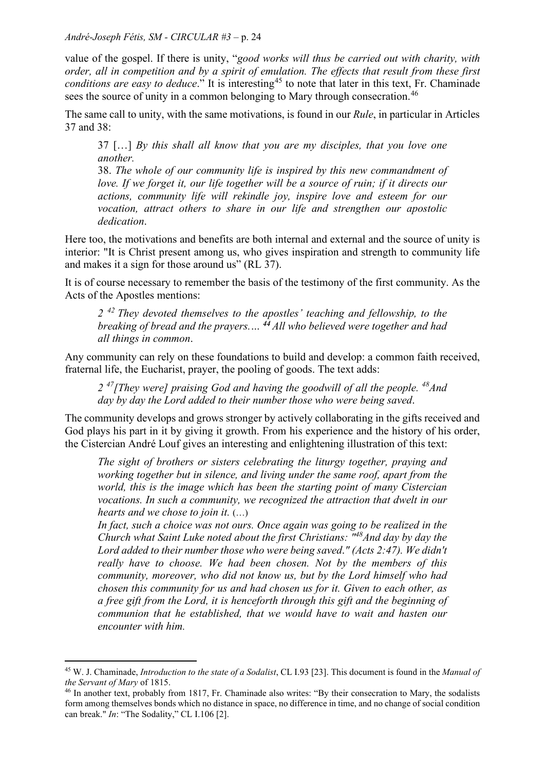value of the gospel. If there is unity, "*good works will thus be carried out with charity, with order, all in competition and by a spirit of emulation. The effects that result from these first conditions are easy to deduce*." It is interesting[45] to note that later in this text, Fr. Chaminade sees the source of unity in a common belonging to Mary through consecration.[46]

The same call to unity, with the same motivations, is found in our *Rule*, in particular in Articles 37 and 38:

> 37 […] *By this shall all know that you are my disciples, that you love one another.*
> 38. *The whole of our community life is inspired by this new commandment of love. If we forget it, our life together will be a source of ruin; if it directs our actions, community life will rekindle joy, inspire love and esteem for our vocation, attract others to share in our life and strengthen our apostolic dedication*.

Here too, the motivations and benefits are both internal and external and the source of unity is interior: "It is Christ present among us, who gives inspiration and strength to community life and makes it a sign for those around us" (RL 37).

It is of course necessary to remember the basis of the testimony of the first community. As the Acts of the Apostles mentions:

> *2 [42] They devoted themselves to the apostles' teaching and fellowship, to the breaking of bread and the prayers…. [44] All who believed were together and had all things in common*.

Any community can rely on these foundations to build and develop: a common faith received, fraternal life, the Eucharist, prayer, the pooling of goods. The text adds:

> *2 [47] [They were] praising God and having the goodwill of all the people. [48] And day by day the Lord added to their number those who were being saved*.

The community develops and grows stronger by actively collaborating in the gifts received and God plays his part in it by giving it growth. From his experience and the history of his order, the Cistercian André Louf gives an interesting and enlightening illustration of this text:

> *The sight of brothers or sisters celebrating the liturgy together, praying and working together but in silence, and living under the same roof, apart from the world, this is the image which has been the starting point of many Cistercian vocations. In such a community, we recognized the attraction that dwelt in our hearts and we chose to join it.* (…)
> *In fact, such a choice was not ours. Once again was going to be realized in the Church what Saint Luke noted about the first Christians: "[48] And day by day the Lord added to their number those who were being saved." (Acts 2:47). We didn't really have to choose. We had been chosen. Not by the members of this community, moreover, who did not know us, but by the Lord himself who had chosen this community for us and had chosen us for it. Given to each other, as a free gift from the Lord, it is henceforth through this gift and the beginning of communion that he established, that we would have to wait and hasten our encounter with him.*

---

[45] W. J. Chaminade, *Introduction to the state of a Sodalist*, CL I.93 [23]. This document is found in the *Manual of the Servant of Mary* of 1815.

[46] In another text, probably from 1817, Fr. Chaminade also writes: "By their consecration to Mary, the sodalists form among themselves bonds which no distance in space, no difference in time, and no change of social condition can break." *In*: "The Sodality," CL I.106 [2].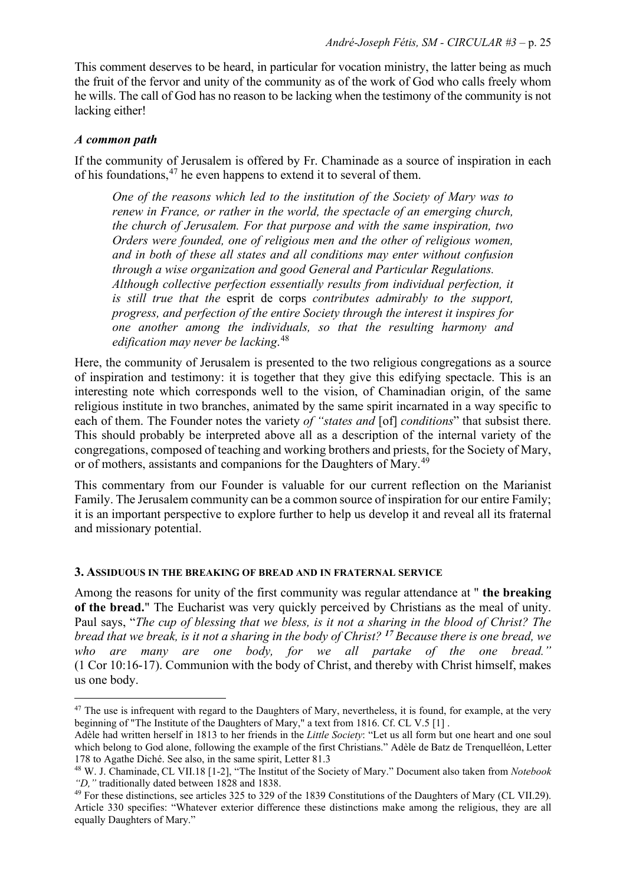This comment deserves to be heard, in particular for vocation ministry, the latter being as much the fruit of the fervor and unity of the community as of the work of God who calls freely whom he wills. The call of God has no reason to be lacking when the testimony of the community is not lacking either!

### *A common path*

If the community of Jerusalem is offered by Fr. Chaminade as a source of inspiration in each of his foundations,[47] he even happens to extend it to several of them.

> *One of the reasons which led to the institution of the Society of Mary was to renew in France, or rather in the world, the spectacle of an emerging church, the church of Jerusalem. For that purpose and with the same inspiration, two Orders were founded, one of religious men and the other of religious women, and in both of these all states and all conditions may enter without confusion through a wise organization and good General and Particular Regulations.*
> *Although collective perfection essentially results from individual perfection, it is still true that the* esprit de corps *contributes admirably to the support, progress, and perfection of the entire Society through the interest it inspires for one another among the individuals, so that the resulting harmony and edification may never be lacking.*[48]

Here, the community of Jerusalem is presented to the two religious congregations as a source of inspiration and testimony: it is together that they give this edifying spectacle. This is an interesting note which corresponds well to the vision, of Chaminadian origin, of the same religious institute in two branches, animated by the same spirit incarnated in a way specific to each of them. The Founder notes the variety *of "states and* [of] *conditions*" that subsist there. This should probably be interpreted above all as a description of the internal variety of the congregations, composed of teaching and working brothers and priests, for the Society of Mary, or of mothers, assistants and companions for the Daughters of Mary.[49]

This commentary from our Founder is valuable for our current reflection on the Marianist Family. The Jerusalem community can be a common source of inspiration for our entire Family; it is an important perspective to explore further to help us develop it and reveal all its fraternal and missionary potential.

## 3. Assiduous in the breaking of bread and in fraternal service

Among the reasons for unity of the first community was regular attendance at " **the breaking of the bread.**" The Eucharist was very quickly perceived by Christians as the meal of unity. Paul says, "*The cup of blessing that we bless, is it not a sharing in the blood of Christ? The bread that we break, is it not a sharing in the body of Christ? **17** Because there is one bread, we who are many are one body, for we all partake of the one bread."* (1 Cor 10:16-17). Communion with the body of Christ, and thereby with Christ himself, makes us one body.

---

[47] The use is infrequent with regard to the Daughters of Mary, nevertheless, it is found, for example, at the very beginning of "The Institute of the Daughters of Mary," a text from 1816. Cf. CL V.5 [1] .
Adèle had written herself in 1813 to her friends in the *Little Society*: "Let us all form but one heart and one soul which belong to God alone, following the example of the first Christians." Adèle de Batz de Trenquelléon, Letter 178 to Agathe Diché. See also, in the same spirit, Letter 81.3

[48] W. J. Chaminade, CL VII.18 [1-2], "The Institut of the Society of Mary." Document also taken from *Notebook "D,"* traditionally dated between 1828 and 1838.

[49] For these distinctions, see articles 325 to 329 of the 1839 Constitutions of the Daughters of Mary (CL VII.29). Article 330 specifies: "Whatever exterior difference these distinctions make among the religious, they are all equally Daughters of Mary."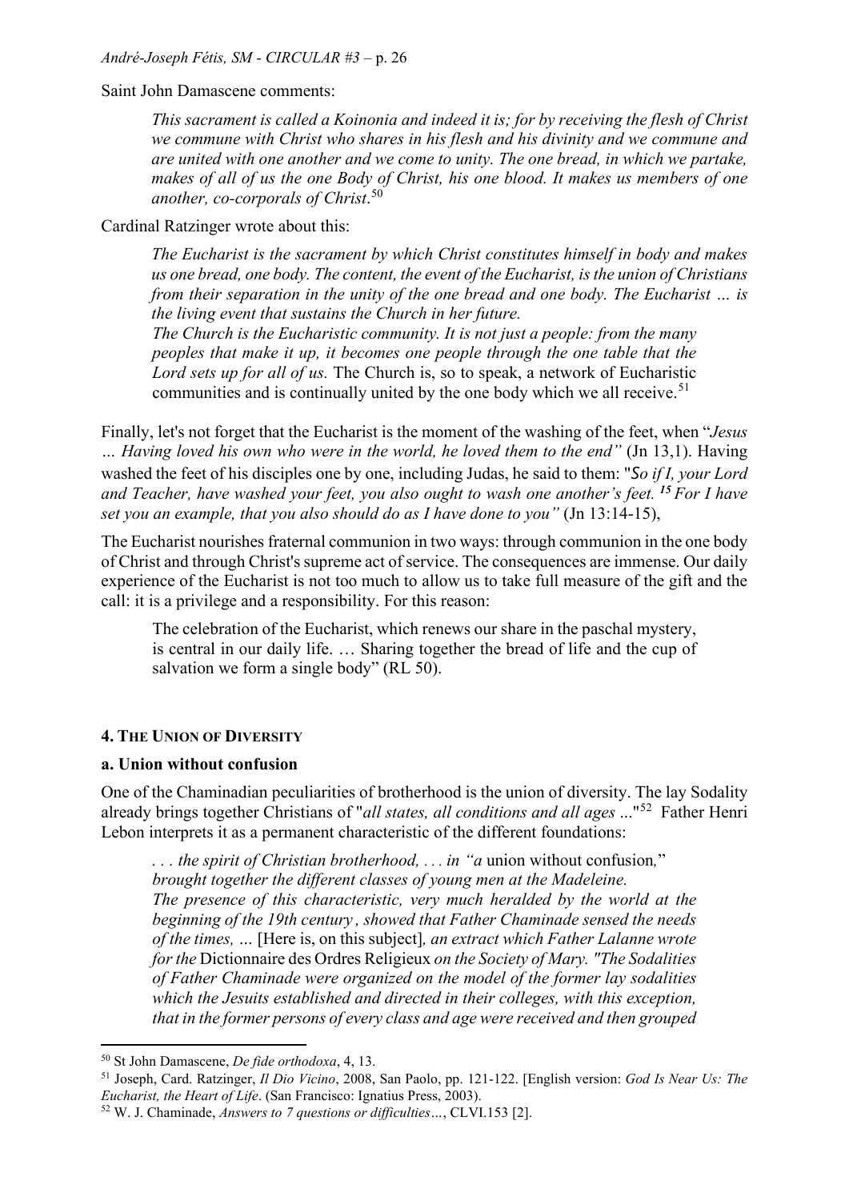Saint John Damascene comments:

> *This sacrament is called a Koinonia and indeed it is; for by receiving the flesh of Christ we commune with Christ who shares in his flesh and his divinity and we commune and are united with one another and we come to unity. The one bread, in which we partake, makes of all of us the one Body of Christ, his one blood. It makes us members of one another, co-corporals of Christ*.[50]

Cardinal Ratzinger wrote about this:

> *The Eucharist is the sacrament by which Christ constitutes himself in body and makes us one bread, one body. The content, the event of the Eucharist, is the union of Christians from their separation in the unity of the one bread and one body. The Eucharist … is the living event that sustains the Church in her future.*
> *The Church is the Eucharistic community. It is not just a people: from the many peoples that make it up, it becomes one people through the one table that the Lord sets up for all of us.* The Church is, so to speak, a network of Eucharistic communities and is continually united by the one body which we all receive.[51]

Finally, let's not forget that the Eucharist is the moment of the washing of the feet, when "*Jesus … Having loved his own who were in the world, he loved them to the end"* (Jn 13,1). Having washed the feet of his disciples one by one, including Judas, he said to them: "*So if I, your Lord and Teacher, have washed your feet, you also ought to wash one another's feet.* ***15*** *For I have set you an example, that you also should do as I have done to you"* (Jn 13:14-15),

The Eucharist nourishes fraternal communion in two ways: through communion in the one body of Christ and through Christ's supreme act of service. The consequences are immense. Our daily experience of the Eucharist is not too much to allow us to take full measure of the gift and the call: it is a privilege and a responsibility. For this reason:

> The celebration of the Eucharist, which renews our share in the paschal mystery, is central in our daily life. … Sharing together the bread of life and the cup of salvation we form a single body" (RL 50).

#### 4. The Union of Diversity

#### a. Union without confusion

One of the Chaminadian peculiarities of brotherhood is the union of diversity. The lay Sodality already brings together Christians of "*all states, all conditions and all ages* ..."[52] Father Henri Lebon interprets it as a permanent characteristic of the different foundations:

> *. . . the spirit of Christian brotherhood, . . . in "a* union without confusion*,"* *brought together the different classes of young men at the Madeleine.*
> *The presence of this characteristic, very much heralded by the world at the beginning of the 19th century , showed that Father Chaminade sensed the needs of the times, …* [Here is, on this subject]*, an extract which Father Lalanne wrote for the* Dictionnaire des Ordres Religieux *on the Society of Mary. "The Sodalities of Father Chaminade were organized on the model of the former lay sodalities which the Jesuits established and directed in their colleges, with this exception, that in the former persons of every class and age were received and then grouped*

---

[50] St John Damascene, *De fide orthodoxa*, 4, 13.

[51] Joseph, Card. Ratzinger, *Il Dio Vicino*, 2008, San Paolo, pp. 121-122. [English version: *God Is Near Us: The Eucharist, the Heart of Life*. (San Francisco: Ignatius Press, 2003).

[52] W. J. Chaminade, *Answers to 7 questions or difficulties…*, CLVI.153 [2].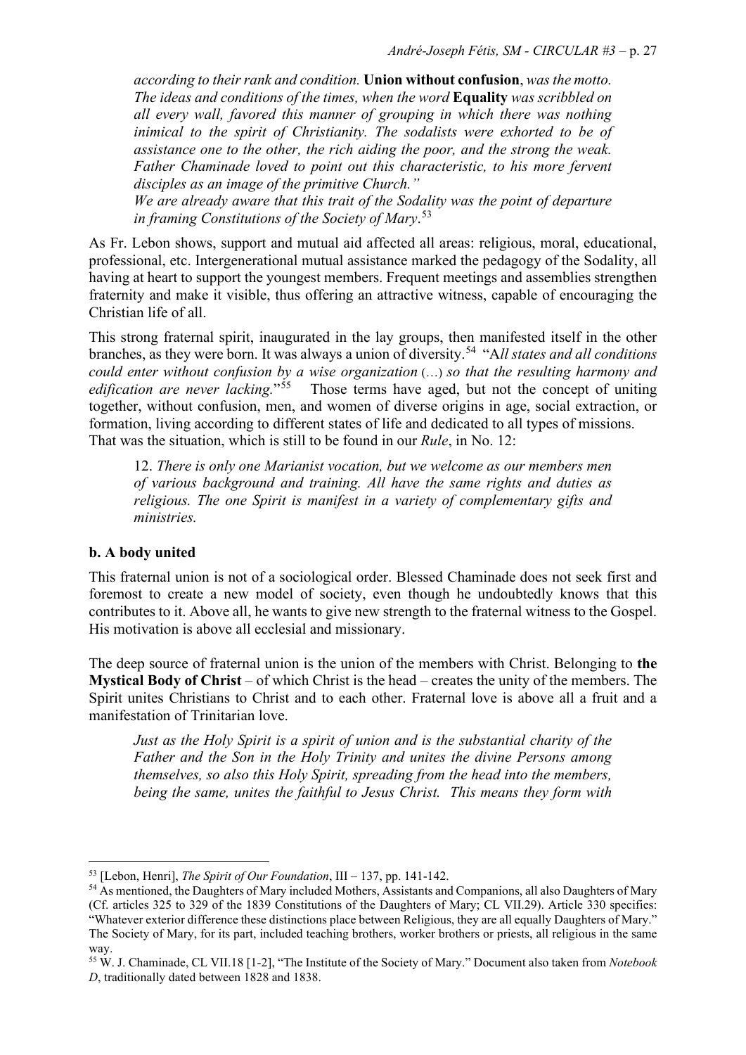*according to their rank and condition.* **Union without confusion**, *was the motto. The ideas and conditions of the times, when the word* **Equality** *was scribbled on all every wall, favored this manner of grouping in which there was nothing inimical to the spirit of Christianity. The sodalists were exhorted to be of assistance one to the other, the rich aiding the poor, and the strong the weak. Father Chaminade loved to point out this characteristic, to his more fervent disciples as an image of the primitive Church."*
*We are already aware that this trait of the Sodality was the point of departure in framing Constitutions of the Society of Mary*.[53]

As Fr. Lebon shows, support and mutual aid affected all areas: religious, moral, educational, professional, etc. Intergenerational mutual assistance marked the pedagogy of the Sodality, all having at heart to support the youngest members. Frequent meetings and assemblies strengthen fraternity and make it visible, thus offering an attractive witness, capable of encouraging the Christian life of all.

This strong fraternal spirit, inaugurated in the lay groups, then manifested itself in the other branches, as they were born. It was always a union of diversity.[54] "A*ll states and all conditions could enter without confusion by a wise organization* (…) *so that the resulting harmony and edification are never lacking.*"[55] Those terms have aged, but not the concept of uniting together, without confusion, men, and women of diverse origins in age, social extraction, or formation, living according to different states of life and dedicated to all types of missions. That was the situation, which is still to be found in our *Rule*, in No. 12:

> 12. *There is only one Marianist vocation, but we welcome as our members men of various background and training. All have the same rights and duties as religious. The one Spirit is manifest in a variety of complementary gifts and ministries.*

### b. A body united

This fraternal union is not of a sociological order. Blessed Chaminade does not seek first and foremost to create a new model of society, even though he undoubtedly knows that this contributes to it. Above all, he wants to give new strength to the fraternal witness to the Gospel. His motivation is above all ecclesial and missionary.

The deep source of fraternal union is the union of the members with Christ. Belonging to **the Mystical Body of Christ** – of which Christ is the head – creates the unity of the members. The Spirit unites Christians to Christ and to each other. Fraternal love is above all a fruit and a manifestation of Trinitarian love.

> *Just as the Holy Spirit is a spirit of union and is the substantial charity of the Father and the Son in the Holy Trinity and unites the divine Persons among themselves, so also this Holy Spirit, spreading from the head into the members, being the same, unites the faithful to Jesus Christ. This means they form with*

---

[53] [Lebon, Henri], *The Spirit of Our Foundation*, III – 137, pp. 141-142.

[54] As mentioned, the Daughters of Mary included Mothers, Assistants and Companions, all also Daughters of Mary (Cf. articles 325 to 329 of the 1839 Constitutions of the Daughters of Mary; CL VII.29). Article 330 specifies: "Whatever exterior difference these distinctions place between Religious, they are all equally Daughters of Mary." The Society of Mary, for its part, included teaching brothers, worker brothers or priests, all religious in the same way.

[55] W. J. Chaminade, CL VII.18 [1-2], "The Institute of the Society of Mary." Document also taken from *Notebook D*, traditionally dated between 1828 and 1838.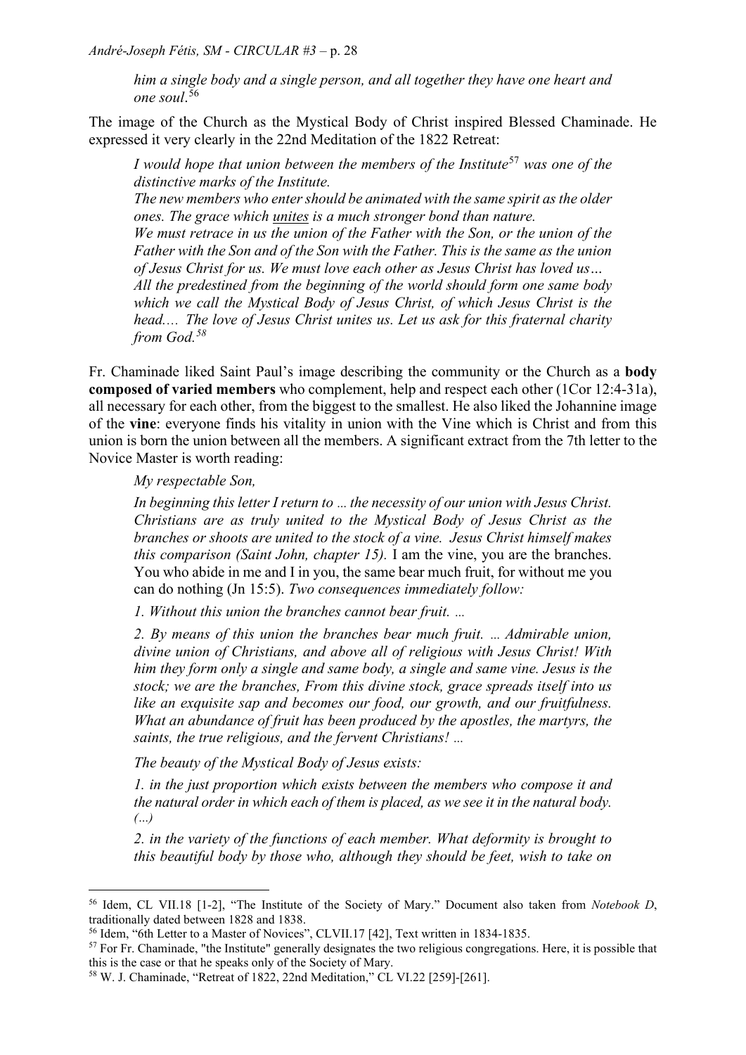*him a single body and a single person, and all together they have one heart and one soul*.[56]

The image of the Church as the Mystical Body of Christ inspired Blessed Chaminade. He expressed it very clearly in the 22nd Meditation of the 1822 Retreat:

> *I would hope that union between the members of the Institute*[57] *was one of the distinctive marks of the Institute.*
> *The new members who enter should be animated with the same spirit as the older ones. The grace which* <u>*unites*</u> *is a much stronger bond than nature.*
> *We must retrace in us the union of the Father with the Son, or the union of the Father with the Son and of the Son with the Father. This is the same as the union of Jesus Christ for us. We must love each other as Jesus Christ has loved us…*
> *All the predestined from the beginning of the world should form one same body which we call the Mystical Body of Jesus Christ, of which Jesus Christ is the head.… The love of Jesus Christ unites us. Let us ask for this fraternal charity from God.*[58]

Fr. Chaminade liked Saint Paul's image describing the community or the Church as a **body composed of varied members** who complement, help and respect each other (1Cor 12:4-31a), all necessary for each other, from the biggest to the smallest. He also liked the Johannine image of the **vine**: everyone finds his vitality in union with the Vine which is Christ and from this union is born the union between all the members. A significant extract from the 7th letter to the Novice Master is worth reading:

> *My respectable Son,*
>
> *In beginning this letter I return to … the necessity of our union with Jesus Christ. Christians are as truly united to the Mystical Body of Jesus Christ as the branches or shoots are united to the stock of a vine. Jesus Christ himself makes this comparison (Saint John, chapter 15).* I am the vine, you are the branches. You who abide in me and I in you, the same bear much fruit, for without me you can do nothing (Jn 15:5). *Two consequences immediately follow:*
>
> *1. Without this union the branches cannot bear fruit. …*
>
> *2. By means of this union the branches bear much fruit. … Admirable union, divine union of Christians, and above all of religious with Jesus Christ! With him they form only a single and same body, a single and same vine. Jesus is the stock; we are the branches, From this divine stock, grace spreads itself into us like an exquisite sap and becomes our food, our growth, and our fruitfulness. What an abundance of fruit has been produced by the apostles, the martyrs, the saints, the true religious, and the fervent Christians! …*
>
> *The beauty of the Mystical Body of Jesus exists:*
>
> *1. in the just proportion which exists between the members who compose it and the natural order in which each of them is placed, as we see it in the natural body. (…)*
>
> *2. in the variety of the functions of each member. What deformity is brought to this beautiful body by those who, although they should be feet, wish to take on*

---

[56] Idem, CL VII.18 [1-2], "The Institute of the Society of Mary." Document also taken from *Notebook D*, traditionally dated between 1828 and 1838.

[56] Idem, "6th Letter to a Master of Novices", CLVII.17 [42], Text written in 1834-1835.

[57] For Fr. Chaminade, "the Institute" generally designates the two religious congregations. Here, it is possible that this is the case or that he speaks only of the Society of Mary.

[58] W. J. Chaminade, "Retreat of 1822, 22nd Meditation," CL VI.22 [259]-[261].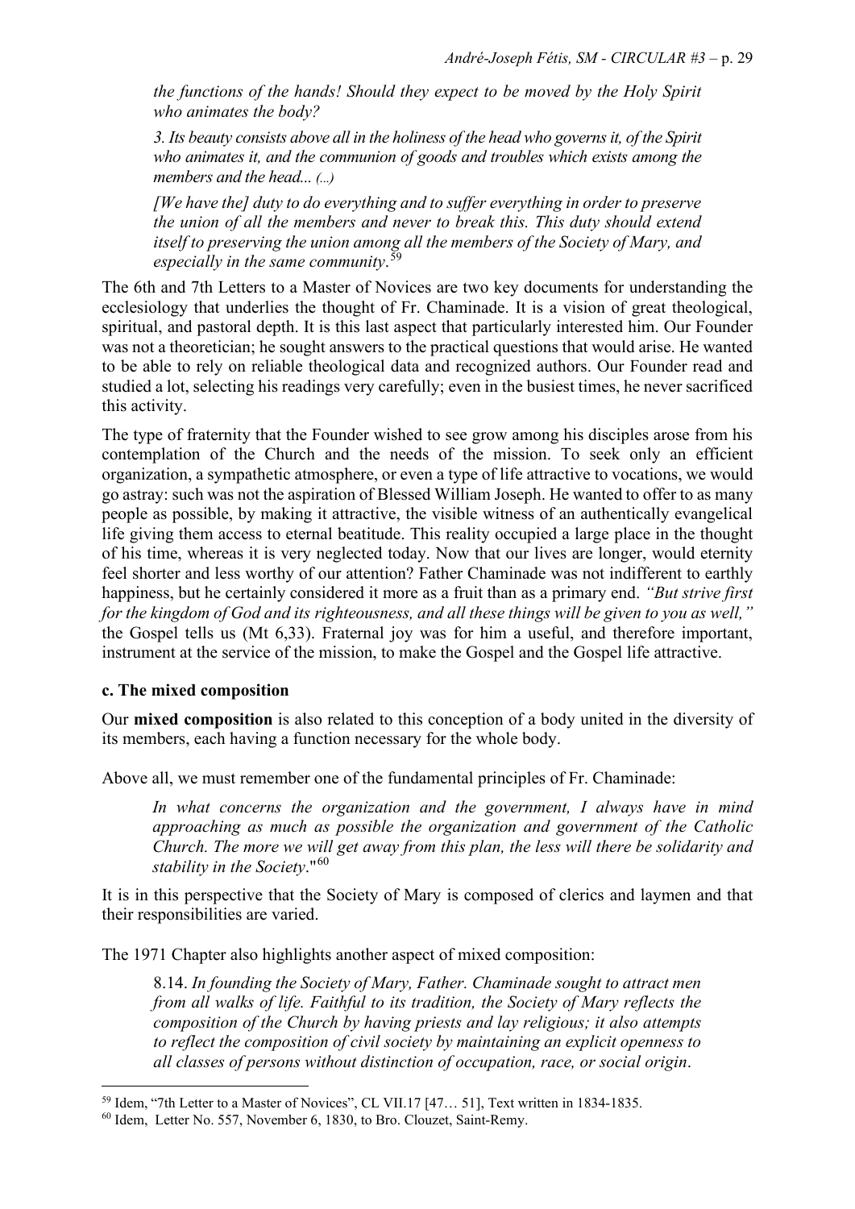*the functions of the hands! Should they expect to be moved by the Holy Spirit who animates the body?*

> *3. Its beauty consists above all in the holiness of the head who governs it, of the Spirit who animates it, and the communion of goods and troubles which exists among the members and the head... (...)*
>
> *[We have the] duty to do everything and to suffer everything in order to preserve the union of all the members and never to break this. This duty should extend itself to preserving the union among all the members of the Society of Mary, and especially in the same community*.[59]

The 6th and 7th Letters to a Master of Novices are two key documents for understanding the ecclesiology that underlies the thought of Fr. Chaminade. It is a vision of great theological, spiritual, and pastoral depth. It is this last aspect that particularly interested him. Our Founder was not a theoretician; he sought answers to the practical questions that would arise. He wanted to be able to rely on reliable theological data and recognized authors. Our Founder read and studied a lot, selecting his readings very carefully; even in the busiest times, he never sacrificed this activity.

The type of fraternity that the Founder wished to see grow among his disciples arose from his contemplation of the Church and the needs of the mission. To seek only an efficient organization, a sympathetic atmosphere, or even a type of life attractive to vocations, we would go astray: such was not the aspiration of Blessed William Joseph. He wanted to offer to as many people as possible, by making it attractive, the visible witness of an authentically evangelical life giving them access to eternal beatitude. This reality occupied a large place in the thought of his time, whereas it is very neglected today. Now that our lives are longer, would eternity feel shorter and less worthy of our attention? Father Chaminade was not indifferent to earthly happiness, but he certainly considered it more as a fruit than as a primary end. *"But strive first for the kingdom of God and its righteousness, and all these things will be given to you as well,"* the Gospel tells us (Mt 6,33). Fraternal joy was for him a useful, and therefore important, instrument at the service of the mission, to make the Gospel and the Gospel life attractive.

**c. The mixed composition**

Our **mixed composition** is also related to this conception of a body united in the diversity of its members, each having a function necessary for the whole body.

Above all, we must remember one of the fundamental principles of Fr. Chaminade:

> *In what concerns the organization and the government, I always have in mind approaching as much as possible the organization and government of the Catholic Church. The more we will get away from this plan, the less will there be solidarity and stability in the Society*."[60]

It is in this perspective that the Society of Mary is composed of clerics and laymen and that their responsibilities are varied.

The 1971 Chapter also highlights another aspect of mixed composition:

> 8.14. *In founding the Society of Mary, Father. Chaminade sought to attract men from all walks of life. Faithful to its tradition, the Society of Mary reflects the composition of the Church by having priests and lay religious; it also attempts to reflect the composition of civil society by maintaining an explicit openness to all classes of persons without distinction of occupation, race, or social origin*.

---

[59] Idem, "7th Letter to a Master of Novices", CL VII.17 [47… 51], Text written in 1834-1835.

[60] Idem, Letter No. 557, November 6, 1830, to Bro. Clouzet, Saint-Remy.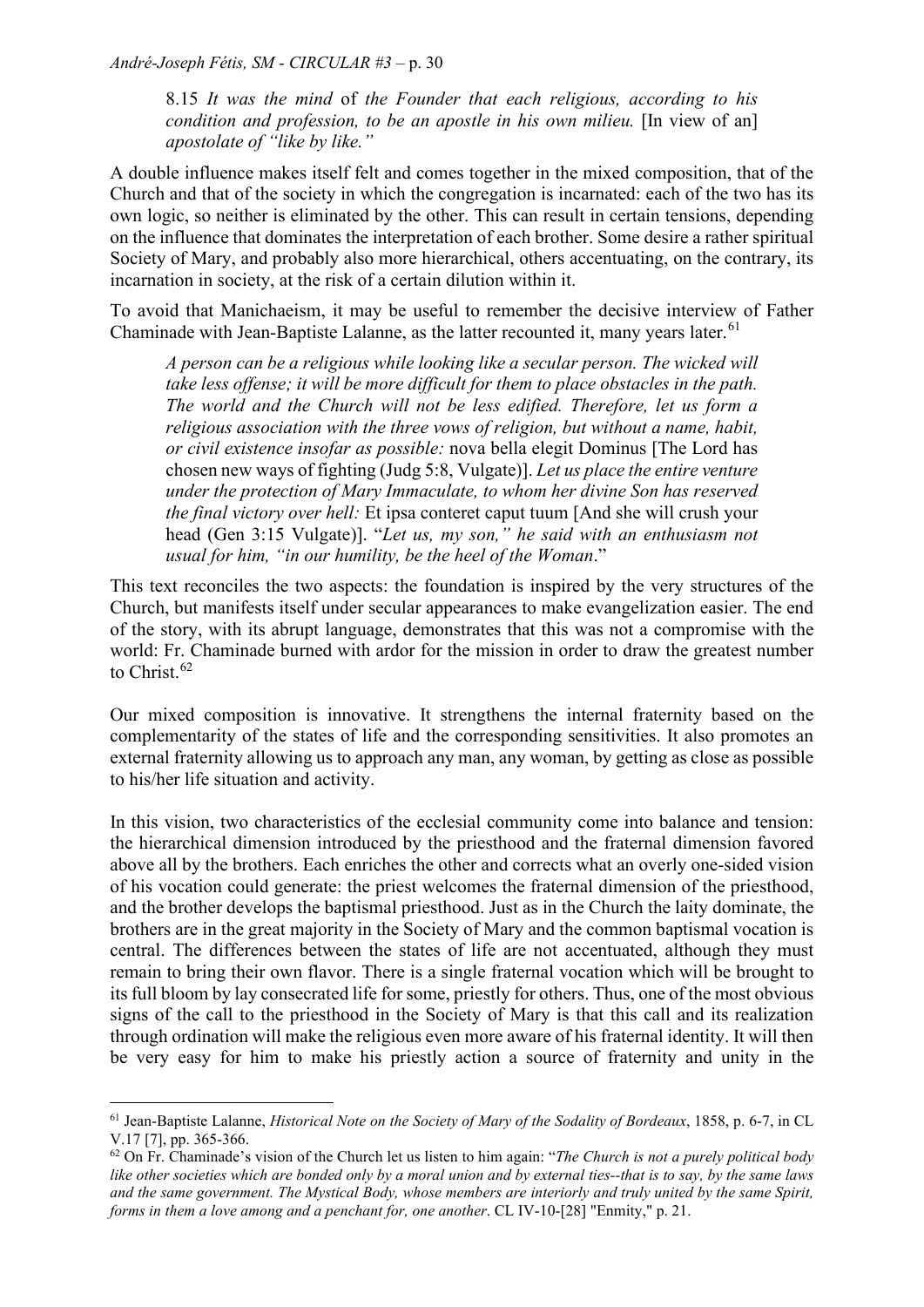> 8.15 *It was the mind* of *the Founder that each religious, according to his condition and profession, to be an apostle in his own milieu.* [In view of an] *apostolate of "like by like."*

A double influence makes itself felt and comes together in the mixed composition, that of the Church and that of the society in which the congregation is incarnated: each of the two has its own logic, so neither is eliminated by the other. This can result in certain tensions, depending on the influence that dominates the interpretation of each brother. Some desire a rather spiritual Society of Mary, and probably also more hierarchical, others accentuating, on the contrary, its incarnation in society, at the risk of a certain dilution within it.

To avoid that Manichaeism, it may be useful to remember the decisive interview of Father Chaminade with Jean-Baptiste Lalanne, as the latter recounted it, many years later.[61]

> *A person can be a religious while looking like a secular person. The wicked will take less offense; it will be more difficult for them to place obstacles in the path. The world and the Church will not be less edified. Therefore, let us form a religious association with the three vows of religion, but without a name, habit, or civil existence insofar as possible:* nova bella elegit Dominus [The Lord has chosen new ways of fighting (Judg 5:8, Vulgate)]. *Let us place the entire venture under the protection of Mary Immaculate, to whom her divine Son has reserved the final victory over hell:* Et ipsa conteret caput tuum [And she will crush your head (Gen 3:15 Vulgate)]. "*Let us, my son," he said with an enthusiasm not usual for him, "in our humility, be the heel of the Woman*."

This text reconciles the two aspects: the foundation is inspired by the very structures of the Church, but manifests itself under secular appearances to make evangelization easier. The end of the story, with its abrupt language, demonstrates that this was not a compromise with the world: Fr. Chaminade burned with ardor for the mission in order to draw the greatest number to Christ.[62]

Our mixed composition is innovative. It strengthens the internal fraternity based on the complementarity of the states of life and the corresponding sensitivities. It also promotes an external fraternity allowing us to approach any man, any woman, by getting as close as possible to his/her life situation and activity.

In this vision, two characteristics of the ecclesial community come into balance and tension: the hierarchical dimension introduced by the priesthood and the fraternal dimension favored above all by the brothers. Each enriches the other and corrects what an overly one-sided vision of his vocation could generate: the priest welcomes the fraternal dimension of the priesthood, and the brother develops the baptismal priesthood. Just as in the Church the laity dominate, the brothers are in the great majority in the Society of Mary and the common baptismal vocation is central. The differences between the states of life are not accentuated, although they must remain to bring their own flavor. There is a single fraternal vocation which will be brought to its full bloom by lay consecrated life for some, priestly for others. Thus, one of the most obvious signs of the call to the priesthood in the Society of Mary is that this call and its realization through ordination will make the religious even more aware of his fraternal identity. It will then be very easy for him to make his priestly action a source of fraternity and unity in the

---

[61] Jean-Baptiste Lalanne, *Historical Note on the Society of Mary of the Sodality of Bordeaux*, 1858, p. 6-7, in CL V.17 [7], pp. 365-366.

[62] On Fr. Chaminade's vision of the Church let us listen to him again: "*The Church is not a purely political body like other societies which are bonded only by a moral union and by external ties--that is to say, by the same laws and the same government. The Mystical Body, whose members are interiorly and truly united by the same Spirit, forms in them a love among and a penchant for, one another*. CL IV-10-[28] "Enmity," p. 21.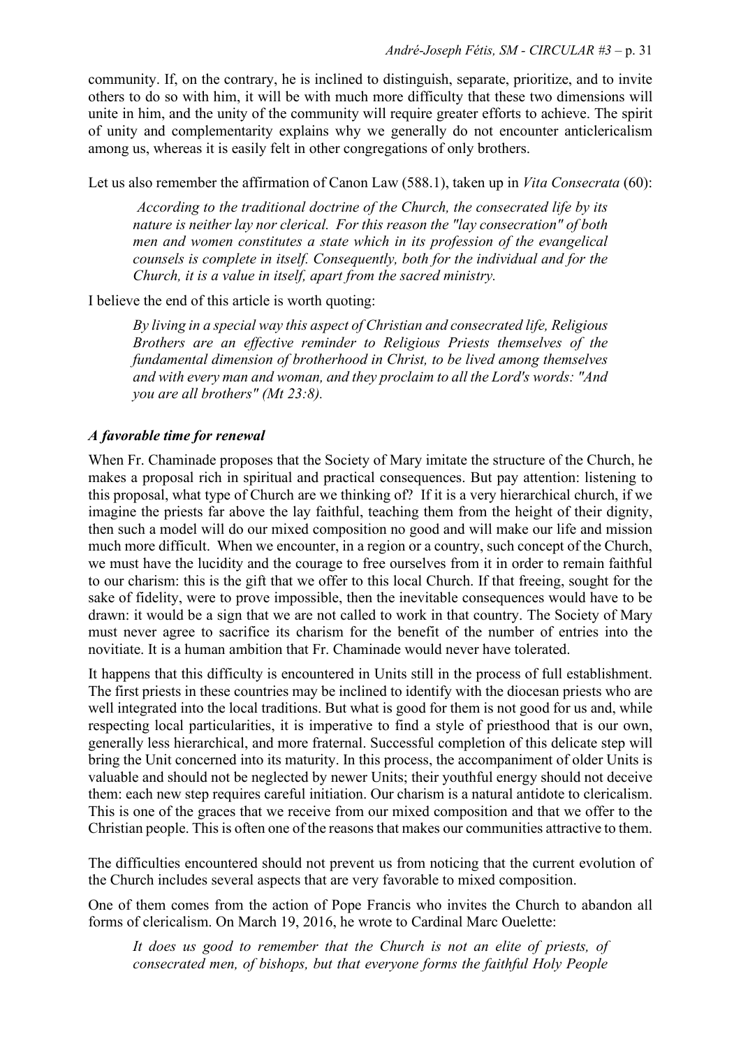community. If, on the contrary, he is inclined to distinguish, separate, prioritize, and to invite others to do so with him, it will be with much more difficulty that these two dimensions will unite in him, and the unity of the community will require greater efforts to achieve. The spirit of unity and complementarity explains why we generally do not encounter anticlericalism among us, whereas it is easily felt in other congregations of only brothers.

Let us also remember the affirmation of Canon Law (588.1), taken up in *Vita Consecrata* (60):

> *According to the traditional doctrine of the Church, the consecrated life by its nature is neither lay nor clerical. For this reason the "lay consecration" of both men and women constitutes a state which in its profession of the evangelical counsels is complete in itself. Consequently, both for the individual and for the Church, it is a value in itself, apart from the sacred ministry.*

I believe the end of this article is worth quoting:

> *By living in a special way this aspect of Christian and consecrated life, Religious Brothers are an effective reminder to Religious Priests themselves of the fundamental dimension of brotherhood in Christ, to be lived among themselves and with every man and woman, and they proclaim to all the Lord's words: "And you are all brothers" (Mt 23:8).*

### *A favorable time for renewal*

When Fr. Chaminade proposes that the Society of Mary imitate the structure of the Church, he makes a proposal rich in spiritual and practical consequences. But pay attention: listening to this proposal, what type of Church are we thinking of? If it is a very hierarchical church, if we imagine the priests far above the lay faithful, teaching them from the height of their dignity, then such a model will do our mixed composition no good and will make our life and mission much more difficult. When we encounter, in a region or a country, such concept of the Church, we must have the lucidity and the courage to free ourselves from it in order to remain faithful to our charism: this is the gift that we offer to this local Church. If that freeing, sought for the sake of fidelity, were to prove impossible, then the inevitable consequences would have to be drawn: it would be a sign that we are not called to work in that country. The Society of Mary must never agree to sacrifice its charism for the benefit of the number of entries into the novitiate. It is a human ambition that Fr. Chaminade would never have tolerated.

It happens that this difficulty is encountered in Units still in the process of full establishment. The first priests in these countries may be inclined to identify with the diocesan priests who are well integrated into the local traditions. But what is good for them is not good for us and, while respecting local particularities, it is imperative to find a style of priesthood that is our own, generally less hierarchical, and more fraternal. Successful completion of this delicate step will bring the Unit concerned into its maturity. In this process, the accompaniment of older Units is valuable and should not be neglected by newer Units; their youthful energy should not deceive them: each new step requires careful initiation. Our charism is a natural antidote to clericalism. This is one of the graces that we receive from our mixed composition and that we offer to the Christian people. This is often one of the reasons that makes our communities attractive to them.

The difficulties encountered should not prevent us from noticing that the current evolution of the Church includes several aspects that are very favorable to mixed composition.

One of them comes from the action of Pope Francis who invites the Church to abandon all forms of clericalism. On March 19, 2016, he wrote to Cardinal Marc Ouelette:

> *It does us good to remember that the Church is not an elite of priests, of consecrated men, of bishops, but that everyone forms the faithful Holy People*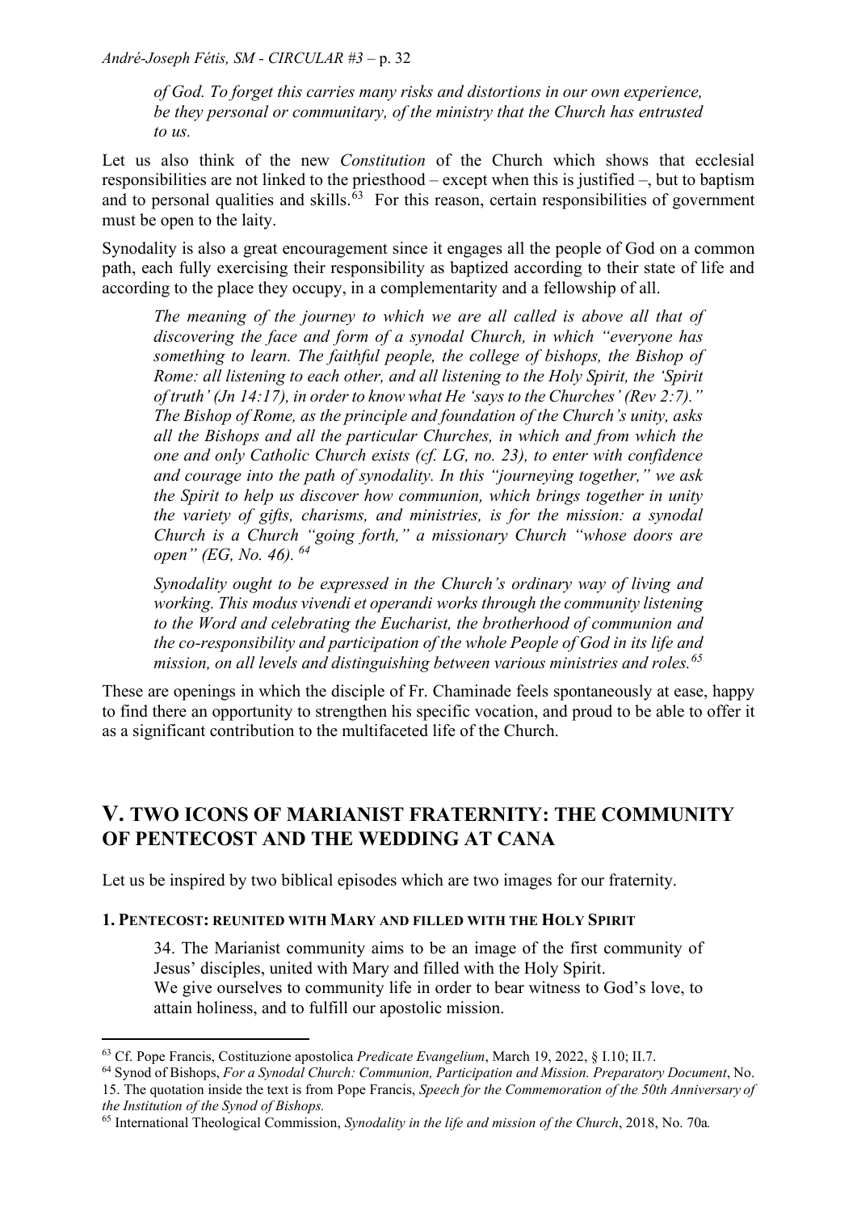*of God. To forget this carries many risks and distortions in our own experience, be they personal or communitary, of the ministry that the Church has entrusted to us.*

Let us also think of the new *Constitution* of the Church which shows that ecclesial responsibilities are not linked to the priesthood – except when this is justified –, but to baptism and to personal qualities and skills.[63] For this reason, certain responsibilities of government must be open to the laity.

Synodality is also a great encouragement since it engages all the people of God on a common path, each fully exercising their responsibility as baptized according to their state of life and according to the place they occupy, in a complementarity and a fellowship of all.

> *The meaning of the journey to which we are all called is above all that of discovering the face and form of a synodal Church, in which "everyone has something to learn. The faithful people, the college of bishops, the Bishop of Rome: all listening to each other, and all listening to the Holy Spirit, the 'Spirit of truth' (Jn 14:17), in order to know what He 'says to the Churches' (Rev 2:7)." The Bishop of Rome, as the principle and foundation of the Church's unity, asks all the Bishops and all the particular Churches, in which and from which the one and only Catholic Church exists (cf. LG, no. 23), to enter with confidence and courage into the path of synodality. In this "journeying together," we ask the Spirit to help us discover how communion, which brings together in unity the variety of gifts, charisms, and ministries, is for the mission: a synodal Church is a Church "going forth," a missionary Church "whose doors are open" (EG, No. 46).* [64]
>
> *Synodality ought to be expressed in the Church's ordinary way of living and working. This modus vivendi et operandi works through the community listening to the Word and celebrating the Eucharist, the brotherhood of communion and the co-responsibility and participation of the whole People of God in its life and mission, on all levels and distinguishing between various ministries and roles.*[65]

These are openings in which the disciple of Fr. Chaminade feels spontaneously at ease, happy to find there an opportunity to strengthen his specific vocation, and proud to be able to offer it as a significant contribution to the multifaceted life of the Church.

## V. TWO ICONS OF MARIANIST FRATERNITY: THE COMMUNITY OF PENTECOST AND THE WEDDING AT CANA

Let us be inspired by two biblical episodes which are two images for our fraternity.

### 1. PENTECOST: REUNITED WITH MARY AND FILLED WITH THE HOLY SPIRIT

> 34. The Marianist community aims to be an image of the first community of Jesus' disciples, united with Mary and filled with the Holy Spirit.
> We give ourselves to community life in order to bear witness to God's love, to attain holiness, and to fulfill our apostolic mission.

---

[63] Cf. Pope Francis, Costituzione apostolica *Predicate Evangelium*, March 19, 2022, § I.10; II.7.

[64] Synod of Bishops, *For a Synodal Church: Communion, Participation and Mission. Preparatory Document*, No. 15. The quotation inside the text is from Pope Francis, *Speech for the Commemoration of the 50th Anniversary of the Institution of the Synod of Bishops.*

[65] International Theological Commission, *Synodality in the life and mission of the Church*, 2018, No. 70a*.*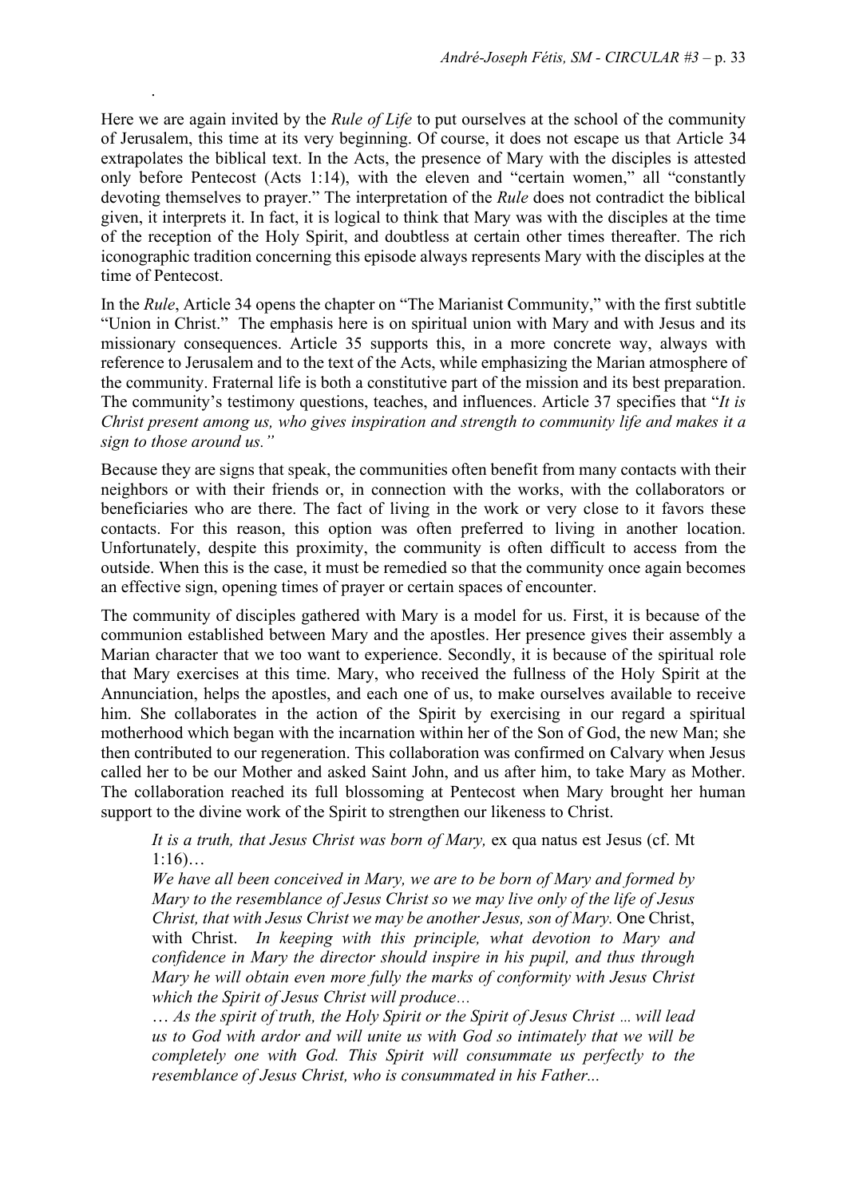Here we are again invited by the *Rule of Life* to put ourselves at the school of the community of Jerusalem, this time at its very beginning. Of course, it does not escape us that Article 34 extrapolates the biblical text. In the Acts, the presence of Mary with the disciples is attested only before Pentecost (Acts 1:14), with the eleven and "certain women," all "constantly devoting themselves to prayer." The interpretation of the *Rule* does not contradict the biblical given, it interprets it. In fact, it is logical to think that Mary was with the disciples at the time of the reception of the Holy Spirit, and doubtless at certain other times thereafter. The rich iconographic tradition concerning this episode always represents Mary with the disciples at the time of Pentecost.

In the *Rule*, Article 34 opens the chapter on "The Marianist Community," with the first subtitle "Union in Christ." The emphasis here is on spiritual union with Mary and with Jesus and its missionary consequences. Article 35 supports this, in a more concrete way, always with reference to Jerusalem and to the text of the Acts, while emphasizing the Marian atmosphere of the community. Fraternal life is both a constitutive part of the mission and its best preparation. The community's testimony questions, teaches, and influences. Article 37 specifies that "*It is Christ present among us, who gives inspiration and strength to community life and makes it a sign to those around us."*

Because they are signs that speak, the communities often benefit from many contacts with their neighbors or with their friends or, in connection with the works, with the collaborators or beneficiaries who are there. The fact of living in the work or very close to it favors these contacts. For this reason, this option was often preferred to living in another location. Unfortunately, despite this proximity, the community is often difficult to access from the outside. When this is the case, it must be remedied so that the community once again becomes an effective sign, opening times of prayer or certain spaces of encounter.

The community of disciples gathered with Mary is a model for us. First, it is because of the communion established between Mary and the apostles. Her presence gives their assembly a Marian character that we too want to experience. Secondly, it is because of the spiritual role that Mary exercises at this time. Mary, who received the fullness of the Holy Spirit at the Annunciation, helps the apostles, and each one of us, to make ourselves available to receive him. She collaborates in the action of the Spirit by exercising in our regard a spiritual motherhood which began with the incarnation within her of the Son of God, the new Man; she then contributed to our regeneration. This collaboration was confirmed on Calvary when Jesus called her to be our Mother and asked Saint John, and us after him, to take Mary as Mother. The collaboration reached its full blossoming at Pentecost when Mary brought her human support to the divine work of the Spirit to strengthen our likeness to Christ.

> *It is a truth, that Jesus Christ was born of Mary,* ex qua natus est Jesus (cf. Mt 1:16)…
>
> *We have all been conceived in Mary, we are to be born of Mary and formed by Mary to the resemblance of Jesus Christ so we may live only of the life of Jesus Christ, that with Jesus Christ we may be another Jesus, son of Mary.* One Christ, with Christ. *In keeping with this principle, what devotion to Mary and confidence in Mary the director should inspire in his pupil, and thus through Mary he will obtain even more fully the marks of conformity with Jesus Christ which the Spirit of Jesus Christ will produce…*
>
> *… As the spirit of truth, the Holy Spirit or the Spirit of Jesus Christ … will lead us to God with ardor and will unite us with God so intimately that we will be completely one with God. This Spirit will consummate us perfectly to the resemblance of Jesus Christ, who is consummated in his Father...*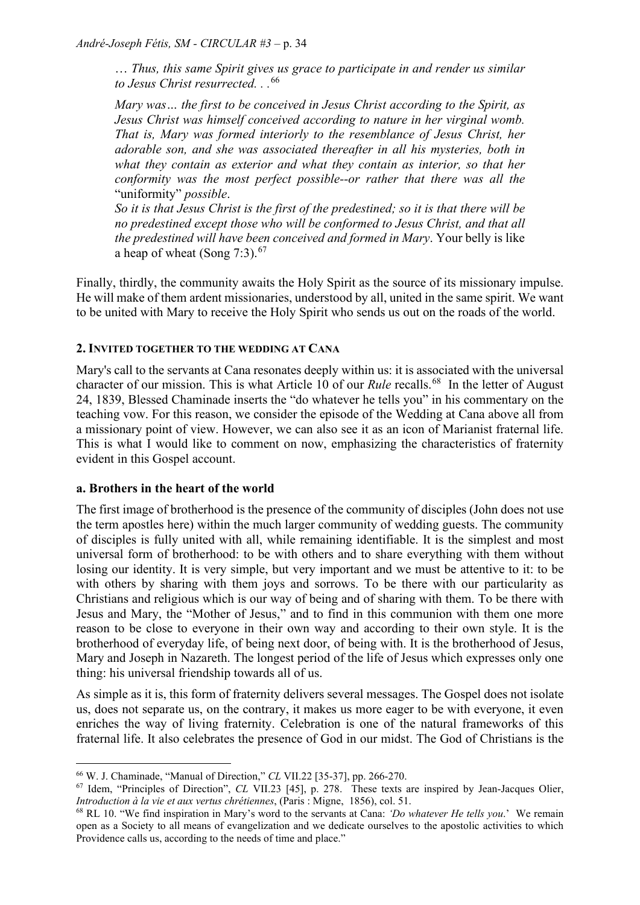*… Thus, this same Spirit gives us grace to participate in and render us similar to Jesus Christ resurrected. . .*[66]

*Mary was… the first to be conceived in Jesus Christ according to the Spirit, as Jesus Christ was himself conceived according to nature in her virginal womb. That is, Mary was formed interiorly to the resemblance of Jesus Christ, her adorable son, and she was associated thereafter in all his mysteries, both in what they contain as exterior and what they contain as interior, so that her conformity was the most perfect possible--or rather that there was all the* "uniformity" *possible*.

*So it is that Jesus Christ is the first of the predestined; so it is that there will be no predestined except those who will be conformed to Jesus Christ, and that all the predestined will have been conceived and formed in Mary*. Your belly is like a heap of wheat (Song 7:3).[67]

Finally, thirdly, the community awaits the Holy Spirit as the source of its missionary impulse. He will make of them ardent missionaries, understood by all, united in the same spirit. We want to be united with Mary to receive the Holy Spirit who sends us out on the roads of the world.

## 2. Invited together to the wedding at Cana

Mary's call to the servants at Cana resonates deeply within us: it is associated with the universal character of our mission. This is what Article 10 of our *Rule* recalls.[68] In the letter of August 24, 1839, Blessed Chaminade inserts the "do whatever he tells you" in his commentary on the teaching vow. For this reason, we consider the episode of the Wedding at Cana above all from a missionary point of view. However, we can also see it as an icon of Marianist fraternal life. This is what I would like to comment on now, emphasizing the characteristics of fraternity evident in this Gospel account.

### a. Brothers in the heart of the world

The first image of brotherhood is the presence of the community of disciples (John does not use the term apostles here) within the much larger community of wedding guests. The community of disciples is fully united with all, while remaining identifiable. It is the simplest and most universal form of brotherhood: to be with others and to share everything with them without losing our identity. It is very simple, but very important and we must be attentive to it: to be with others by sharing with them joys and sorrows. To be there with our particularity as Christians and religious which is our way of being and of sharing with them. To be there with Jesus and Mary, the "Mother of Jesus," and to find in this communion with them one more reason to be close to everyone in their own way and according to their own style. It is the brotherhood of everyday life, of being next door, of being with. It is the brotherhood of Jesus, Mary and Joseph in Nazareth. The longest period of the life of Jesus which expresses only one thing: his universal friendship towards all of us.

As simple as it is, this form of fraternity delivers several messages. The Gospel does not isolate us, does not separate us, on the contrary, it makes us more eager to be with everyone, it even enriches the way of living fraternity. Celebration is one of the natural frameworks of this fraternal life. It also celebrates the presence of God in our midst. The God of Christians is the

---

[66] W. J. Chaminade, "Manual of Direction," *CL* VII.22 [35-37], pp. 266-270.

[67] Idem, "Principles of Direction", *CL* VII.23 [45], p. 278. These texts are inspired by Jean-Jacques Olier, *Introduction à la vie et aux vertus chrétiennes*, (Paris : Migne, 1856), col. 51.

[68] RL 10. "We find inspiration in Mary's word to the servants at Cana: *'Do whatever He tells you*.' We remain open as a Society to all means of evangelization and we dedicate ourselves to the apostolic activities to which Providence calls us, according to the needs of time and place."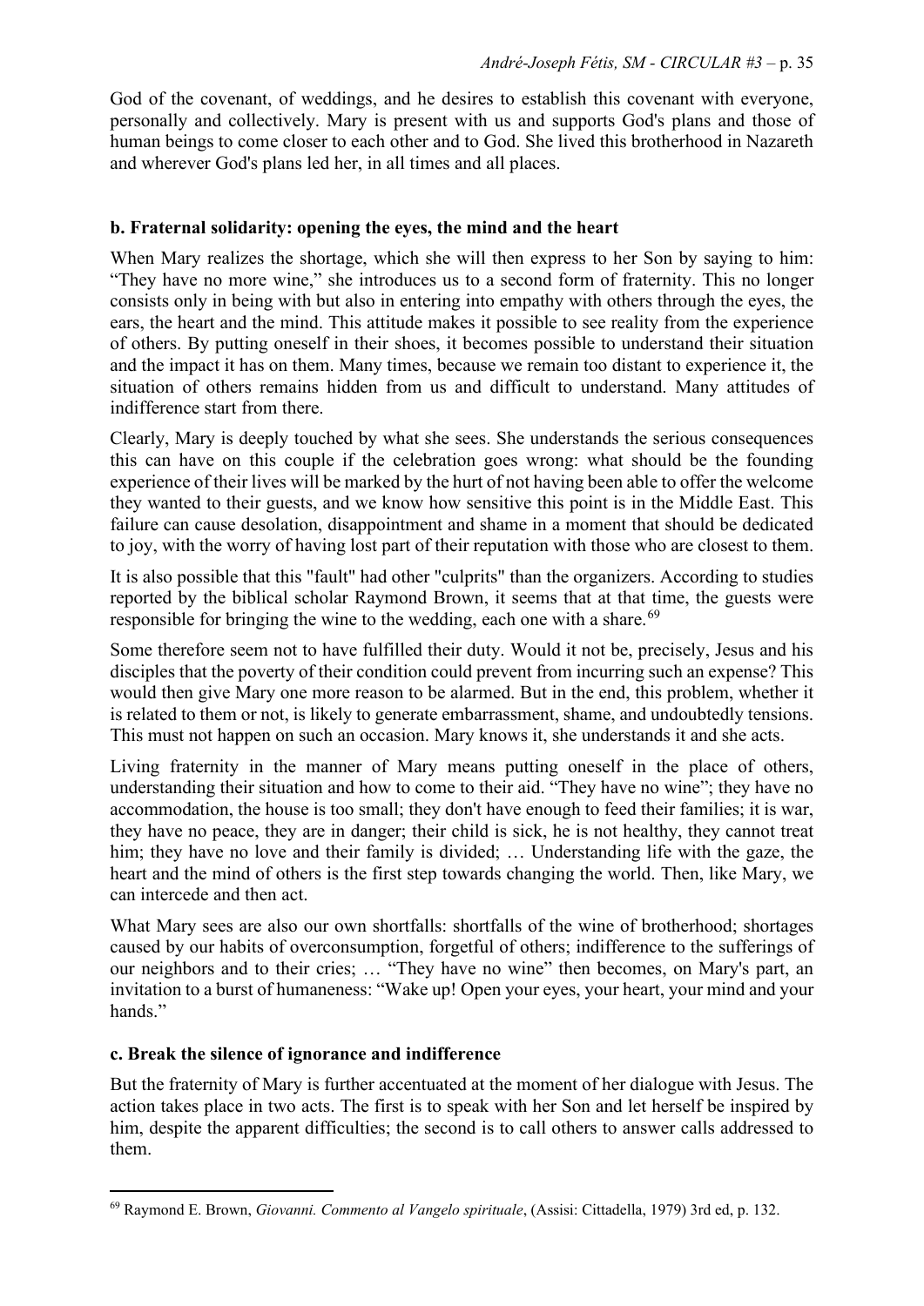God of the covenant, of weddings, and he desires to establish this covenant with everyone, personally and collectively. Mary is present with us and supports God's plans and those of human beings to come closer to each other and to God. She lived this brotherhood in Nazareth and wherever God's plans led her, in all times and all places.

### b. Fraternal solidarity: opening the eyes, the mind and the heart

When Mary realizes the shortage, which she will then express to her Son by saying to him: “They have no more wine,” she introduces us to a second form of fraternity. This no longer consists only in being with but also in entering into empathy with others through the eyes, the ears, the heart and the mind. This attitude makes it possible to see reality from the experience of others. By putting oneself in their shoes, it becomes possible to understand their situation and the impact it has on them. Many times, because we remain too distant to experience it, the situation of others remains hidden from us and difficult to understand. Many attitudes of indifference start from there.

Clearly, Mary is deeply touched by what she sees. She understands the serious consequences this can have on this couple if the celebration goes wrong: what should be the founding experience of their lives will be marked by the hurt of not having been able to offer the welcome they wanted to their guests, and we know how sensitive this point is in the Middle East. This failure can cause desolation, disappointment and shame in a moment that should be dedicated to joy, with the worry of having lost part of their reputation with those who are closest to them.

It is also possible that this "fault" had other "culprits" than the organizers. According to studies reported by the biblical scholar Raymond Brown, it seems that at that time, the guests were responsible for bringing the wine to the wedding, each one with a share.[69]

Some therefore seem not to have fulfilled their duty. Would it not be, precisely, Jesus and his disciples that the poverty of their condition could prevent from incurring such an expense? This would then give Mary one more reason to be alarmed. But in the end, this problem, whether it is related to them or not, is likely to generate embarrassment, shame, and undoubtedly tensions. This must not happen on such an occasion. Mary knows it, she understands it and she acts.

Living fraternity in the manner of Mary means putting oneself in the place of others, understanding their situation and how to come to their aid. “They have no wine”; they have no accommodation, the house is too small; they don't have enough to feed their families; it is war, they have no peace, they are in danger; their child is sick, he is not healthy, they cannot treat him; they have no love and their family is divided; … Understanding life with the gaze, the heart and the mind of others is the first step towards changing the world. Then, like Mary, we can intercede and then act.

What Mary sees are also our own shortfalls: shortfalls of the wine of brotherhood; shortages caused by our habits of overconsumption, forgetful of others; indifference to the sufferings of our neighbors and to their cries; … “They have no wine” then becomes, on Mary's part, an invitation to a burst of humaneness: “Wake up! Open your eyes, your heart, your mind and your hands.”

### c. Break the silence of ignorance and indifference

But the fraternity of Mary is further accentuated at the moment of her dialogue with Jesus. The action takes place in two acts. The first is to speak with her Son and let herself be inspired by him, despite the apparent difficulties; the second is to call others to answer calls addressed to them.

---

[69] Raymond E. Brown, *Giovanni. Commento al Vangelo spirituale*, (Assisi: Cittadella, 1979) 3rd ed, p. 132.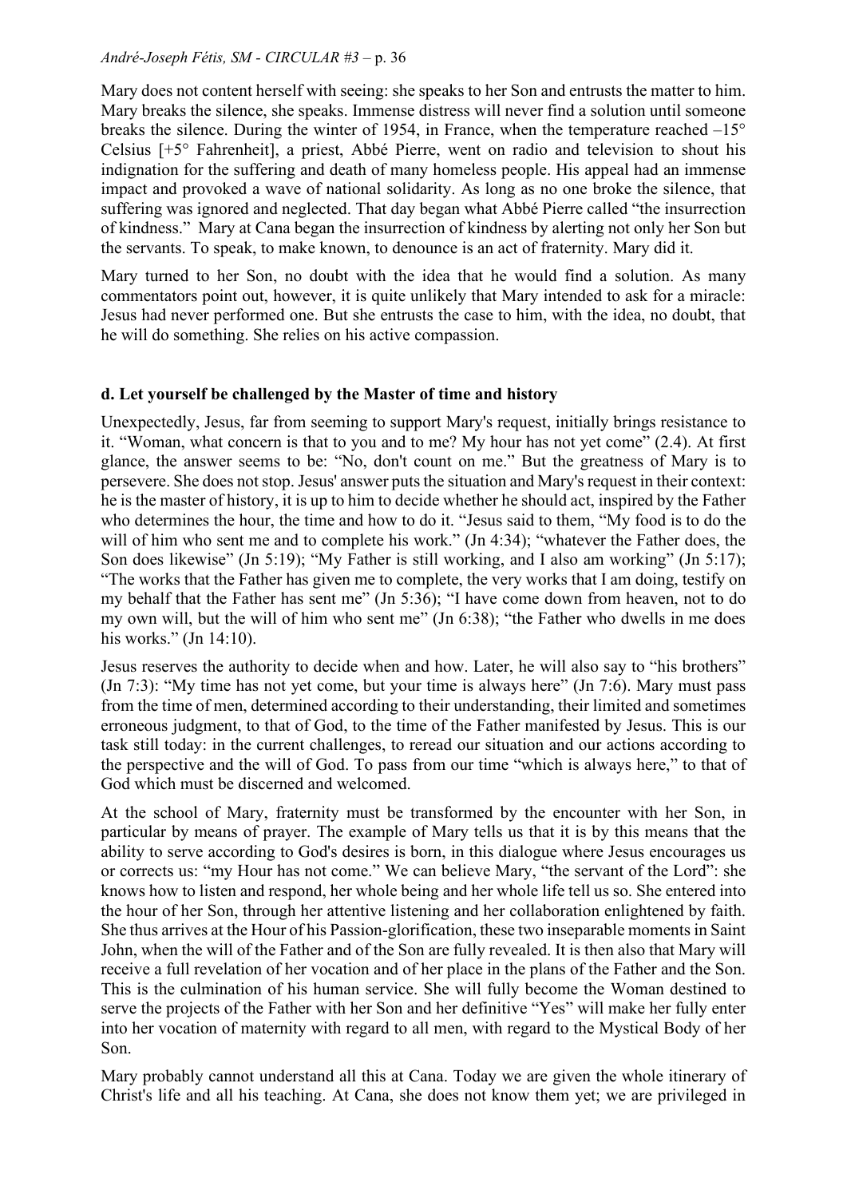Mary does not content herself with seeing: she speaks to her Son and entrusts the matter to him. Mary breaks the silence, she speaks. Immense distress will never find a solution until someone breaks the silence. During the winter of 1954, in France, when the temperature reached –15° Celsius [+5° Fahrenheit], a priest, Abbé Pierre, went on radio and television to shout his indignation for the suffering and death of many homeless people. His appeal had an immense impact and provoked a wave of national solidarity. As long as no one broke the silence, that suffering was ignored and neglected. That day began what Abbé Pierre called "the insurrection of kindness." Mary at Cana began the insurrection of kindness by alerting not only her Son but the servants. To speak, to make known, to denounce is an act of fraternity. Mary did it.

Mary turned to her Son, no doubt with the idea that he would find a solution. As many commentators point out, however, it is quite unlikely that Mary intended to ask for a miracle: Jesus had never performed one. But she entrusts the case to him, with the idea, no doubt, that he will do something. She relies on his active compassion.

#### d. Let yourself be challenged by the Master of time and history

Unexpectedly, Jesus, far from seeming to support Mary's request, initially brings resistance to it. "Woman, what concern is that to you and to me? My hour has not yet come" (2.4). At first glance, the answer seems to be: "No, don't count on me." But the greatness of Mary is to persevere. She does not stop. Jesus' answer puts the situation and Mary's request in their context: he is the master of history, it is up to him to decide whether he should act, inspired by the Father who determines the hour, the time and how to do it. "Jesus said to them, "My food is to do the will of him who sent me and to complete his work." (Jn 4:34); "whatever the Father does, the Son does likewise" (Jn 5:19); "My Father is still working, and I also am working" (Jn 5:17); "The works that the Father has given me to complete, the very works that I am doing, testify on my behalf that the Father has sent me" (Jn 5:36); "I have come down from heaven, not to do my own will, but the will of him who sent me" (Jn 6:38); "the Father who dwells in me does his works." (Jn 14:10).

Jesus reserves the authority to decide when and how. Later, he will also say to "his brothers" (Jn 7:3): "My time has not yet come, but your time is always here" (Jn 7:6). Mary must pass from the time of men, determined according to their understanding, their limited and sometimes erroneous judgment, to that of God, to the time of the Father manifested by Jesus. This is our task still today: in the current challenges, to reread our situation and our actions according to the perspective and the will of God. To pass from our time "which is always here," to that of God which must be discerned and welcomed.

At the school of Mary, fraternity must be transformed by the encounter with her Son, in particular by means of prayer. The example of Mary tells us that it is by this means that the ability to serve according to God's desires is born, in this dialogue where Jesus encourages us or corrects us: "my Hour has not come." We can believe Mary, "the servant of the Lord": she knows how to listen and respond, her whole being and her whole life tell us so. She entered into the hour of her Son, through her attentive listening and her collaboration enlightened by faith. She thus arrives at the Hour of his Passion-glorification, these two inseparable moments in Saint John, when the will of the Father and of the Son are fully revealed. It is then also that Mary will receive a full revelation of her vocation and of her place in the plans of the Father and the Son. This is the culmination of his human service. She will fully become the Woman destined to serve the projects of the Father with her Son and her definitive "Yes" will make her fully enter into her vocation of maternity with regard to all men, with regard to the Mystical Body of her Son.

Mary probably cannot understand all this at Cana. Today we are given the whole itinerary of Christ's life and all his teaching. At Cana, she does not know them yet; we are privileged in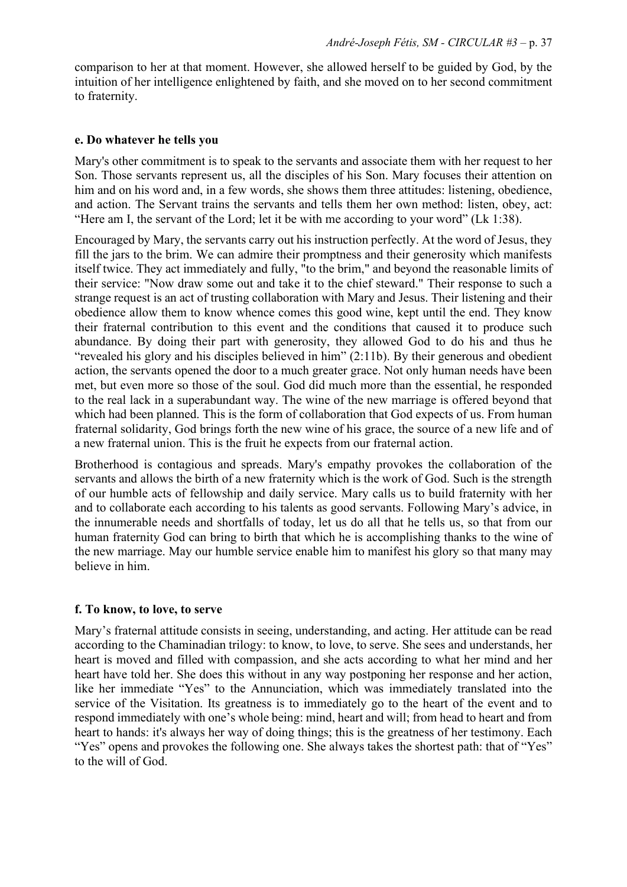comparison to her at that moment. However, she allowed herself to be guided by God, by the intuition of her intelligence enlightened by faith, and she moved on to her second commitment to fraternity.

### e. Do whatever he tells you

Mary's other commitment is to speak to the servants and associate them with her request to her Son. Those servants represent us, all the disciples of his Son. Mary focuses their attention on him and on his word and, in a few words, she shows them three attitudes: listening, obedience, and action. The Servant trains the servants and tells them her own method: listen, obey, act: "Here am I, the servant of the Lord; let it be with me according to your word" (Lk 1:38).

Encouraged by Mary, the servants carry out his instruction perfectly. At the word of Jesus, they fill the jars to the brim. We can admire their promptness and their generosity which manifests itself twice. They act immediately and fully, "to the brim," and beyond the reasonable limits of their service: "Now draw some out and take it to the chief steward." Their response to such a strange request is an act of trusting collaboration with Mary and Jesus. Their listening and their obedience allow them to know whence comes this good wine, kept until the end. They know their fraternal contribution to this event and the conditions that caused it to produce such abundance. By doing their part with generosity, they allowed God to do his and thus he "revealed his glory and his disciples believed in him" (2:11b). By their generous and obedient action, the servants opened the door to a much greater grace. Not only human needs have been met, but even more so those of the soul. God did much more than the essential, he responded to the real lack in a superabundant way. The wine of the new marriage is offered beyond that which had been planned. This is the form of collaboration that God expects of us. From human fraternal solidarity, God brings forth the new wine of his grace, the source of a new life and of a new fraternal union. This is the fruit he expects from our fraternal action.

Brotherhood is contagious and spreads. Mary's empathy provokes the collaboration of the servants and allows the birth of a new fraternity which is the work of God. Such is the strength of our humble acts of fellowship and daily service. Mary calls us to build fraternity with her and to collaborate each according to his talents as good servants. Following Mary's advice, in the innumerable needs and shortfalls of today, let us do all that he tells us, so that from our human fraternity God can bring to birth that which he is accomplishing thanks to the wine of the new marriage. May our humble service enable him to manifest his glory so that many may believe in him.

### f. To know, to love, to serve

Mary's fraternal attitude consists in seeing, understanding, and acting. Her attitude can be read according to the Chaminadian trilogy: to know, to love, to serve. She sees and understands, her heart is moved and filled with compassion, and she acts according to what her mind and her heart have told her. She does this without in any way postponing her response and her action, like her immediate "Yes" to the Annunciation, which was immediately translated into the service of the Visitation. Its greatness is to immediately go to the heart of the event and to respond immediately with one's whole being: mind, heart and will; from head to heart and from heart to hands: it's always her way of doing things; this is the greatness of her testimony. Each "Yes" opens and provokes the following one. She always takes the shortest path: that of "Yes" to the will of God.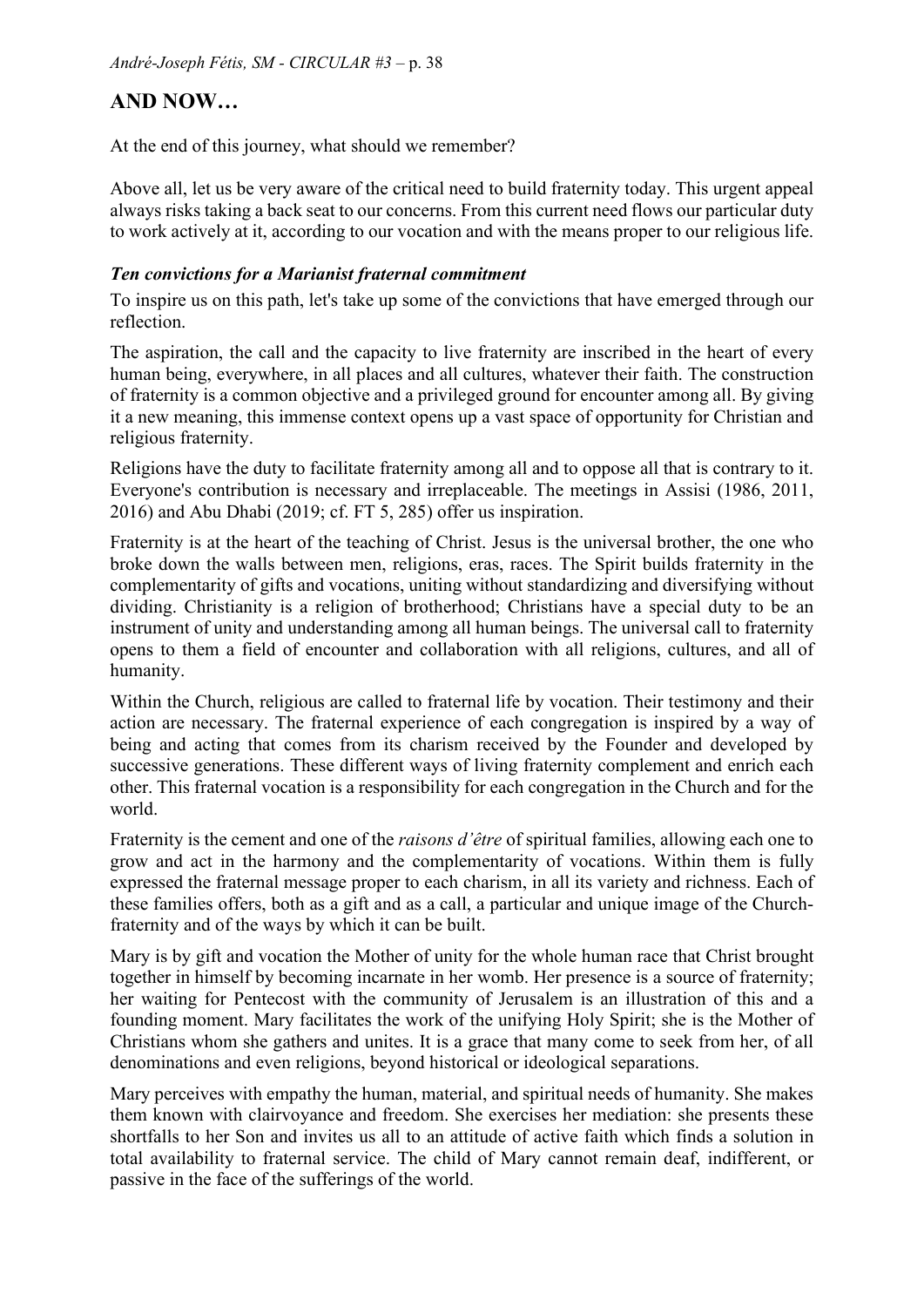## AND NOW…

At the end of this journey, what should we remember?

Above all, let us be very aware of the critical need to build fraternity today. This urgent appeal always risks taking a back seat to our concerns. From this current need flows our particular duty to work actively at it, according to our vocation and with the means proper to our religious life.

### *Ten convictions for a Marianist fraternal commitment*

To inspire us on this path, let's take up some of the convictions that have emerged through our reflection.

The aspiration, the call and the capacity to live fraternity are inscribed in the heart of every human being, everywhere, in all places and all cultures, whatever their faith. The construction of fraternity is a common objective and a privileged ground for encounter among all. By giving it a new meaning, this immense context opens up a vast space of opportunity for Christian and religious fraternity.

Religions have the duty to facilitate fraternity among all and to oppose all that is contrary to it. Everyone's contribution is necessary and irreplaceable. The meetings in Assisi (1986, 2011, 2016) and Abu Dhabi (2019; cf. FT 5, 285) offer us inspiration.

Fraternity is at the heart of the teaching of Christ. Jesus is the universal brother, the one who broke down the walls between men, religions, eras, races. The Spirit builds fraternity in the complementarity of gifts and vocations, uniting without standardizing and diversifying without dividing. Christianity is a religion of brotherhood; Christians have a special duty to be an instrument of unity and understanding among all human beings. The universal call to fraternity opens to them a field of encounter and collaboration with all religions, cultures, and all of humanity.

Within the Church, religious are called to fraternal life by vocation. Their testimony and their action are necessary. The fraternal experience of each congregation is inspired by a way of being and acting that comes from its charism received by the Founder and developed by successive generations. These different ways of living fraternity complement and enrich each other. This fraternal vocation is a responsibility for each congregation in the Church and for the world.

Fraternity is the cement and one of the *raisons d'être* of spiritual families, allowing each one to grow and act in the harmony and the complementarity of vocations. Within them is fully expressed the fraternal message proper to each charism, in all its variety and richness. Each of these families offers, both as a gift and as a call, a particular and unique image of the Church-fraternity and of the ways by which it can be built.

Mary is by gift and vocation the Mother of unity for the whole human race that Christ brought together in himself by becoming incarnate in her womb. Her presence is a source of fraternity; her waiting for Pentecost with the community of Jerusalem is an illustration of this and a founding moment. Mary facilitates the work of the unifying Holy Spirit; she is the Mother of Christians whom she gathers and unites. It is a grace that many come to seek from her, of all denominations and even religions, beyond historical or ideological separations.

Mary perceives with empathy the human, material, and spiritual needs of humanity. She makes them known with clairvoyance and freedom. She exercises her mediation: she presents these shortfalls to her Son and invites us all to an attitude of active faith which finds a solution in total availability to fraternal service. The child of Mary cannot remain deaf, indifferent, or passive in the face of the sufferings of the world.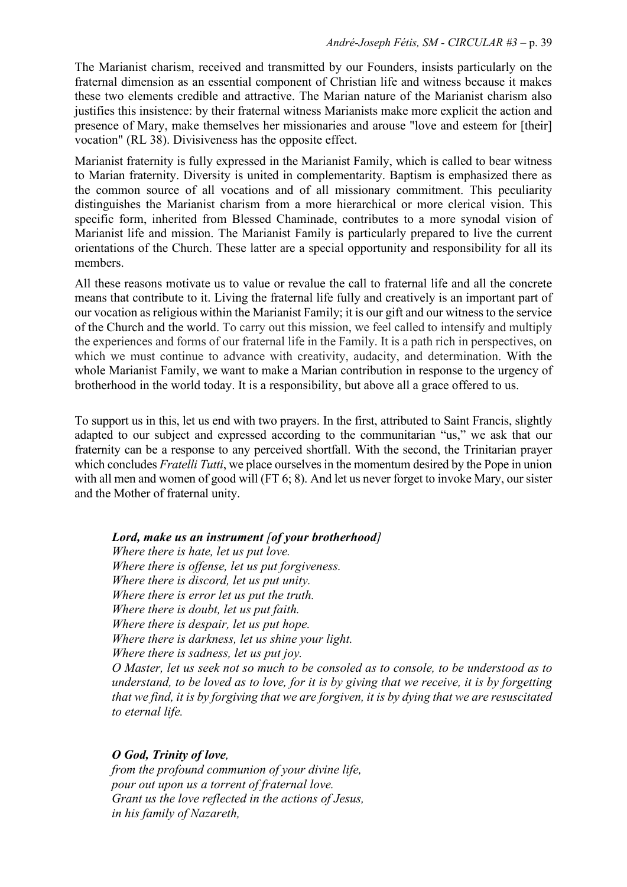The Marianist charism, received and transmitted by our Founders, insists particularly on the fraternal dimension as an essential component of Christian life and witness because it makes these two elements credible and attractive. The Marian nature of the Marianist charism also justifies this insistence: by their fraternal witness Marianists make more explicit the action and presence of Mary, make themselves her missionaries and arouse "love and esteem for [their] vocation" (RL 38). Divisiveness has the opposite effect.

Marianist fraternity is fully expressed in the Marianist Family, which is called to bear witness to Marian fraternity. Diversity is united in complementarity. Baptism is emphasized there as the common source of all vocations and of all missionary commitment. This peculiarity distinguishes the Marianist charism from a more hierarchical or more clerical vision. This specific form, inherited from Blessed Chaminade, contributes to a more synodal vision of Marianist life and mission. The Marianist Family is particularly prepared to live the current orientations of the Church. These latter are a special opportunity and responsibility for all its members.

All these reasons motivate us to value or revalue the call to fraternal life and all the concrete means that contribute to it. Living the fraternal life fully and creatively is an important part of our vocation as religious within the Marianist Family; it is our gift and our witness to the service of the Church and the world. To carry out this mission, we feel called to intensify and multiply the experiences and forms of our fraternal life in the Family. It is a path rich in perspectives, on which we must continue to advance with creativity, audacity, and determination. With the whole Marianist Family, we want to make a Marian contribution in response to the urgency of brotherhood in the world today. It is a responsibility, but above all a grace offered to us.

To support us in this, let us end with two prayers. In the first, attributed to Saint Francis, slightly adapted to our subject and expressed according to the communitarian "us," we ask that our fraternity can be a response to any perceived shortfall. With the second, the Trinitarian prayer which concludes *Fratelli Tutti*, we place ourselves in the momentum desired by the Pope in union with all men and women of good will (FT 6; 8). And let us never forget to invoke Mary, our sister and the Mother of fraternal unity.

***Lord, make us an instrument [of your brotherhood]***
*Where there is hate, let us put love.*
*Where there is offense, let us put forgiveness.*
*Where there is discord, let us put unity.*
*Where there is error let us put the truth.*
*Where there is doubt, let us put faith.*
*Where there is despair, let us put hope.*
*Where there is darkness, let us shine your light.*
*Where there is sadness, let us put joy.*
*O Master, let us seek not so much to be consoled as to console, to be understood as to understand, to be loved as to love, for it is by giving that we receive, it is by forgetting that we find, it is by forgiving that we are forgiven, it is by dying that we are resuscitated to eternal life.*

***O God, Trinity of love,***
*from the profound communion of your divine life,*
*pour out upon us a torrent of fraternal love.*
*Grant us the love reflected in the actions of Jesus,*
*in his family of Nazareth,*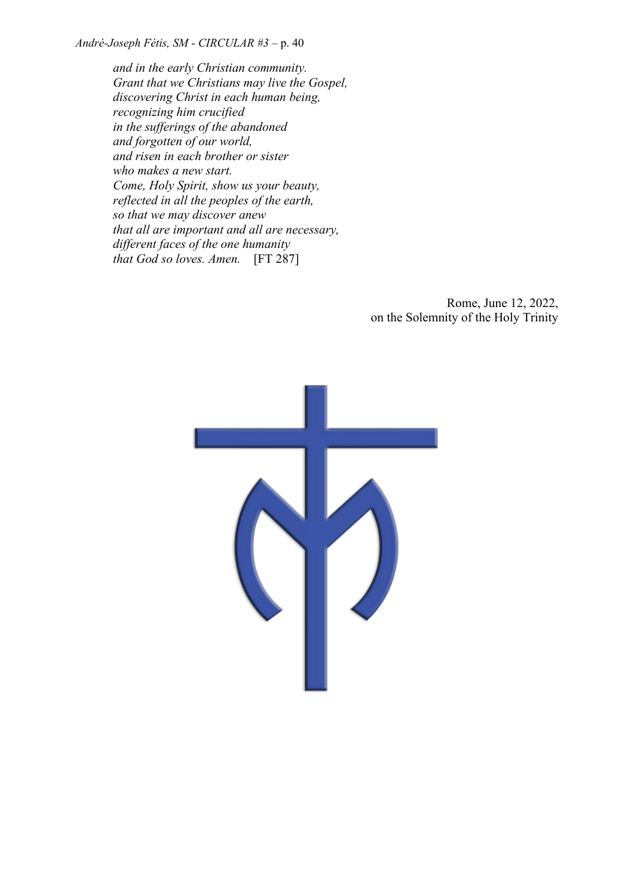*and in the early Christian community.*
*Grant that we Christians may live the Gospel,*
*discovering Christ in each human being,*
*recognizing him crucified*
*in the sufferings of the abandoned*
*and forgotten of our world,*
*and risen in each brother or sister*
*who makes a new start.*
*Come, Holy Spirit, show us your beauty,*
*reflected in all the peoples of the earth,*
*so that we may discover anew*
*that all are important and all are necessary,*
*different faces of the one humanity*
*that God so loves. Amen.* [FT 287]

Rome, June 12, 2022,
on the Solemnity of the Holy Trinity